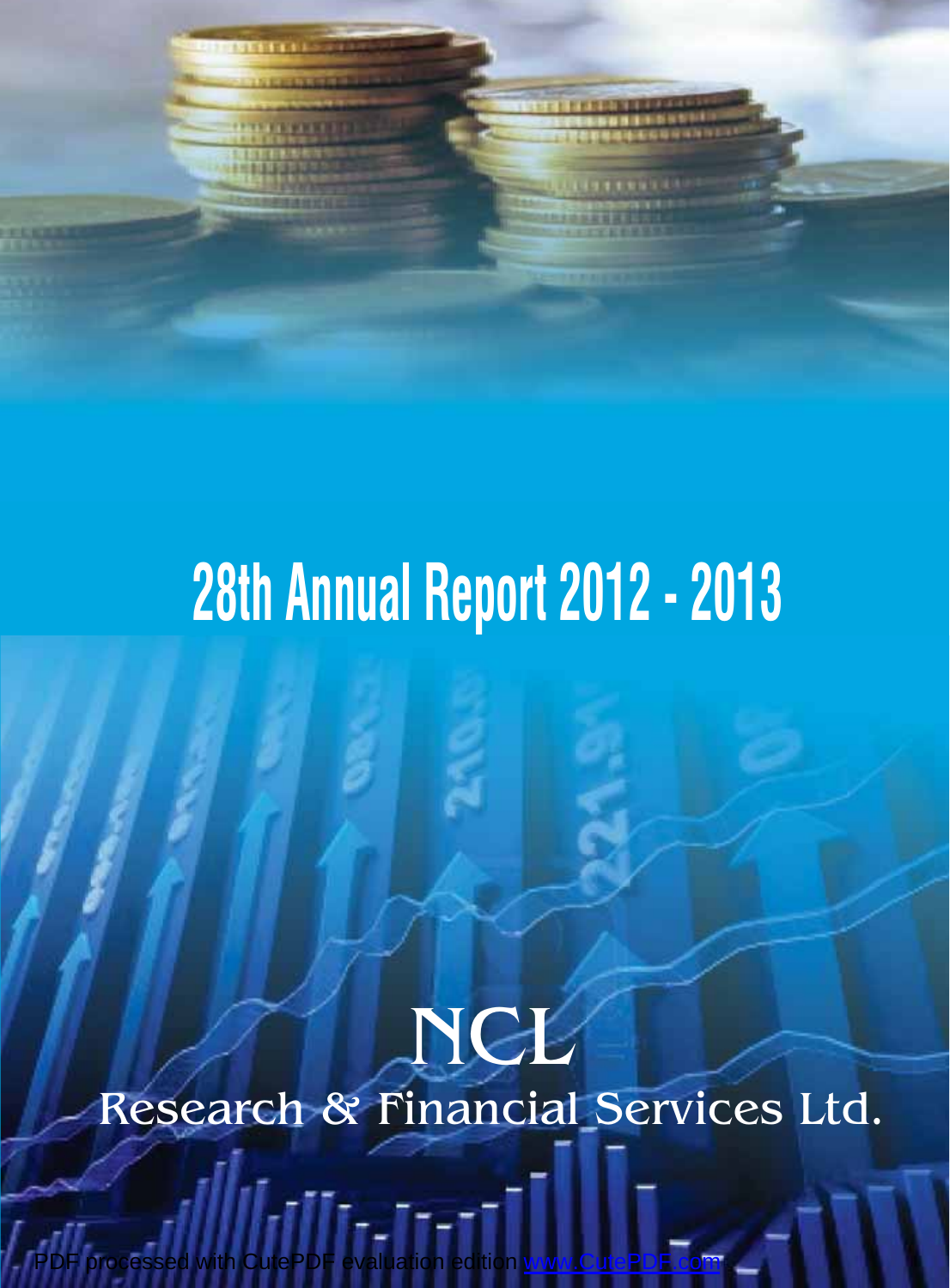# 28th Annual Report 2012 - 2013

# NCL

## Research & Financial Services Ltd.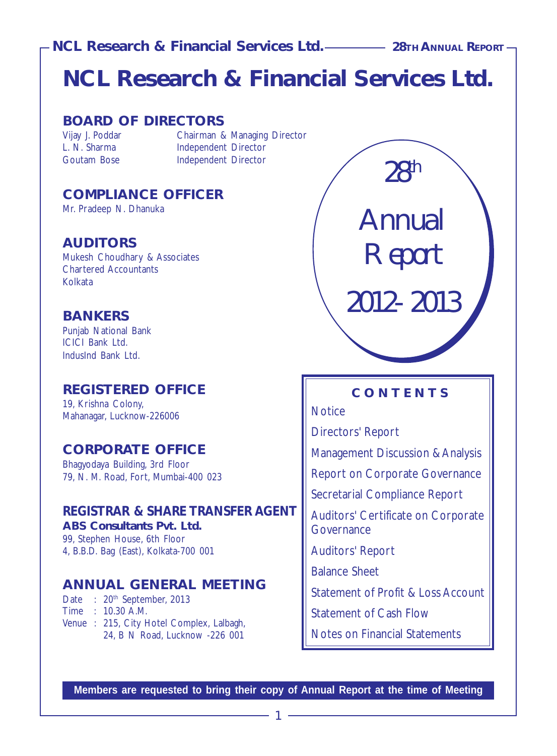# NCL Research & Financial Services Ltd.

## BOARD OF DIRECTORS

| | |
|---|---|
| Vijay J. Poddar | Chairman & Managing Director |
| L. N. Sharma | Independent Director |
| Goutam Bose | Independent Director |

## COMPLIANCE OFFICER

Mr. Pradeep N. Dhanuka

## AUDITORS

Mukesh Choudhary & Associates
Chartered Accountants
Kolkata

## BANKERS

Punjab National Bank
ICICI Bank Ltd.
IndusInd Bank Ltd.

## REGISTERED OFFICE

19, Krishna Colony,
Mahanagar, Lucknow-226006

## CORPORATE OFFICE

Bhagyodaya Building, 3rd Floor
79, N. M. Road, Fort, Mumbai-400 023

## REGISTRAR & SHARE TRANSFER AGENT

**ABS Consultants Pvt. Ltd.**
99, Stephen House, 6th Floor
4, B.B.D. Bag (East), Kolkata-700 001

## ANNUAL GENERAL MEETING

Date : 20th September, 2013
Time : 10.30 A.M.
Venue : 215, City Hotel Complex, Lalbagh,
24, B N Road, Lucknow -226 001

28th Annual Report 2012-2013

## CONTENTS

- Notice
- Directors' Report
- Management Discussion & Analysis
- Report on Corporate Governance
- Secretarial Compliance Report
- Auditors' Certificate on Corporate Governance
- Auditors' Report
- Balance Sheet
- Statement of Profit & Loss Account
- Statement of Cash Flow
- Notes on Financial Statements

**Members are requested to bring their copy of Annual Report at the time of Meeting**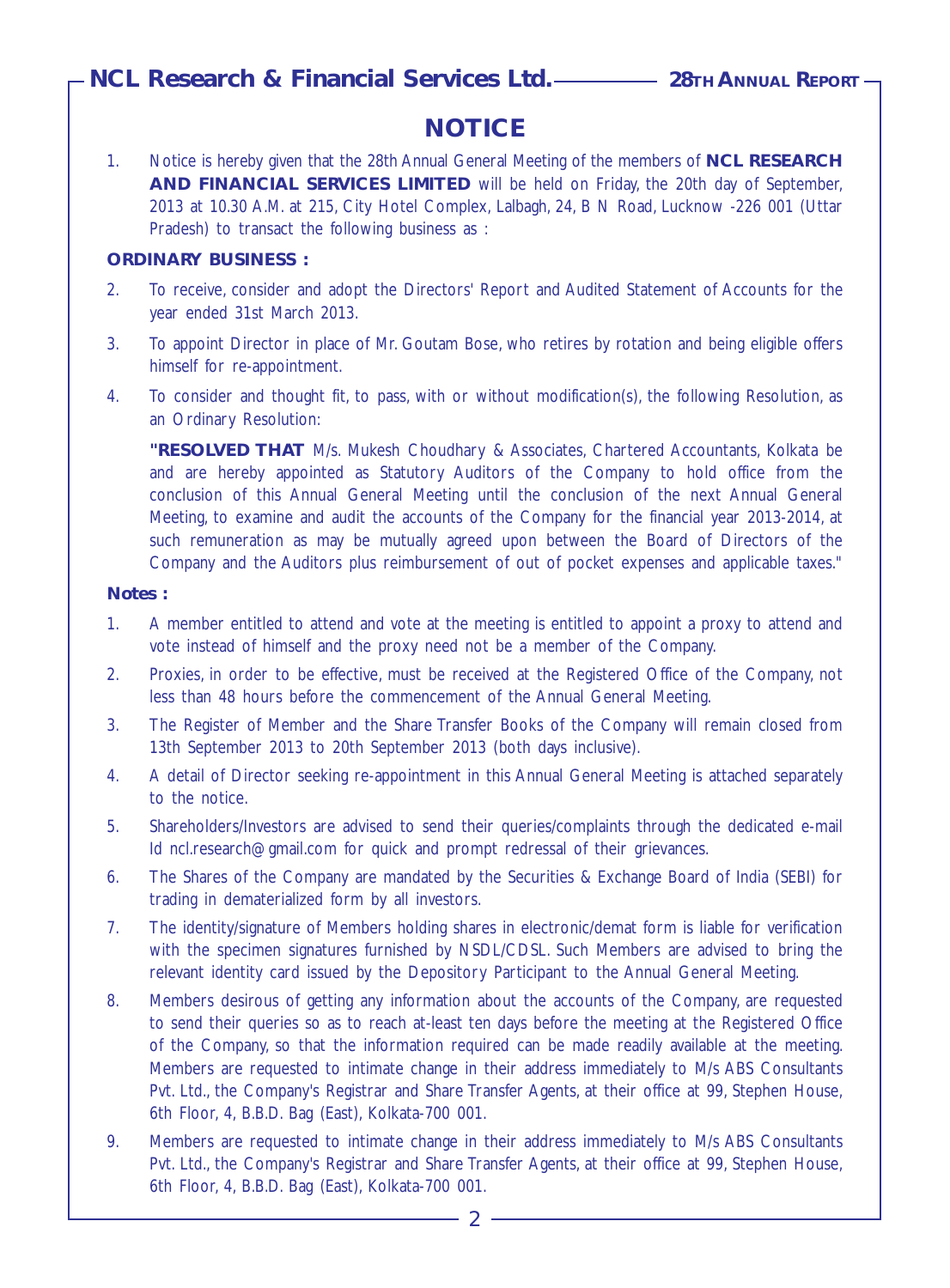# NOTICE

1. Notice is hereby given that the 28th Annual General Meeting of the members of **NCL RESEARCH AND FINANCIAL SERVICES LIMITED** will be held on Friday, the 20th day of September, 2013 at 10.30 A.M. at 215, City Hotel Complex, Lalbagh, 24, B N Road, Lucknow -226 001 (Uttar Pradesh) to transact the following business as :

**ORDINARY BUSINESS :**

2. To receive, consider and adopt the Directors' Report and Audited Statement of Accounts for the year ended 31st March 2013.

3. To appoint Director in place of Mr. Goutam Bose, who retires by rotation and being eligible offers himself for re-appointment.

4. To consider and thought fit, to pass, with or without modification(s), the following Resolution, as an Ordinary Resolution:

   **"RESOLVED THAT** M/s. Mukesh Choudhary & Associates, Chartered Accountants, Kolkata be and are hereby appointed as Statutory Auditors of the Company to hold office from the conclusion of this Annual General Meeting until the conclusion of the next Annual General Meeting, to examine and audit the accounts of the Company for the financial year 2013-2014, at such remuneration as may be mutually agreed upon between the Board of Directors of the Company and the Auditors plus reimbursement of out of pocket expenses and applicable taxes."

**Notes :**

1. A member entitled to attend and vote at the meeting is entitled to appoint a proxy to attend and vote instead of himself and the proxy need not be a member of the Company.

2. Proxies, in order to be effective, must be received at the Registered Office of the Company, not less than 48 hours before the commencement of the Annual General Meeting.

3. The Register of Member and the Share Transfer Books of the Company will remain closed from 13th September 2013 to 20th September 2013 (both days inclusive).

4. A detail of Director seeking re-appointment in this Annual General Meeting is attached separately to the notice.

5. Shareholders/Investors are advised to send their queries/complaints through the dedicated e-mail Id ncl.research@gmail.com for quick and prompt redressal of their grievances.

6. The Shares of the Company are mandated by the Securities & Exchange Board of India (SEBI) for trading in dematerialized form by all investors.

7. The identity/signature of Members holding shares in electronic/demat form is liable for verification with the specimen signatures furnished by NSDL/CDSL. Such Members are advised to bring the relevant identity card issued by the Depository Participant to the Annual General Meeting.

8. Members desirous of getting any information about the accounts of the Company, are requested to send their queries so as to reach at-least ten days before the meeting at the Registered Office of the Company, so that the information required can be made readily available at the meeting. Members are requested to intimate change in their address immediately to M/s ABS Consultants Pvt. Ltd., the Company's Registrar and Share Transfer Agents, at their office at 99, Stephen House, 6th Floor, 4, B.B.D. Bag (East), Kolkata-700 001.

9. Members are requested to intimate change in their address immediately to M/s ABS Consultants Pvt. Ltd., the Company's Registrar and Share Transfer Agents, at their office at 99, Stephen House, 6th Floor, 4, B.B.D. Bag (East), Kolkata-700 001.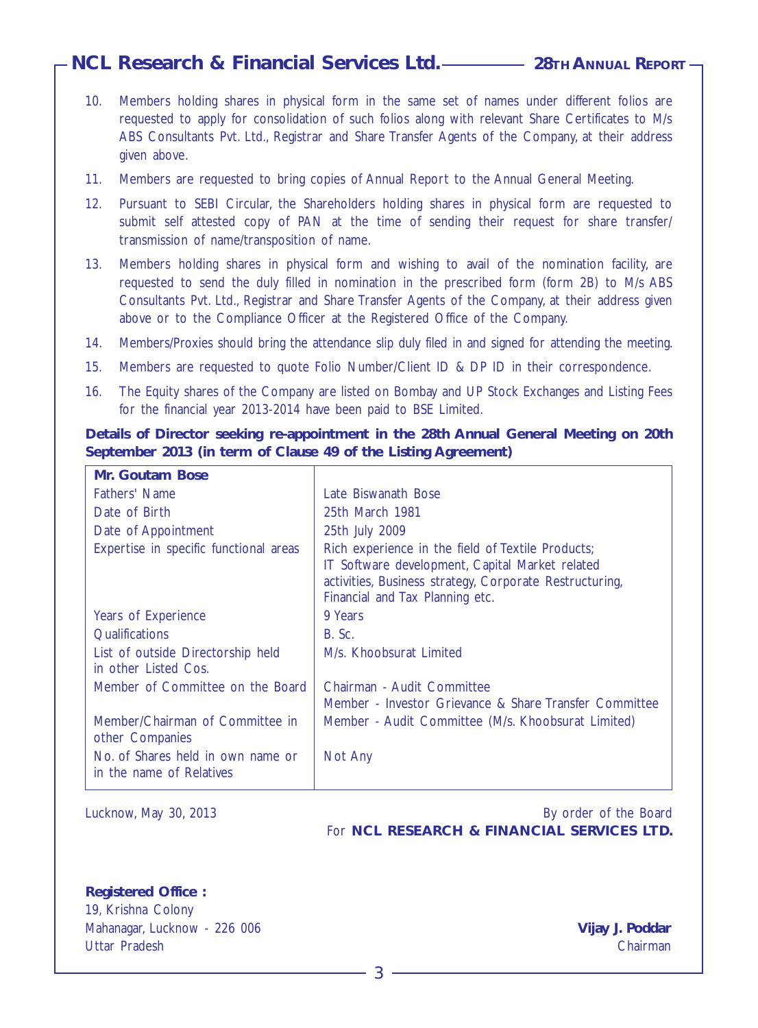10. Members holding shares in physical form in the same set of names under different folios are requested to apply for consolidation of such folios along with relevant Share Certificates to M/s ABS Consultants Pvt. Ltd., Registrar and Share Transfer Agents of the Company, at their address given above.

11. Members are requested to bring copies of Annual Report to the Annual General Meeting.

12. Pursuant to SEBI Circular, the Shareholders holding shares in physical form are requested to submit self attested copy of PAN at the time of sending their request for share transfer/ transmission of name/transposition of name.

13. Members holding shares in physical form and wishing to avail of the nomination facility, are requested to send the duly filled in nomination in the prescribed form (form 2B) to M/s ABS Consultants Pvt. Ltd., Registrar and Share Transfer Agents of the Company, at their address given above or to the Compliance Officer at the Registered Office of the Company.

14. Members/Proxies should bring the attendance slip duly filed in and signed for attending the meeting.

15. Members are requested to quote Folio Number/Client ID & DP ID in their correspondence.

16. The Equity shares of the Company are listed on Bombay and UP Stock Exchanges and Listing Fees for the financial year 2013-2014 have been paid to BSE Limited.

**Details of Director seeking re-appointment in the 28th Annual General Meeting on 20th September 2013 (in term of Clause 49 of the Listing Agreement)**

| **Mr. Goutam Bose** | |
|---|---|
| Fathers' Name | Late Biswanath Bose |
| Date of Birth | 25th March 1981 |
| Date of Appointment | 25th July 2009 |
| Expertise in specific functional areas | Rich experience in the field of Textile Products; IT Software development, Capital Market related activities, Business strategy, Corporate Restructuring, Financial and Tax Planning etc. |
| Years of Experience | 9 Years |
| Qualifications | B. Sc. |
| List of outside Directorship held in other Listed Cos. | M/s. Khoobsurat Limited |
| Member of Committee on the Board | Chairman - Audit Committee<br>Member - Investor Grievance & Share Transfer Committee |
| Member/Chairman of Committee in other Companies | Member - Audit Committee (M/s. Khoobsurat Limited) |
| No. of Shares held in own name or in the name of Relatives | Not Any |

Lucknow, May 30, 2013

By order of the Board
For **NCL RESEARCH & FINANCIAL SERVICES LTD.**

**Registered Office :**
19, Krishna Colony
Mahanagar, Lucknow - 226 006
Uttar Pradesh

**Vijay J. Poddar**
Chairman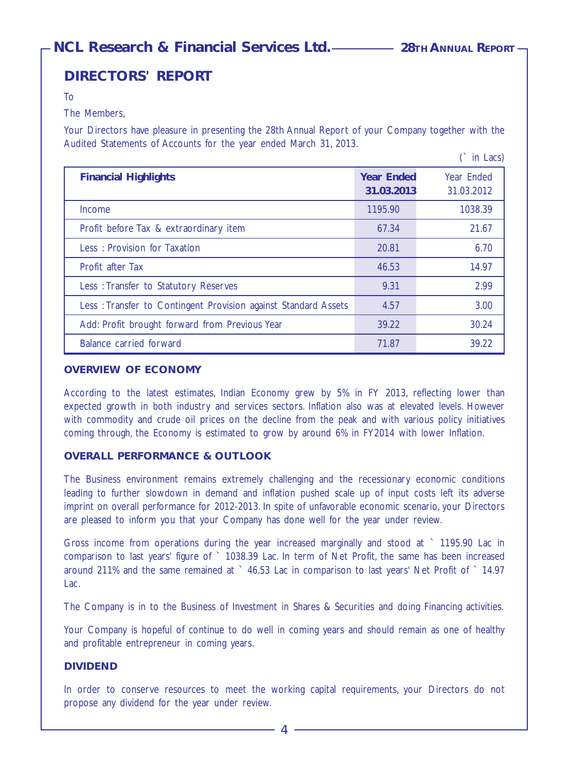# DIRECTORS' REPORT

To

The Members,

Your Directors have pleasure in presenting the 28th Annual Report of your Company together with the Audited Statements of Accounts for the year ended March 31, 2013.

(` in Lacs)

| **Financial Highlights** | **Year Ended 31.03.2013** | Year Ended 31.03.2012 |
|---|---|---|
| Income | 1195.90 | 1038.39 |
| Profit before Tax & extraordinary item | 67.34 | 21.67 |
| Less : Provision for Taxation | 20.81 | 6.70 |
| Profit after Tax | 46.53 | 14.97 |
| Less : Transfer to Statutory Reserves | 9.31 | 2.99 |
| Less : Transfer to Contingent Provision against Standard Assets | 4.57 | 3.00 |
| Add: Profit brought forward from Previous Year | 39.22 | 30.24 |
| Balance carried forward | 71.87 | 39.22 |

### OVERVIEW OF ECONOMY

According to the latest estimates, Indian Economy grew by 5% in FY 2013, reflecting lower than expected growth in both industry and services sectors. Inflation also was at elevated levels. However with commodity and crude oil prices on the decline from the peak and with various policy initiatives coming through, the Economy is estimated to grow by around 6% in FY2014 with lower Inflation.

### OVERALL PERFORMANCE & OUTLOOK

The Business environment remains extremely challenging and the recessionary economic conditions leading to further slowdown in demand and inflation pushed scale up of input costs left its adverse imprint on overall performance for 2012-2013. In spite of unfavorable economic scenario, your Directors are pleased to inform you that your Company has done well for the year under review.

Gross income from operations during the year increased marginally and stood at ` 1195.90 Lac in comparison to last years' figure of ` 1038.39 Lac. In term of Net Profit, the same has been increased around 211% and the same remained at ` 46.53 Lac in comparison to last years' Net Profit of ` 14.97 Lac.

The Company is in to the Business of Investment in Shares & Securities and doing Financing activities.

Your Company is hopeful of continue to do well in coming years and should remain as one of healthy and profitable entrepreneur in coming years.

### DIVIDEND

In order to conserve resources to meet the working capital requirements, your Directors do not propose any dividend for the year under review.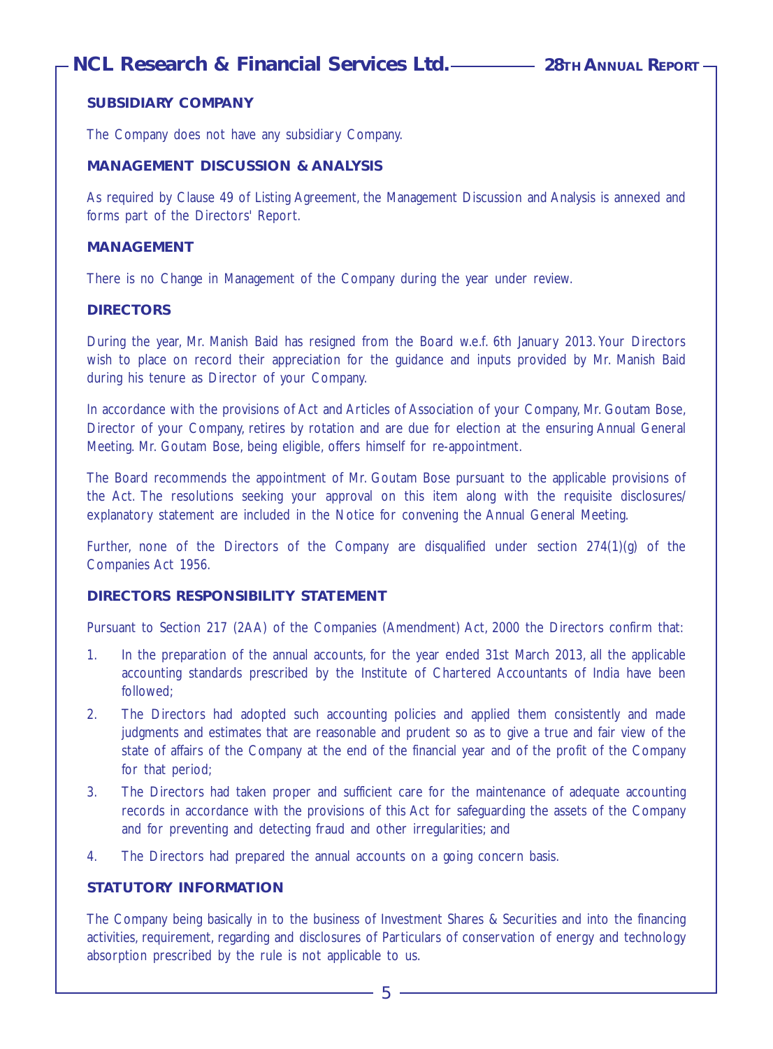## SUBSIDIARY COMPANY

The Company does not have any subsidiary Company.

## MANAGEMENT DISCUSSION & ANALYSIS

As required by Clause 49 of Listing Agreement, the Management Discussion and Analysis is annexed and forms part of the Directors' Report.

## MANAGEMENT

There is no Change in Management of the Company during the year under review.

## DIRECTORS

During the year, Mr. Manish Baid has resigned from the Board w.e.f. 6th January 2013. Your Directors wish to place on record their appreciation for the guidance and inputs provided by Mr. Manish Baid during his tenure as Director of your Company.

In accordance with the provisions of Act and Articles of Association of your Company, Mr. Goutam Bose, Director of your Company, retires by rotation and are due for election at the ensuring Annual General Meeting. Mr. Goutam Bose, being eligible, offers himself for re-appointment.

The Board recommends the appointment of Mr. Goutam Bose pursuant to the applicable provisions of the Act. The resolutions seeking your approval on this item along with the requisite disclosures/ explanatory statement are included in the Notice for convening the Annual General Meeting.

Further, none of the Directors of the Company are disqualified under section 274(1)(g) of the Companies Act 1956.

## DIRECTORS RESPONSIBILITY STATEMENT

Pursuant to Section 217 (2AA) of the Companies (Amendment) Act, 2000 the Directors confirm that:

1. In the preparation of the annual accounts, for the year ended 31st March 2013, all the applicable accounting standards prescribed by the Institute of Chartered Accountants of India have been followed;
2. The Directors had adopted such accounting policies and applied them consistently and made judgments and estimates that are reasonable and prudent so as to give a true and fair view of the state of affairs of the Company at the end of the financial year and of the profit of the Company for that period;
3. The Directors had taken proper and sufficient care for the maintenance of adequate accounting records in accordance with the provisions of this Act for safeguarding the assets of the Company and for preventing and detecting fraud and other irregularities; and
4. The Directors had prepared the annual accounts on a going concern basis.

## STATUTORY INFORMATION

The Company being basically in to the business of Investment Shares & Securities and into the financing activities, requirement, regarding and disclosures of Particulars of conservation of energy and technology absorption prescribed by the rule is not applicable to us.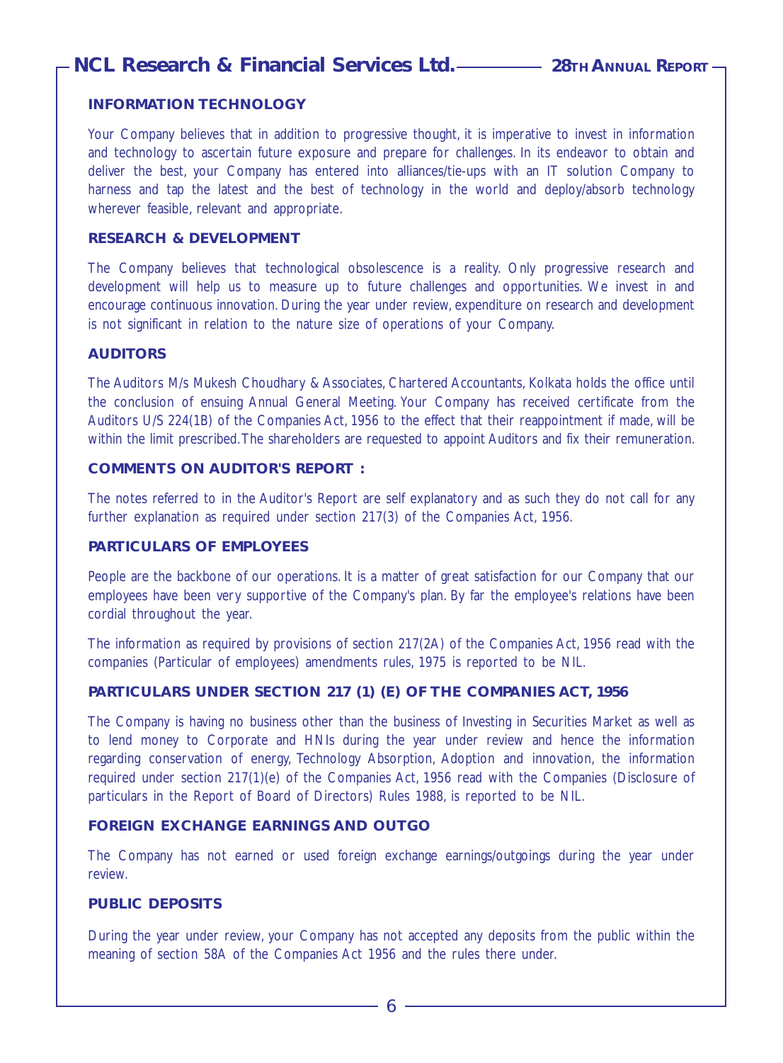## INFORMATION TECHNOLOGY

Your Company believes that in addition to progressive thought, it is imperative to invest in information and technology to ascertain future exposure and prepare for challenges. In its endeavor to obtain and deliver the best, your Company has entered into alliances/tie-ups with an IT solution Company to harness and tap the latest and the best of technology in the world and deploy/absorb technology wherever feasible, relevant and appropriate.

## RESEARCH & DEVELOPMENT

The Company believes that technological obsolescence is a reality. Only progressive research and development will help us to measure up to future challenges and opportunities. We invest in and encourage continuous innovation. During the year under review, expenditure on research and development is not significant in relation to the nature size of operations of your Company.

## AUDITORS

The Auditors M/s Mukesh Choudhary & Associates, Chartered Accountants, Kolkata holds the office until the conclusion of ensuing Annual General Meeting. Your Company has received certificate from the Auditors U/S 224(1B) of the Companies Act, 1956 to the effect that their reappointment if made, will be within the limit prescribed.The shareholders are requested to appoint Auditors and fix their remuneration.

## COMMENTS ON AUDITOR'S REPORT :

The notes referred to in the Auditor's Report are self explanatory and as such they do not call for any further explanation as required under section 217(3) of the Companies Act, 1956.

## PARTICULARS OF EMPLOYEES

People are the backbone of our operations. It is a matter of great satisfaction for our Company that our employees have been very supportive of the Company's plan. By far the employee's relations have been cordial throughout the year.

The information as required by provisions of section 217(2A) of the Companies Act, 1956 read with the companies (Particular of employees) amendments rules, 1975 is reported to be NIL.

## PARTICULARS UNDER SECTION 217 (1) (E) OF THE COMPANIES ACT, 1956

The Company is having no business other than the business of Investing in Securities Market as well as to lend money to Corporate and HNIs during the year under review and hence the information regarding conservation of energy, Technology Absorption, Adoption and innovation, the information required under section 217(1)(e) of the Companies Act, 1956 read with the Companies (Disclosure of particulars in the Report of Board of Directors) Rules 1988, is reported to be NIL.

## FOREIGN EXCHANGE EARNINGS AND OUTGO

The Company has not earned or used foreign exchange earnings/outgoings during the year under review.

## PUBLIC DEPOSITS

During the year under review, your Company has not accepted any deposits from the public within the meaning of section 58A of the Companies Act 1956 and the rules there under.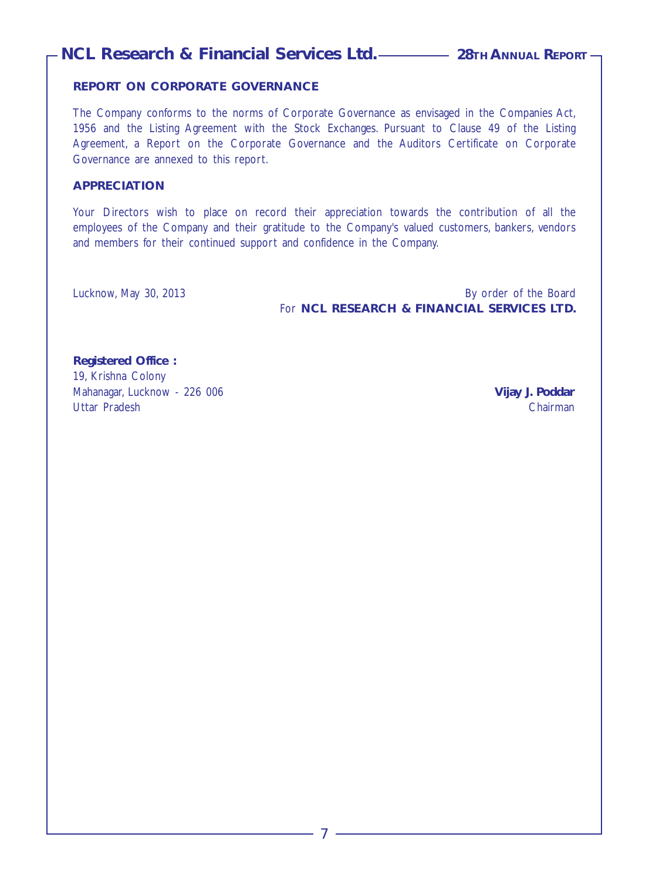## REPORT ON CORPORATE GOVERNANCE

The Company conforms to the norms of Corporate Governance as envisaged in the Companies Act, 1956 and the Listing Agreement with the Stock Exchanges. Pursuant to Clause 49 of the Listing Agreement, a Report on the Corporate Governance and the Auditors Certificate on Corporate Governance are annexed to this report.

## APPRECIATION

Your Directors wish to place on record their appreciation towards the contribution of all the employees of the Company and their gratitude to the Company's valued customers, bankers, vendors and members for their continued support and confidence in the Company.

Lucknow, May 30, 2013

By order of the Board
For **NCL RESEARCH & FINANCIAL SERVICES LTD.**

**Registered Office :**
19, Krishna Colony
Mahanagar, Lucknow - 226 006
Uttar Pradesh

**Vijay J. Poddar**
Chairman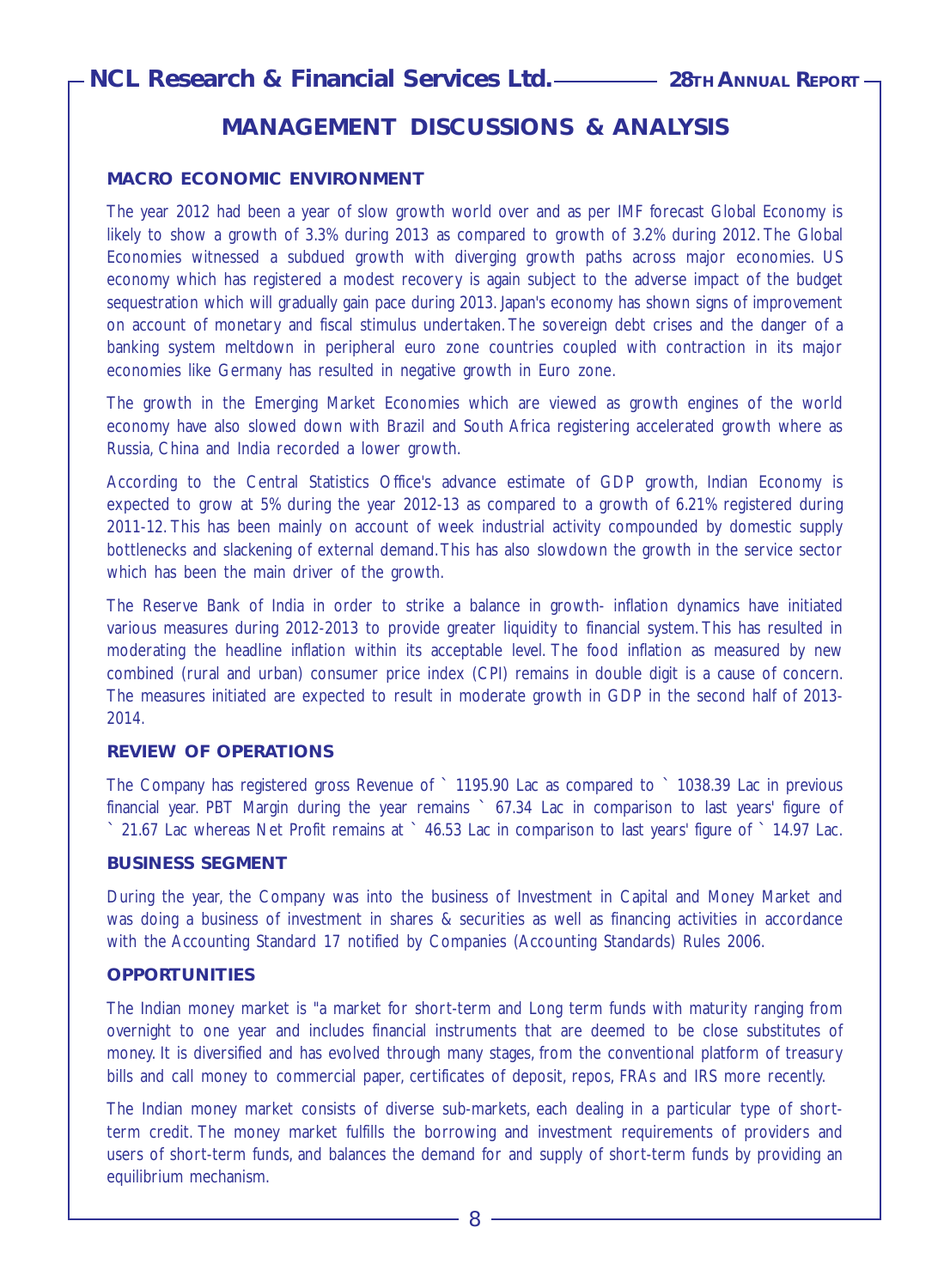# MANAGEMENT DISCUSSIONS & ANALYSIS

## MACRO ECONOMIC ENVIRONMENT

The year 2012 had been a year of slow growth world over and as per IMF forecast Global Economy is likely to show a growth of 3.3% during 2013 as compared to growth of 3.2% during 2012. The Global Economies witnessed a subdued growth with diverging growth paths across major economies. US economy which has registered a modest recovery is again subject to the adverse impact of the budget sequestration which will gradually gain pace during 2013. Japan's economy has shown signs of improvement on account of monetary and fiscal stimulus undertaken. The sovereign debt crises and the danger of a banking system meltdown in peripheral euro zone countries coupled with contraction in its major economies like Germany has resulted in negative growth in Euro zone.

The growth in the Emerging Market Economies which are viewed as growth engines of the world economy have also slowed down with Brazil and South Africa registering accelerated growth where as Russia, China and India recorded a lower growth.

According to the Central Statistics Office's advance estimate of GDP growth, Indian Economy is expected to grow at 5% during the year 2012-13 as compared to a growth of 6.21% registered during 2011-12. This has been mainly on account of week industrial activity compounded by domestic supply bottlenecks and slackening of external demand. This has also slowdown the growth in the service sector which has been the main driver of the growth.

The Reserve Bank of India in order to strike a balance in growth- inflation dynamics have initiated various measures during 2012-2013 to provide greater liquidity to financial system. This has resulted in moderating the headline inflation within its acceptable level. The food inflation as measured by new combined (rural and urban) consumer price index (CPI) remains in double digit is a cause of concern. The measures initiated are expected to result in moderate growth in GDP in the second half of 2013-2014.

## REVIEW OF OPERATIONS

The Company has registered gross Revenue of ` 1195.90 Lac as compared to ` 1038.39 Lac in previous financial year. PBT Margin during the year remains ` 67.34 Lac in comparison to last years' figure of ` 21.67 Lac whereas Net Profit remains at ` 46.53 Lac in comparison to last years' figure of ` 14.97 Lac.

## BUSINESS SEGMENT

During the year, the Company was into the business of Investment in Capital and Money Market and was doing a business of investment in shares & securities as well as financing activities in accordance with the Accounting Standard 17 notified by Companies (Accounting Standards) Rules 2006.

## OPPORTUNITIES

The Indian money market is "a market for short-term and Long term funds with maturity ranging from overnight to one year and includes financial instruments that are deemed to be close substitutes of money. It is diversified and has evolved through many stages, from the conventional platform of treasury bills and call money to commercial paper, certificates of deposit, repos, FRAs and IRS more recently.

The Indian money market consists of diverse sub-markets, each dealing in a particular type of short-term credit. The money market fulfills the borrowing and investment requirements of providers and users of short-term funds, and balances the demand for and supply of short-term funds by providing an equilibrium mechanism.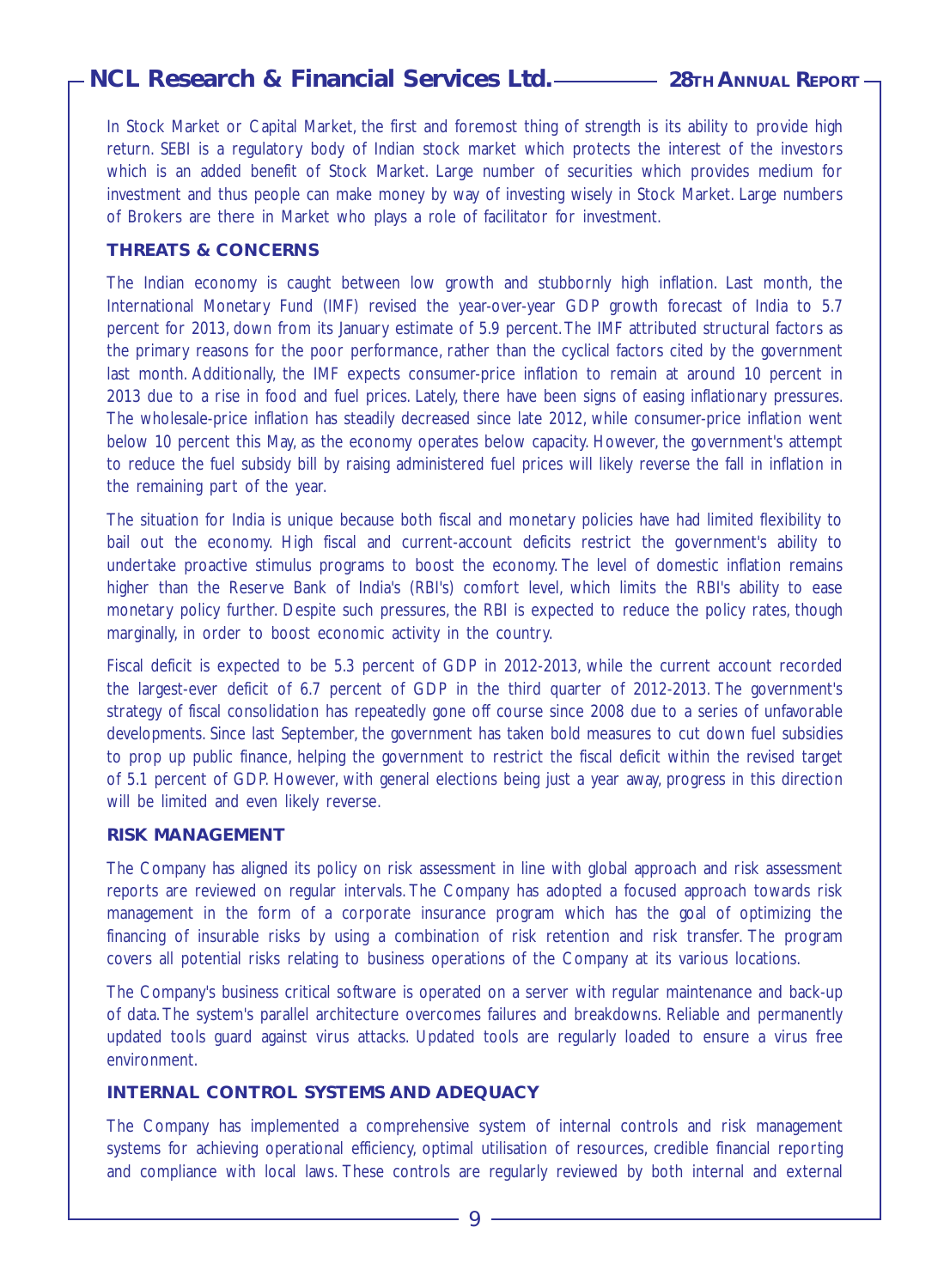In Stock Market or Capital Market, the first and foremost thing of strength is its ability to provide high return. SEBI is a regulatory body of Indian stock market which protects the interest of the investors which is an added benefit of Stock Market. Large number of securities which provides medium for investment and thus people can make money by way of investing wisely in Stock Market. Large numbers of Brokers are there in Market who plays a role of facilitator for investment.

### THREATS & CONCERNS

The Indian economy is caught between low growth and stubbornly high inflation. Last month, the International Monetary Fund (IMF) revised the year-over-year GDP growth forecast of India to 5.7 percent for 2013, down from its January estimate of 5.9 percent. The IMF attributed structural factors as the primary reasons for the poor performance, rather than the cyclical factors cited by the government last month. Additionally, the IMF expects consumer-price inflation to remain at around 10 percent in 2013 due to a rise in food and fuel prices. Lately, there have been signs of easing inflationary pressures. The wholesale-price inflation has steadily decreased since late 2012, while consumer-price inflation went below 10 percent this May, as the economy operates below capacity. However, the government's attempt to reduce the fuel subsidy bill by raising administered fuel prices will likely reverse the fall in inflation in the remaining part of the year.

The situation for India is unique because both fiscal and monetary policies have had limited flexibility to bail out the economy. High fiscal and current-account deficits restrict the government's ability to undertake proactive stimulus programs to boost the economy. The level of domestic inflation remains higher than the Reserve Bank of India's (RBI's) comfort level, which limits the RBI's ability to ease monetary policy further. Despite such pressures, the RBI is expected to reduce the policy rates, though marginally, in order to boost economic activity in the country.

Fiscal deficit is expected to be 5.3 percent of GDP in 2012-2013, while the current account recorded the largest-ever deficit of 6.7 percent of GDP in the third quarter of 2012-2013. The government's strategy of fiscal consolidation has repeatedly gone off course since 2008 due to a series of unfavorable developments. Since last September, the government has taken bold measures to cut down fuel subsidies to prop up public finance, helping the government to restrict the fiscal deficit within the revised target of 5.1 percent of GDP. However, with general elections being just a year away, progress in this direction will be limited and even likely reverse.

### RISK MANAGEMENT

The Company has aligned its policy on risk assessment in line with global approach and risk assessment reports are reviewed on regular intervals. The Company has adopted a focused approach towards risk management in the form of a corporate insurance program which has the goal of optimizing the financing of insurable risks by using a combination of risk retention and risk transfer. The program covers all potential risks relating to business operations of the Company at its various locations.

The Company's business critical software is operated on a server with regular maintenance and back-up of data. The system's parallel architecture overcomes failures and breakdowns. Reliable and permanently updated tools guard against virus attacks. Updated tools are regularly loaded to ensure a virus free environment.

### INTERNAL CONTROL SYSTEMS AND ADEQUACY

The Company has implemented a comprehensive system of internal controls and risk management systems for achieving operational efficiency, optimal utilisation of resources, credible financial reporting and compliance with local laws. These controls are regularly reviewed by both internal and external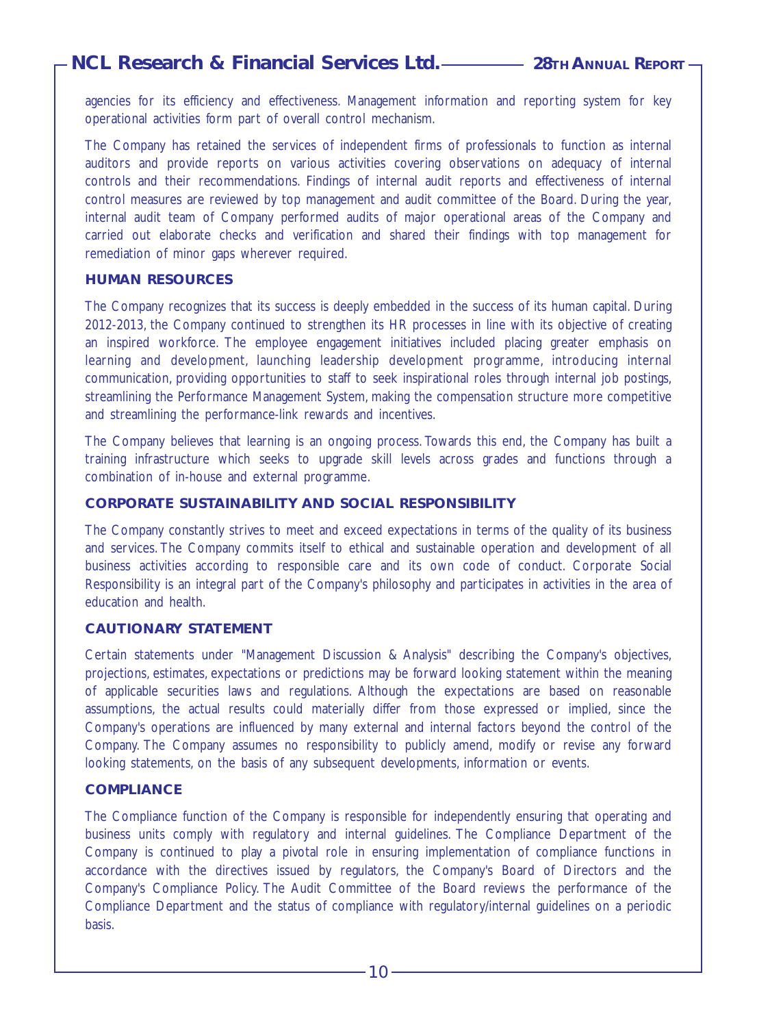agencies for its efficiency and effectiveness. Management information and reporting system for key operational activities form part of overall control mechanism.

The Company has retained the services of independent firms of professionals to function as internal auditors and provide reports on various activities covering observations on adequacy of internal controls and their recommendations. Findings of internal audit reports and effectiveness of internal control measures are reviewed by top management and audit committee of the Board. During the year, internal audit team of Company performed audits of major operational areas of the Company and carried out elaborate checks and verification and shared their findings with top management for remediation of minor gaps wherever required.

## HUMAN RESOURCES

The Company recognizes that its success is deeply embedded in the success of its human capital. During 2012-2013, the Company continued to strengthen its HR processes in line with its objective of creating an inspired workforce. The employee engagement initiatives included placing greater emphasis on learning and development, launching leadership development programme, introducing internal communication, providing opportunities to staff to seek inspirational roles through internal job postings, streamlining the Performance Management System, making the compensation structure more competitive and streamlining the performance-link rewards and incentives.

The Company believes that learning is an ongoing process. Towards this end, the Company has built a training infrastructure which seeks to upgrade skill levels across grades and functions through a combination of in-house and external programme.

## CORPORATE SUSTAINABILITY AND SOCIAL RESPONSIBILITY

The Company constantly strives to meet and exceed expectations in terms of the quality of its business and services. The Company commits itself to ethical and sustainable operation and development of all business activities according to responsible care and its own code of conduct. Corporate Social Responsibility is an integral part of the Company's philosophy and participates in activities in the area of education and health.

## CAUTIONARY STATEMENT

Certain statements under "Management Discussion & Analysis" describing the Company's objectives, projections, estimates, expectations or predictions may be forward looking statement within the meaning of applicable securities laws and regulations. Although the expectations are based on reasonable assumptions, the actual results could materially differ from those expressed or implied, since the Company's operations are influenced by many external and internal factors beyond the control of the Company. The Company assumes no responsibility to publicly amend, modify or revise any forward looking statements, on the basis of any subsequent developments, information or events.

## COMPLIANCE

The Compliance function of the Company is responsible for independently ensuring that operating and business units comply with regulatory and internal guidelines. The Compliance Department of the Company is continued to play a pivotal role in ensuring implementation of compliance functions in accordance with the directives issued by regulators, the Company's Board of Directors and the Company's Compliance Policy. The Audit Committee of the Board reviews the performance of the Compliance Department and the status of compliance with regulatory/internal guidelines on a periodic basis.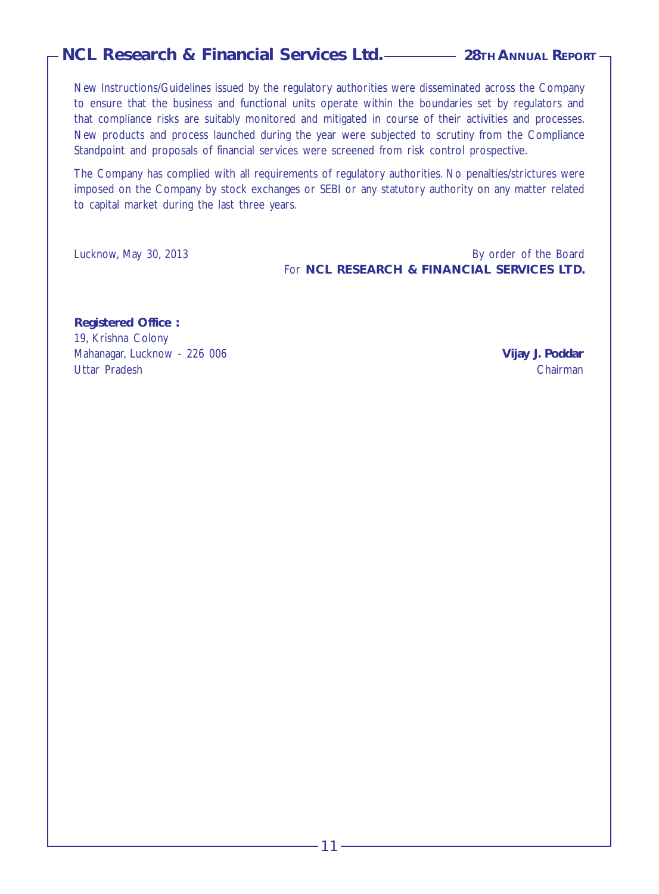New Instructions/Guidelines issued by the regulatory authorities were disseminated across the Company to ensure that the business and functional units operate within the boundaries set by regulators and that compliance risks are suitably monitored and mitigated in course of their activities and processes. New products and process launched during the year were subjected to scrutiny from the Compliance Standpoint and proposals of financial services were screened from risk control prospective.

The Company has complied with all requirements of regulatory authorities. No penalties/strictures were imposed on the Company by stock exchanges or SEBI or any statutory authority on any matter related to capital market during the last three years.

Lucknow, May 30, 2013

By order of the Board
For **NCL RESEARCH & FINANCIAL SERVICES LTD.**

**Registered Office :**
19, Krishna Colony
Mahanagar, Lucknow - 226 006
Uttar Pradesh

**Vijay J. Poddar**
Chairman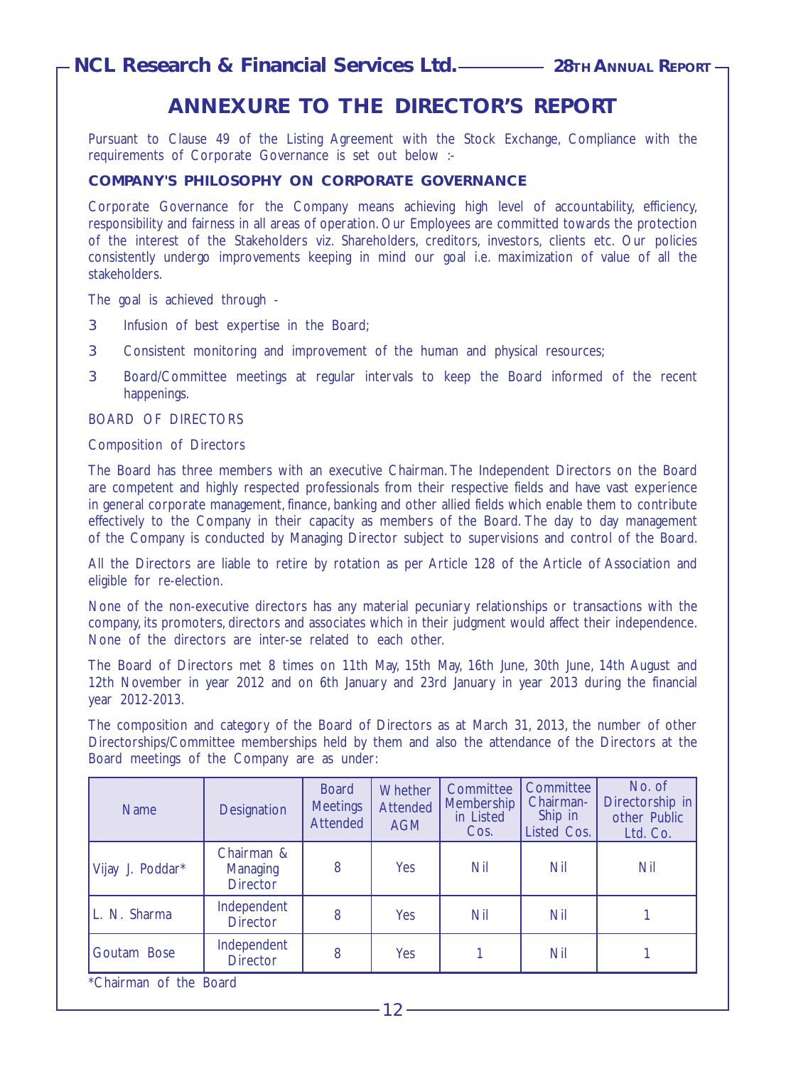# ANNEXURE TO THE DIRECTOR'S REPORT

Pursuant to Clause 49 of the Listing Agreement with the Stock Exchange, Compliance with the requirements of Corporate Governance is set out below :-

## COMPANY'S PHILOSOPHY ON CORPORATE GOVERNANCE

Corporate Governance for the Company means achieving high level of accountability, efficiency, responsibility and fairness in all areas of operation. Our Employees are committed towards the protection of the interest of the Stakeholders viz. Shareholders, creditors, investors, clients etc. Our policies consistently undergo improvements keeping in mind our goal i.e. maximization of value of all the stakeholders.

The goal is achieved through -

- Infusion of best expertise in the Board;
- Consistent monitoring and improvement of the human and physical resources;
- Board/Committee meetings at regular intervals to keep the Board informed of the recent happenings.

BOARD OF DIRECTORS

Composition of Directors

The Board has three members with an executive Chairman. The Independent Directors on the Board are competent and highly respected professionals from their respective fields and have vast experience in general corporate management, finance, banking and other allied fields which enable them to contribute effectively to the Company in their capacity as members of the Board. The day to day management of the Company is conducted by Managing Director subject to supervisions and control of the Board.

All the Directors are liable to retire by rotation as per Article 128 of the Article of Association and eligible for re-election.

None of the non-executive directors has any material pecuniary relationships or transactions with the company, its promoters, directors and associates which in their judgment would affect their independence. None of the directors are inter-se related to each other.

The Board of Directors met 8 times on 11th May, 15th May, 16th June, 30th June, 14th August and 12th November in year 2012 and on 6th January and 23rd January in year 2013 during the financial year 2012-2013.

The composition and category of the Board of Directors as at March 31, 2013, the number of other Directorships/Committee memberships held by them and also the attendance of the Directors at the Board meetings of the Company are as under:

| Name | Designation | Board Meetings Attended | Whether Attended AGM | Committee Membership in Listed Cos. | Committee Chairman-Ship in Listed Cos. | No. of Directorship in other Public Ltd. Co. |
|---|---|---|---|---|---|---|
| Vijay J. Poddar* | Chairman & Managing Director | 8 | Yes | Nil | Nil | Nil |
| L. N. Sharma | Independent Director | 8 | Yes | Nil | Nil | 1 |
| Goutam Bose | Independent Director | 8 | Yes | 1 | Nil | 1 |

*Chairman of the Board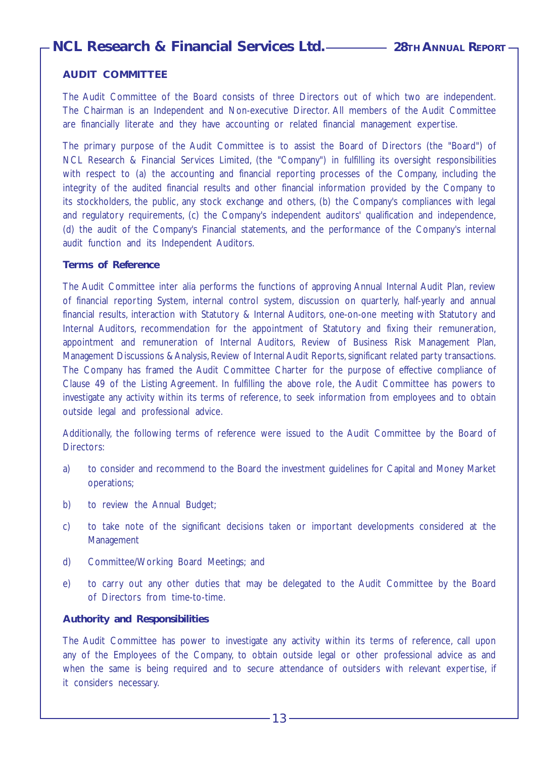## AUDIT COMMITTEE

The Audit Committee of the Board consists of three Directors out of which two are independent. The Chairman is an Independent and Non-executive Director. All members of the Audit Committee are financially literate and they have accounting or related financial management expertise.

The primary purpose of the Audit Committee is to assist the Board of Directors (the "Board") of NCL Research & Financial Services Limited, (the "Company") in fulfilling its oversight responsibilities with respect to (a) the accounting and financial reporting processes of the Company, including the integrity of the audited financial results and other financial information provided by the Company to its stockholders, the public, any stock exchange and others, (b) the Company's compliances with legal and regulatory requirements, (c) the Company's independent auditors' qualification and independence, (d) the audit of the Company's Financial statements, and the performance of the Company's internal audit function and its Independent Auditors.

### Terms of Reference

The Audit Committee inter alia performs the functions of approving Annual Internal Audit Plan, review of financial reporting System, internal control system, discussion on quarterly, half-yearly and annual financial results, interaction with Statutory & Internal Auditors, one-on-one meeting with Statutory and Internal Auditors, recommendation for the appointment of Statutory and fixing their remuneration, appointment and remuneration of Internal Auditors, Review of Business Risk Management Plan, Management Discussions & Analysis, Review of Internal Audit Reports, significant related party transactions. The Company has framed the Audit Committee Charter for the purpose of effective compliance of Clause 49 of the Listing Agreement. In fulfilling the above role, the Audit Committee has powers to investigate any activity within its terms of reference, to seek information from employees and to obtain outside legal and professional advice.

Additionally, the following terms of reference were issued to the Audit Committee by the Board of Directors:

a) to consider and recommend to the Board the investment guidelines for Capital and Money Market operations;

b) to review the Annual Budget;

c) to take note of the significant decisions taken or important developments considered at the Management

d) Committee/Working Board Meetings; and

e) to carry out any other duties that may be delegated to the Audit Committee by the Board of Directors from time-to-time.

### Authority and Responsibilities

The Audit Committee has power to investigate any activity within its terms of reference, call upon any of the Employees of the Company, to obtain outside legal or other professional advice as and when the same is being required and to secure attendance of outsiders with relevant expertise, if it considers necessary.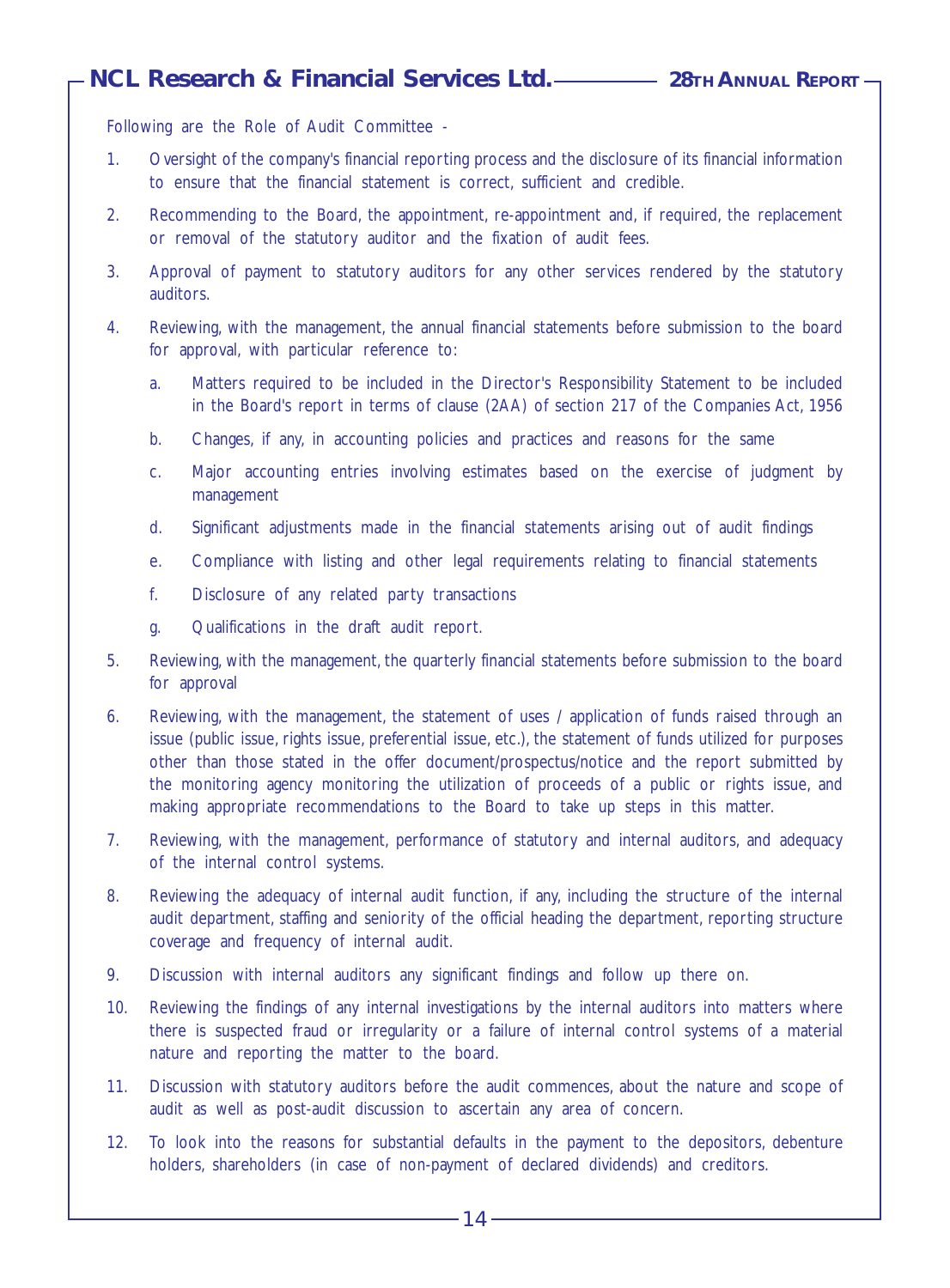Following are the Role of Audit Committee -

1. Oversight of the company's financial reporting process and the disclosure of its financial information to ensure that the financial statement is correct, sufficient and credible.
2. Recommending to the Board, the appointment, re-appointment and, if required, the replacement or removal of the statutory auditor and the fixation of audit fees.
3. Approval of payment to statutory auditors for any other services rendered by the statutory auditors.
4. Reviewing, with the management, the annual financial statements before submission to the board for approval, with particular reference to:
   a. Matters required to be included in the Director's Responsibility Statement to be included in the Board's report in terms of clause (2AA) of section 217 of the Companies Act, 1956
   b. Changes, if any, in accounting policies and practices and reasons for the same
   c. Major accounting entries involving estimates based on the exercise of judgment by management
   d. Significant adjustments made in the financial statements arising out of audit findings
   e. Compliance with listing and other legal requirements relating to financial statements
   f. Disclosure of any related party transactions
   g. Qualifications in the draft audit report.
5. Reviewing, with the management, the quarterly financial statements before submission to the board for approval
6. Reviewing, with the management, the statement of uses / application of funds raised through an issue (public issue, rights issue, preferential issue, etc.), the statement of funds utilized for purposes other than those stated in the offer document/prospectus/notice and the report submitted by the monitoring agency monitoring the utilization of proceeds of a public or rights issue, and making appropriate recommendations to the Board to take up steps in this matter.
7. Reviewing, with the management, performance of statutory and internal auditors, and adequacy of the internal control systems.
8. Reviewing the adequacy of internal audit function, if any, including the structure of the internal audit department, staffing and seniority of the official heading the department, reporting structure coverage and frequency of internal audit.
9. Discussion with internal auditors any significant findings and follow up there on.
10. Reviewing the findings of any internal investigations by the internal auditors into matters where there is suspected fraud or irregularity or a failure of internal control systems of a material nature and reporting the matter to the board.
11. Discussion with statutory auditors before the audit commences, about the nature and scope of audit as well as post-audit discussion to ascertain any area of concern.
12. To look into the reasons for substantial defaults in the payment to the depositors, debenture holders, shareholders (in case of non-payment of declared dividends) and creditors.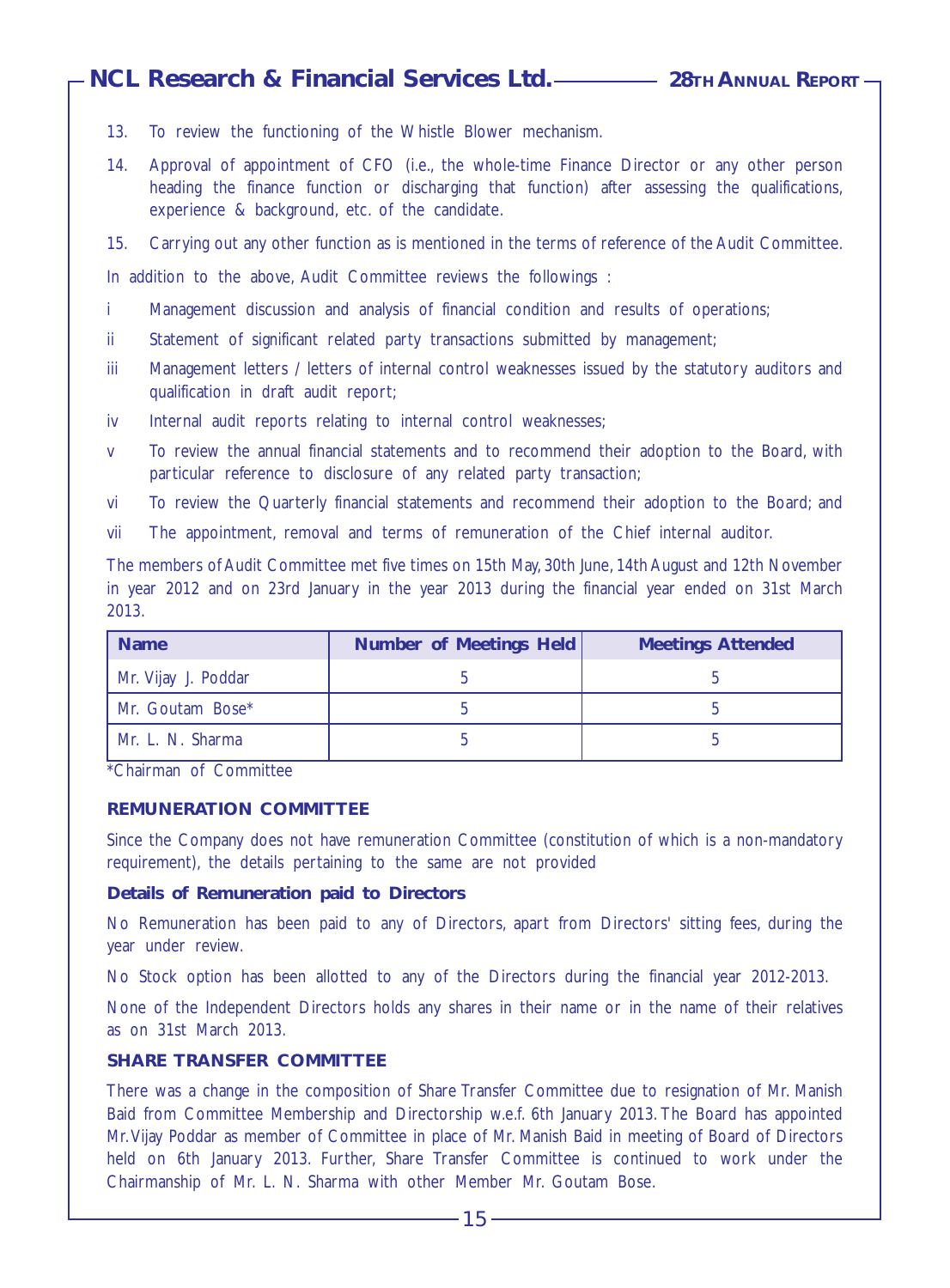13. To review the functioning of the Whistle Blower mechanism.

14. Approval of appointment of CFO (i.e., the whole-time Finance Director or any other person heading the finance function or discharging that function) after assessing the qualifications, experience & background, etc. of the candidate.

15. Carrying out any other function as is mentioned in the terms of reference of the Audit Committee.

In addition to the above, Audit Committee reviews the followings :

i Management discussion and analysis of financial condition and results of operations;

ii Statement of significant related party transactions submitted by management;

iii Management letters / letters of internal control weaknesses issued by the statutory auditors and qualification in draft audit report;

iv Internal audit reports relating to internal control weaknesses;

v To review the annual financial statements and to recommend their adoption to the Board, with particular reference to disclosure of any related party transaction;

vi To review the Quarterly financial statements and recommend their adoption to the Board; and

vii The appointment, removal and terms of remuneration of the Chief internal auditor.

The members of Audit Committee met five times on 15th May, 30th June, 14th August and 12th November in year 2012 and on 23rd January in the year 2013 during the financial year ended on 31st March 2013.

| Name | Number of Meetings Held | Meetings Attended |
|---|---|---|
| Mr. Vijay J. Poddar | 5 | 5 |
| Mr. Goutam Bose* | 5 | 5 |
| Mr. L. N. Sharma | 5 | 5 |

*Chairman of Committee

### REMUNERATION COMMITTEE

Since the Company does not have remuneration Committee (constitution of which is a non-mandatory requirement), the details pertaining to the same are not provided

#### Details of Remuneration paid to Directors

No Remuneration has been paid to any of Directors, apart from Directors' sitting fees, during the year under review.

No Stock option has been allotted to any of the Directors during the financial year 2012-2013.

None of the Independent Directors holds any shares in their name or in the name of their relatives as on 31st March 2013.

### SHARE TRANSFER COMMITTEE

There was a change in the composition of Share Transfer Committee due to resignation of Mr. Manish Baid from Committee Membership and Directorship w.e.f. 6th January 2013. The Board has appointed Mr. Vijay Poddar as member of Committee in place of Mr. Manish Baid in meeting of Board of Directors held on 6th January 2013. Further, Share Transfer Committee is continued to work under the Chairmanship of Mr. L. N. Sharma with other Member Mr. Goutam Bose.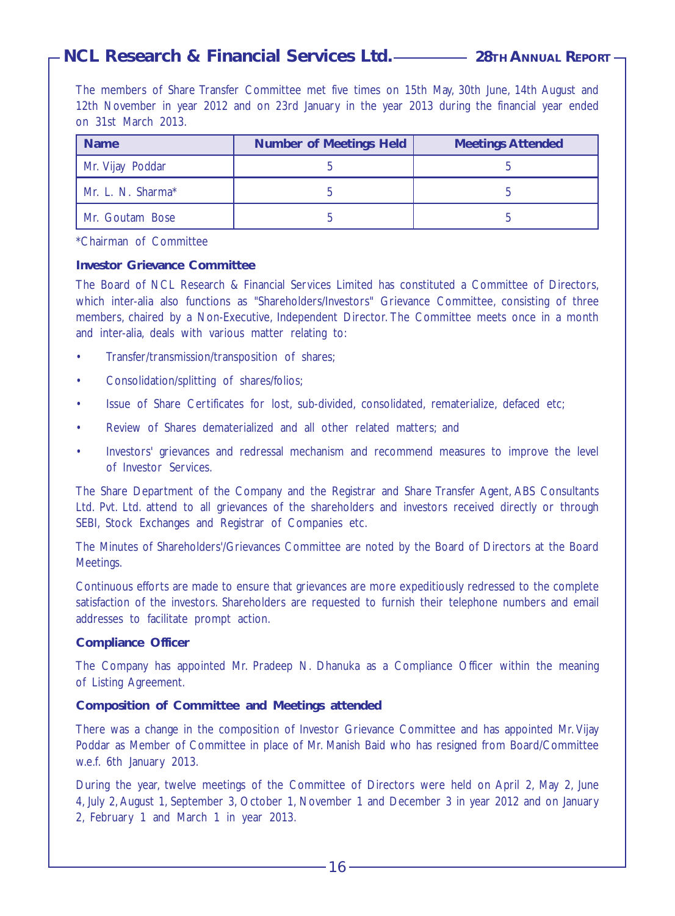The members of Share Transfer Committee met five times on 15th May, 30th June, 14th August and 12th November in year 2012 and on 23rd January in the year 2013 during the financial year ended on 31st March 2013.

| Name | Number of Meetings Held | Meetings Attended |
|---|---|---|
| Mr. Vijay Poddar | 5 | 5 |
| Mr. L. N. Sharma* | 5 | 5 |
| Mr. Goutam Bose | 5 | 5 |

*Chairman of Committee

### Investor Grievance Committee

The Board of NCL Research & Financial Services Limited has constituted a Committee of Directors, which inter-alia also functions as "Shareholders/Investors" Grievance Committee, consisting of three members, chaired by a Non-Executive, Independent Director. The Committee meets once in a month and inter-alia, deals with various matter relating to:

- Transfer/transmission/transposition of shares;
- Consolidation/splitting of shares/folios;
- Issue of Share Certificates for lost, sub-divided, consolidated, rematerialize, defaced etc;
- Review of Shares dematerialized and all other related matters; and
- Investors' grievances and redressal mechanism and recommend measures to improve the level of Investor Services.

The Share Department of the Company and the Registrar and Share Transfer Agent, ABS Consultants Ltd. Pvt. Ltd. attend to all grievances of the shareholders and investors received directly or through SEBI, Stock Exchanges and Registrar of Companies etc.

The Minutes of Shareholders'/Grievances Committee are noted by the Board of Directors at the Board Meetings.

Continuous efforts are made to ensure that grievances are more expeditiously redressed to the complete satisfaction of the investors. Shareholders are requested to furnish their telephone numbers and email addresses to facilitate prompt action.

### Compliance Officer

The Company has appointed Mr. Pradeep N. Dhanuka as a Compliance Officer within the meaning of Listing Agreement.

### Composition of Committee and Meetings attended

There was a change in the composition of Investor Grievance Committee and has appointed Mr. Vijay Poddar as Member of Committee in place of Mr. Manish Baid who has resigned from Board/Committee w.e.f. 6th January 2013.

During the year, twelve meetings of the Committee of Directors were held on April 2, May 2, June 4, July 2, August 1, September 3, October 1, November 1 and December 3 in year 2012 and on January 2, February 1 and March 1 in year 2013.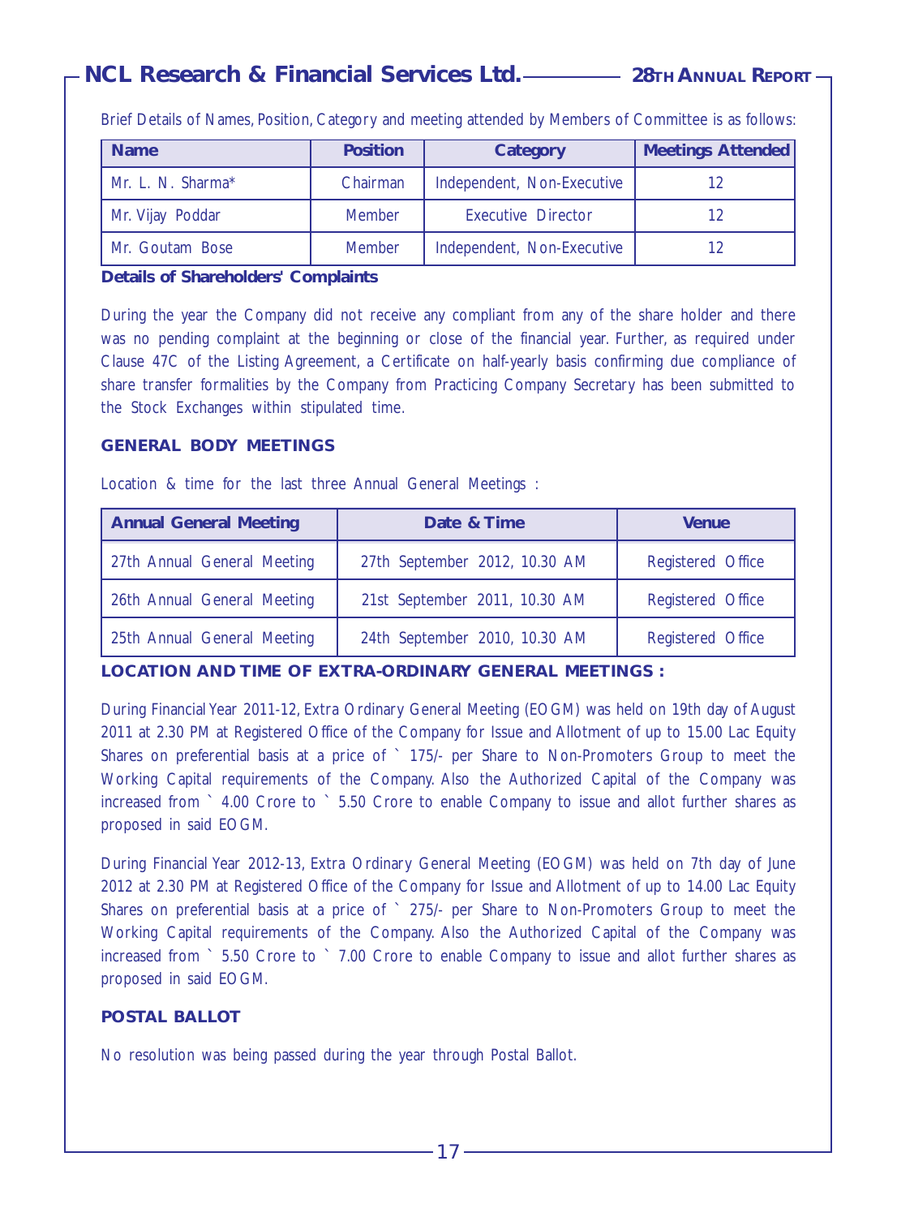Brief Details of Names, Position, Category and meeting attended by Members of Committee is as follows:

| Name | Position | Category | Meetings Attended |
|---|---|---|---|
| Mr. L. N. Sharma* | Chairman | Independent, Non-Executive | 12 |
| Mr. Vijay Poddar | Member | Executive Director | 12 |
| Mr. Goutam Bose | Member | Independent, Non-Executive | 12 |

**Details of Shareholders' Complaints**

During the year the Company did not receive any compliant from any of the share holder and there was no pending complaint at the beginning or close of the financial year. Further, as required under Clause 47C of the Listing Agreement, a Certificate on half-yearly basis confirming due compliance of share transfer formalities by the Company from Practicing Company Secretary has been submitted to the Stock Exchanges within stipulated time.

## GENERAL BODY MEETINGS

Location & time for the last three Annual General Meetings :

| Annual General Meeting | Date & Time | Venue |
|---|---|---|
| 27th Annual General Meeting | 27th September 2012, 10.30 AM | Registered Office |
| 26th Annual General Meeting | 21st September 2011, 10.30 AM | Registered Office |
| 25th Annual General Meeting | 24th September 2010, 10.30 AM | Registered Office |

## LOCATION AND TIME OF EXTRA-ORDINARY GENERAL MEETINGS :

During Financial Year 2011-12, Extra Ordinary General Meeting (EOGM) was held on 19th day of August 2011 at 2.30 PM at Registered Office of the Company for Issue and Allotment of up to 15.00 Lac Equity Shares on preferential basis at a price of ` 175/- per Share to Non-Promoters Group to meet the Working Capital requirements of the Company. Also the Authorized Capital of the Company was increased from ` 4.00 Crore to ` 5.50 Crore to enable Company to issue and allot further shares as proposed in said EOGM.

During Financial Year 2012-13, Extra Ordinary General Meeting (EOGM) was held on 7th day of June 2012 at 2.30 PM at Registered Office of the Company for Issue and Allotment of up to 14.00 Lac Equity Shares on preferential basis at a price of ` 275/- per Share to Non-Promoters Group to meet the Working Capital requirements of the Company. Also the Authorized Capital of the Company was increased from ` 5.50 Crore to ` 7.00 Crore to enable Company to issue and allot further shares as proposed in said EOGM.

## POSTAL BALLOT

No resolution was being passed during the year through Postal Ballot.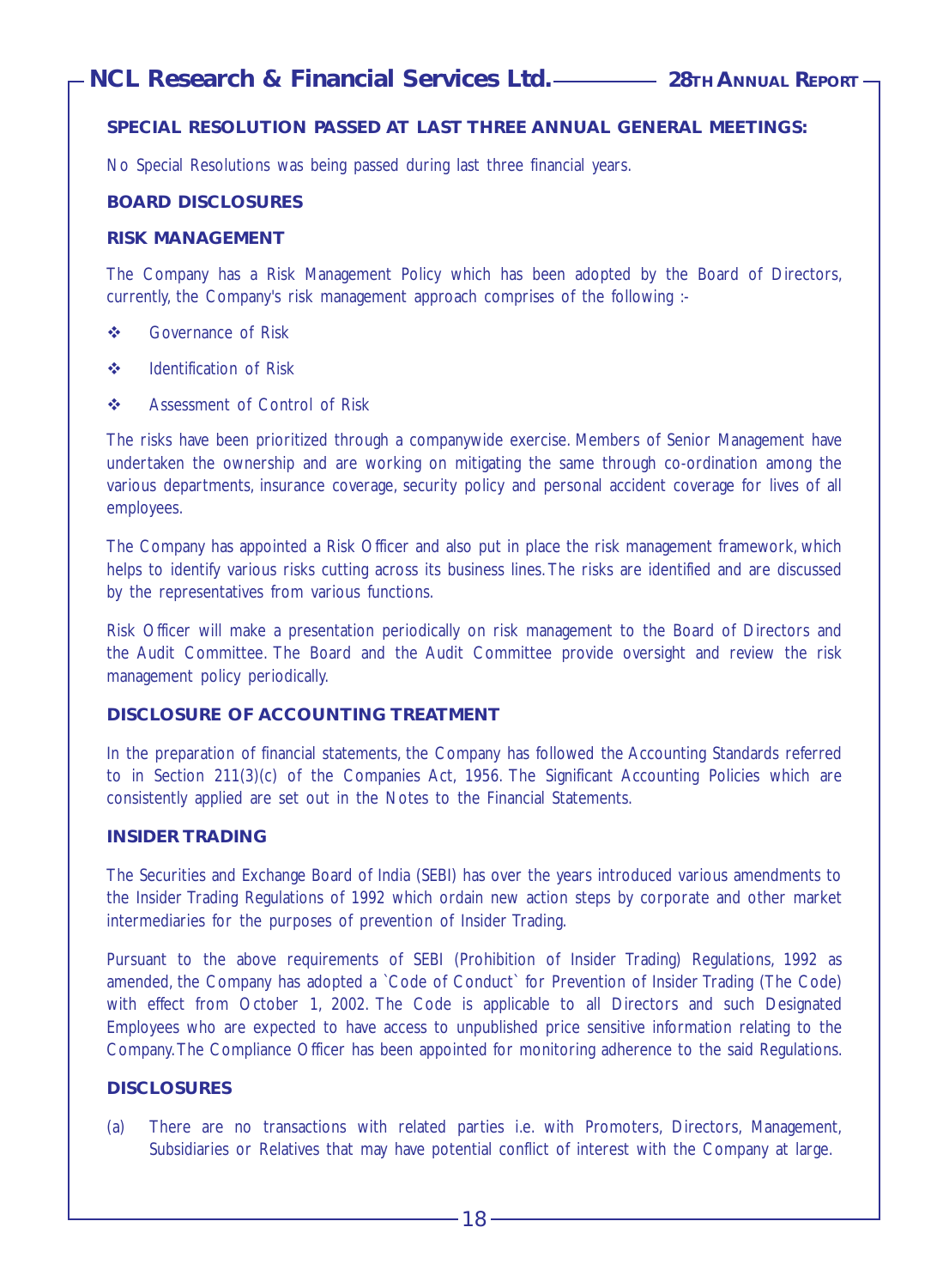## SPECIAL RESOLUTION PASSED AT LAST THREE ANNUAL GENERAL MEETINGS:

No Special Resolutions was being passed during last three financial years.

## BOARD DISCLOSURES

### RISK MANAGEMENT

The Company has a Risk Management Policy which has been adopted by the Board of Directors, currently, the Company's risk management approach comprises of the following :-

- Governance of Risk
- Identification of Risk
- Assessment of Control of Risk

The risks have been prioritized through a companywide exercise. Members of Senior Management have undertaken the ownership and are working on mitigating the same through co-ordination among the various departments, insurance coverage, security policy and personal accident coverage for lives of all employees.

The Company has appointed a Risk Officer and also put in place the risk management framework, which helps to identify various risks cutting across its business lines. The risks are identified and are discussed by the representatives from various functions.

Risk Officer will make a presentation periodically on risk management to the Board of Directors and the Audit Committee. The Board and the Audit Committee provide oversight and review the risk management policy periodically.

### DISCLOSURE OF ACCOUNTING TREATMENT

In the preparation of financial statements, the Company has followed the Accounting Standards referred to in Section 211(3)(c) of the Companies Act, 1956. The Significant Accounting Policies which are consistently applied are set out in the Notes to the Financial Statements.

### INSIDER TRADING

The Securities and Exchange Board of India (SEBI) has over the years introduced various amendments to the Insider Trading Regulations of 1992 which ordain new action steps by corporate and other market intermediaries for the purposes of prevention of Insider Trading.

Pursuant to the above requirements of SEBI (Prohibition of Insider Trading) Regulations, 1992 as amended, the Company has adopted a `Code of Conduct` for Prevention of Insider Trading (The Code) with effect from October 1, 2002. The Code is applicable to all Directors and such Designated Employees who are expected to have access to unpublished price sensitive information relating to the Company. The Compliance Officer has been appointed for monitoring adherence to the said Regulations.

### DISCLOSURES

(a) There are no transactions with related parties i.e. with Promoters, Directors, Management, Subsidiaries or Relatives that may have potential conflict of interest with the Company at large.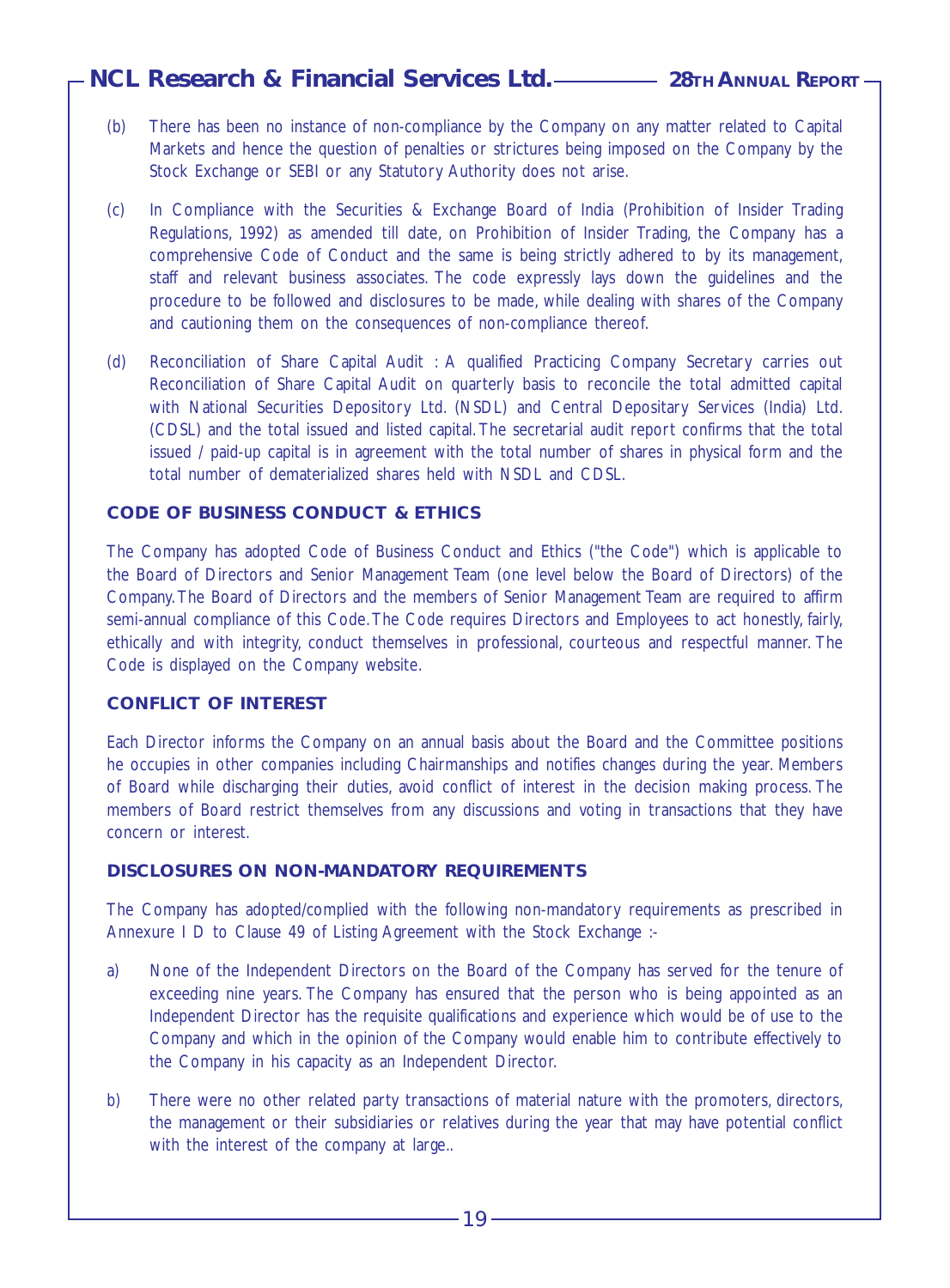(b) There has been no instance of non-compliance by the Company on any matter related to Capital Markets and hence the question of penalties or strictures being imposed on the Company by the Stock Exchange or SEBI or any Statutory Authority does not arise.

(c) In Compliance with the Securities & Exchange Board of India (Prohibition of Insider Trading Regulations, 1992) as amended till date, on Prohibition of Insider Trading, the Company has a comprehensive Code of Conduct and the same is being strictly adhered to by its management, staff and relevant business associates. The code expressly lays down the guidelines and the procedure to be followed and disclosures to be made, while dealing with shares of the Company and cautioning them on the consequences of non-compliance thereof.

(d) Reconciliation of Share Capital Audit : A qualified Practicing Company Secretary carries out Reconciliation of Share Capital Audit on quarterly basis to reconcile the total admitted capital with National Securities Depository Ltd. (NSDL) and Central Depositary Services (India) Ltd. (CDSL) and the total issued and listed capital. The secretarial audit report confirms that the total issued / paid-up capital is in agreement with the total number of shares in physical form and the total number of dematerialized shares held with NSDL and CDSL.

## CODE OF BUSINESS CONDUCT & ETHICS

The Company has adopted Code of Business Conduct and Ethics ("the Code") which is applicable to the Board of Directors and Senior Management Team (one level below the Board of Directors) of the Company. The Board of Directors and the members of Senior Management Team are required to affirm semi-annual compliance of this Code. The Code requires Directors and Employees to act honestly, fairly, ethically and with integrity, conduct themselves in professional, courteous and respectful manner. The Code is displayed on the Company website.

## CONFLICT OF INTEREST

Each Director informs the Company on an annual basis about the Board and the Committee positions he occupies in other companies including Chairmanships and notifies changes during the year. Members of Board while discharging their duties, avoid conflict of interest in the decision making process. The members of Board restrict themselves from any discussions and voting in transactions that they have concern or interest.

## DISCLOSURES ON NON-MANDATORY REQUIREMENTS

The Company has adopted/complied with the following non-mandatory requirements as prescribed in Annexure I D to Clause 49 of Listing Agreement with the Stock Exchange :-

a) None of the Independent Directors on the Board of the Company has served for the tenure of exceeding nine years. The Company has ensured that the person who is being appointed as an Independent Director has the requisite qualifications and experience which would be of use to the Company and which in the opinion of the Company would enable him to contribute effectively to the Company in his capacity as an Independent Director.

b) There were no other related party transactions of material nature with the promoters, directors, the management or their subsidiaries or relatives during the year that may have potential conflict with the interest of the company at large..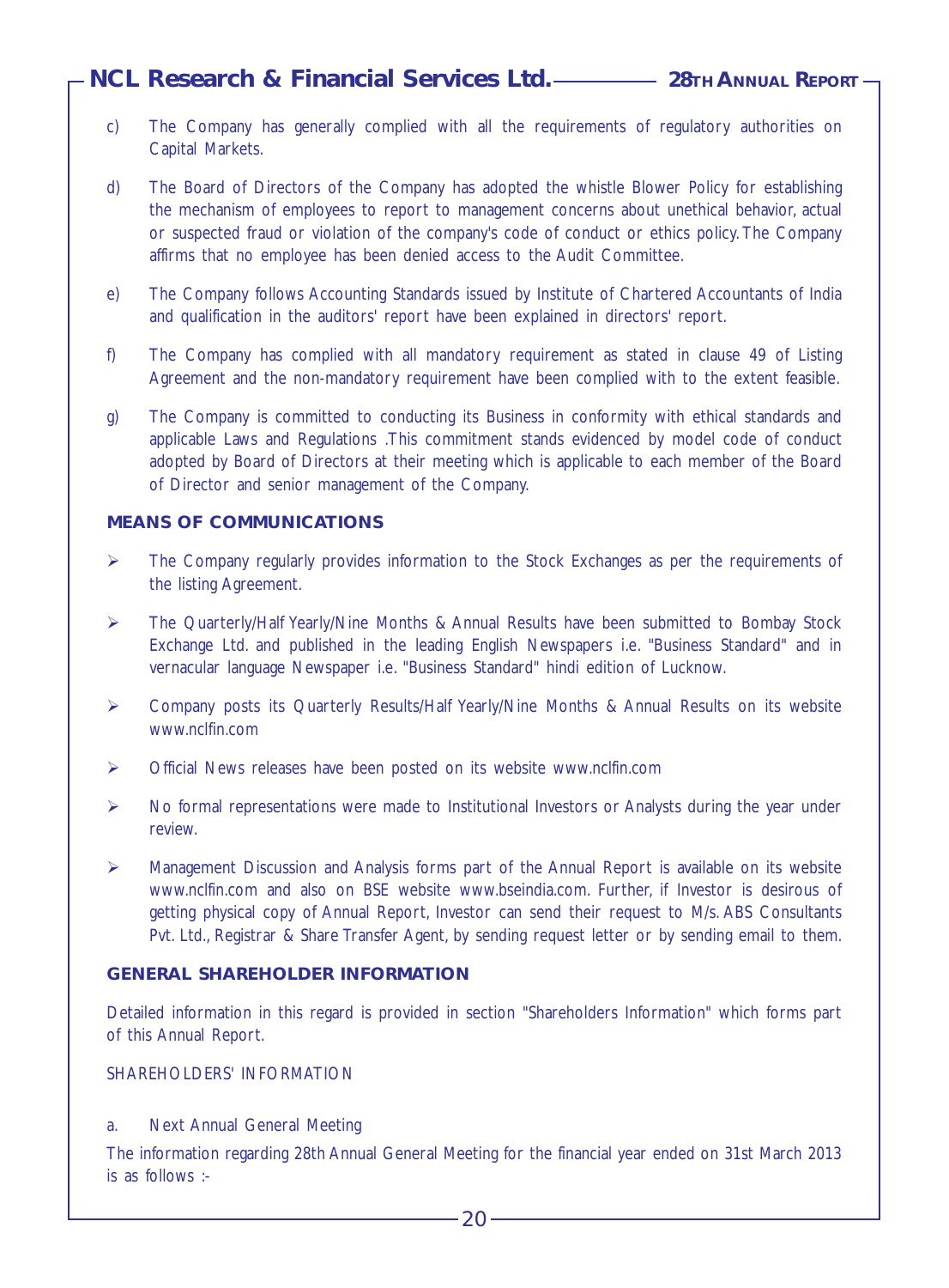c) The Company has generally complied with all the requirements of regulatory authorities on Capital Markets.

d) The Board of Directors of the Company has adopted the whistle Blower Policy for establishing the mechanism of employees to report to management concerns about unethical behavior, actual or suspected fraud or violation of the company's code of conduct or ethics policy. The Company affirms that no employee has been denied access to the Audit Committee.

e) The Company follows Accounting Standards issued by Institute of Chartered Accountants of India and qualification in the auditors' report have been explained in directors' report.

f) The Company has complied with all mandatory requirement as stated in clause 49 of Listing Agreement and the non-mandatory requirement have been complied with to the extent feasible.

g) The Company is committed to conducting its Business in conformity with ethical standards and applicable Laws and Regulations .This commitment stands evidenced by model code of conduct adopted by Board of Directors at their meeting which is applicable to each member of the Board of Director and senior management of the Company.

## MEANS OF COMMUNICATIONS

- The Company regularly provides information to the Stock Exchanges as per the requirements of the listing Agreement.
- The Quarterly/Half Yearly/Nine Months & Annual Results have been submitted to Bombay Stock Exchange Ltd. and published in the leading English Newspapers i.e. "Business Standard" and in vernacular language Newspaper i.e. "Business Standard" hindi edition of Lucknow.
- Company posts its Quarterly Results/Half Yearly/Nine Months & Annual Results on its website www.nclfin.com
- Official News releases have been posted on its website www.nclfin.com
- No formal representations were made to Institutional Investors or Analysts during the year under review.
- Management Discussion and Analysis forms part of the Annual Report is available on its website www.nclfin.com and also on BSE website www.bseindia.com. Further, if Investor is desirous of getting physical copy of Annual Report, Investor can send their request to M/s. ABS Consultants Pvt. Ltd., Registrar & Share Transfer Agent, by sending request letter or by sending email to them.

## GENERAL SHAREHOLDER INFORMATION

Detailed information in this regard is provided in section "Shareholders Information" which forms part of this Annual Report.

SHAREHOLDERS' INFORMATION

a. Next Annual General Meeting

The information regarding 28th Annual General Meeting for the financial year ended on 31st March 2013 is as follows :-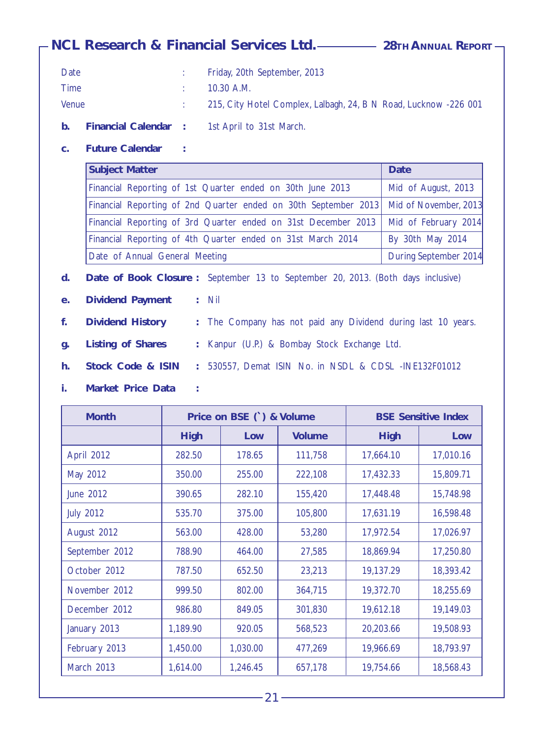| | | |
|---|---|---|
| Date | : | Friday, 20th September, 2013 |
| Time | : | 10.30 A.M. |
| Venue | : | 215, City Hotel Complex, Lalbagh, 24, B N Road, Lucknow -226 001 |

**b. Financial Calendar :** 1st April to 31st March.

**c. Future Calendar :**

| Subject Matter | Date |
|---|---|
| Financial Reporting of 1st Quarter ended on 30th June 2013 | Mid of August, 2013 |
| Financial Reporting of 2nd Quarter ended on 30th September 2013 | Mid of November, 2013 |
| Financial Reporting of 3rd Quarter ended on 31st December 2013 | Mid of February 2014 |
| Financial Reporting of 4th Quarter ended on 31st March 2014 | By 30th May 2014 |
| Date of Annual General Meeting | During September 2014 |

**d. Date of Book Closure :** September 13 to September 20, 2013. (Both days inclusive)

**e. Dividend Payment :** Nil

**f. Dividend History :** The Company has not paid any Dividend during last 10 years.

**g. Listing of Shares :** Kanpur (U.P.) & Bombay Stock Exchange Ltd.

**h. Stock Code & ISIN :** 530557, Demat ISIN No. in NSDL & CDSL -INE132F01012

**i. Market Price Data :**

| Month | Price on BSE (`) & Volume | | | BSE Sensitive Index | |
|---|---|---|---|---|---|
| | High | Low | Volume | High | Low |
| April 2012 | 282.50 | 178.65 | 111,758 | 17,664.10 | 17,010.16 |
| May 2012 | 350.00 | 255.00 | 222,108 | 17,432.33 | 15,809.71 |
| June 2012 | 390.65 | 282.10 | 155,420 | 17,448.48 | 15,748.98 |
| July 2012 | 535.70 | 375.00 | 105,800 | 17,631.19 | 16,598.48 |
| August 2012 | 563.00 | 428.00 | 53,280 | 17,972.54 | 17,026.97 |
| September 2012 | 788.90 | 464.00 | 27,585 | 18,869.94 | 17,250.80 |
| October 2012 | 787.50 | 652.50 | 23,213 | 19,137.29 | 18,393.42 |
| November 2012 | 999.50 | 802.00 | 364,715 | 19,372.70 | 18,255.69 |
| December 2012 | 986.80 | 849.05 | 301,830 | 19,612.18 | 19,149.03 |
| January 2013 | 1,189.90 | 920.05 | 568,523 | 20,203.66 | 19,508.93 |
| February 2013 | 1,450.00 | 1,030.00 | 477,269 | 19,966.69 | 18,793.97 |
| March 2013 | 1,614.00 | 1,246.45 | 657,178 | 19,754.66 | 18,568.43 |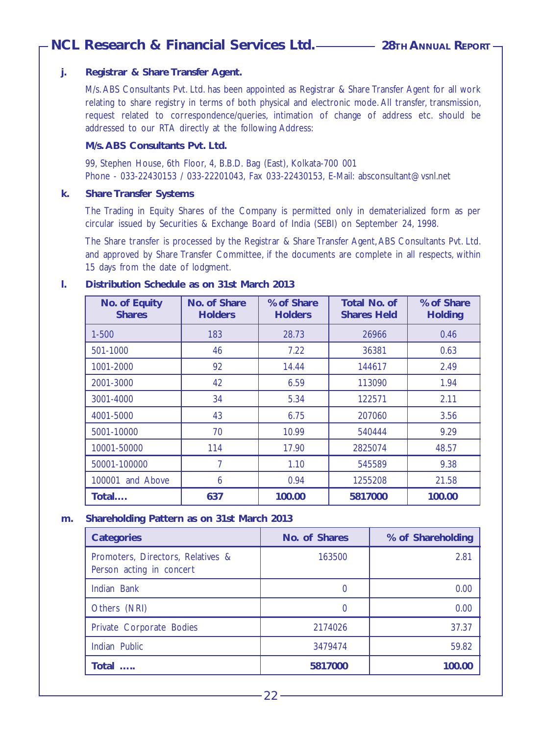**j. Registrar & Share Transfer Agent.**

M/s. ABS Consultants Pvt. Ltd. has been appointed as Registrar & Share Transfer Agent for all work relating to share registry in terms of both physical and electronic mode. All transfer, transmission, request related to correspondence/queries, intimation of change of address etc. should be addressed to our RTA directly at the following Address:

**M/s. ABS Consultants Pvt. Ltd.**

99, Stephen House, 6th Floor, 4, B.B.D. Bag (East), Kolkata-700 001
Phone - 033-22430153 / 033-22201043, Fax 033-22430153, E-Mail: absconsultant@vsnl.net

**k. Share Transfer Systems**

The Trading in Equity Shares of the Company is permitted only in dematerialized form as per circular issued by Securities & Exchange Board of India (SEBI) on September 24, 1998.

The Share transfer is processed by the Registrar & Share Transfer Agent, ABS Consultants Pvt. Ltd. and approved by Share Transfer Committee, if the documents are complete in all respects, within 15 days from the date of lodgment.

**l. Distribution Schedule as on 31st March 2013**

| No. of Equity Shares | No. of Share Holders | % of Share Holders | Total No. of Shares Held | % of Share Holding |
|---|---|---|---|---|
| 1-500 | 183 | 28.73 | 26966 | 0.46 |
| 501-1000 | 46 | 7.22 | 36381 | 0.63 |
| 1001-2000 | 92 | 14.44 | 144617 | 2.49 |
| 2001-3000 | 42 | 6.59 | 113090 | 1.94 |
| 3001-4000 | 34 | 5.34 | 122571 | 2.11 |
| 4001-5000 | 43 | 6.75 | 207060 | 3.56 |
| 5001-10000 | 70 | 10.99 | 540444 | 9.29 |
| 10001-50000 | 114 | 17.90 | 2825074 | 48.57 |
| 50001-100000 | 7 | 1.10 | 545589 | 9.38 |
| 100001 and Above | 6 | 0.94 | 1255208 | 21.58 |
| **Total....** | **637** | **100.00** | **5817000** | **100.00** |

**m. Shareholding Pattern as on 31st March 2013**

| Categories | No. of Shares | % of Shareholding |
|---|---|---|
| Promoters, Directors, Relatives & Person acting in concert | 163500 | 2.81 |
| Indian Bank | 0 | 0.00 |
| Others (NRI) | 0 | 0.00 |
| Private Corporate Bodies | 2174026 | 37.37 |
| Indian Public | 3479474 | 59.82 |
| **Total .....** | **5817000** | **100.00** |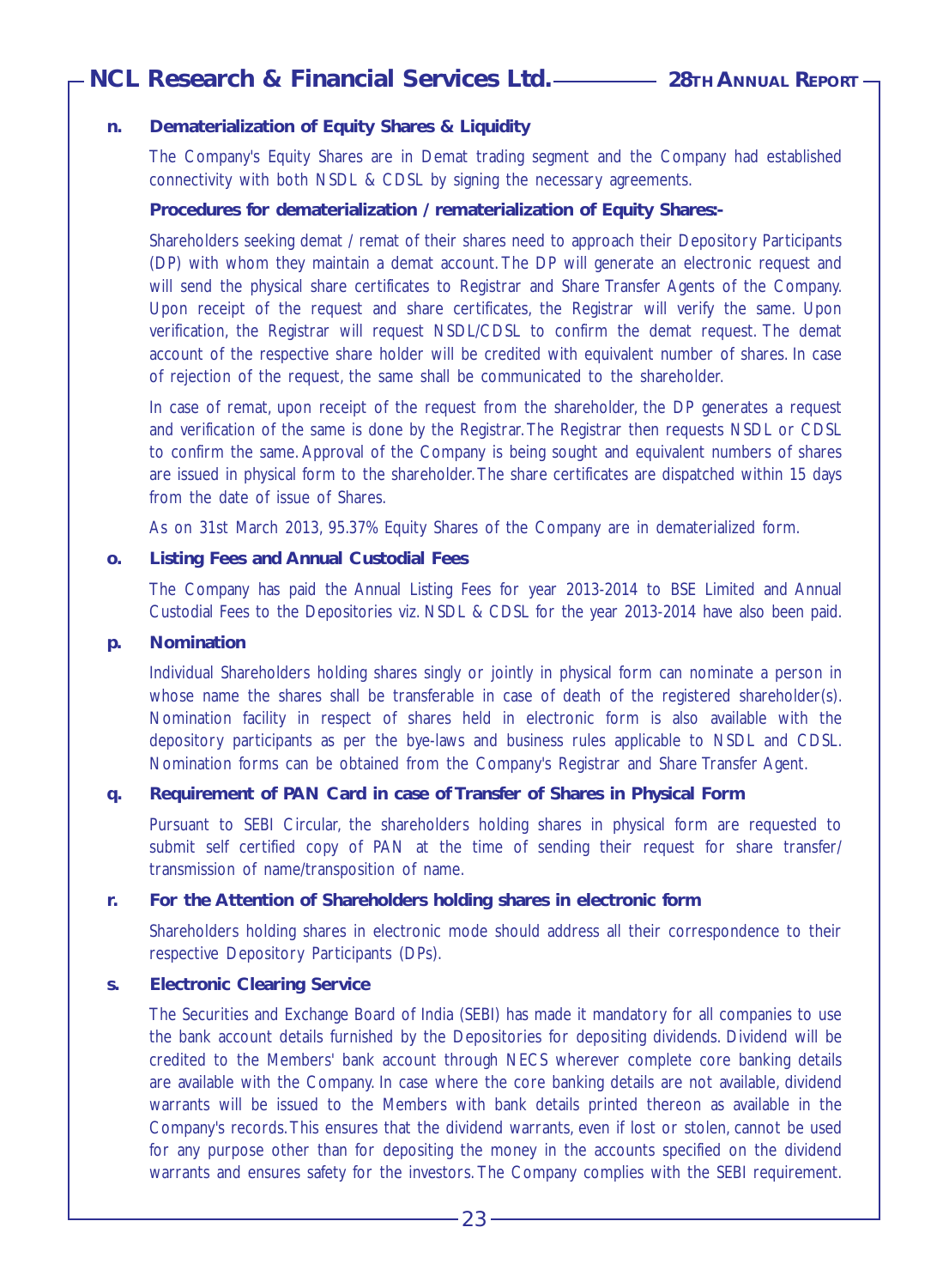**n. Dematerialization of Equity Shares & Liquidity**

The Company's Equity Shares are in Demat trading segment and the Company had established connectivity with both NSDL & CDSL by signing the necessary agreements.

**Procedures for dematerialization / rematerialization of Equity Shares:-**

Shareholders seeking demat / remat of their shares need to approach their Depository Participants (DP) with whom they maintain a demat account. The DP will generate an electronic request and will send the physical share certificates to Registrar and Share Transfer Agents of the Company. Upon receipt of the request and share certificates, the Registrar will verify the same. Upon verification, the Registrar will request NSDL/CDSL to confirm the demat request. The demat account of the respective share holder will be credited with equivalent number of shares. In case of rejection of the request, the same shall be communicated to the shareholder.

In case of remat, upon receipt of the request from the shareholder, the DP generates a request and verification of the same is done by the Registrar. The Registrar then requests NSDL or CDSL to confirm the same. Approval of the Company is being sought and equivalent numbers of shares are issued in physical form to the shareholder. The share certificates are dispatched within 15 days from the date of issue of Shares.

As on 31st March 2013, 95.37% Equity Shares of the Company are in dematerialized form.

**o. Listing Fees and Annual Custodial Fees**

The Company has paid the Annual Listing Fees for year 2013-2014 to BSE Limited and Annual Custodial Fees to the Depositories viz. NSDL & CDSL for the year 2013-2014 have also been paid.

**p. Nomination**

Individual Shareholders holding shares singly or jointly in physical form can nominate a person in whose name the shares shall be transferable in case of death of the registered shareholder(s). Nomination facility in respect of shares held in electronic form is also available with the depository participants as per the bye-laws and business rules applicable to NSDL and CDSL. Nomination forms can be obtained from the Company's Registrar and Share Transfer Agent.

**q. Requirement of PAN Card in case of Transfer of Shares in Physical Form**

Pursuant to SEBI Circular, the shareholders holding shares in physical form are requested to submit self certified copy of PAN at the time of sending their request for share transfer/ transmission of name/transposition of name.

**r. For the Attention of Shareholders holding shares in electronic form**

Shareholders holding shares in electronic mode should address all their correspondence to their respective Depository Participants (DPs).

**s. Electronic Clearing Service**

The Securities and Exchange Board of India (SEBI) has made it mandatory for all companies to use the bank account details furnished by the Depositories for depositing dividends. Dividend will be credited to the Members' bank account through NECS wherever complete core banking details are available with the Company. In case where the core banking details are not available, dividend warrants will be issued to the Members with bank details printed thereon as available in the Company's records. This ensures that the dividend warrants, even if lost or stolen, cannot be used for any purpose other than for depositing the money in the accounts specified on the dividend warrants and ensures safety for the investors. The Company complies with the SEBI requirement.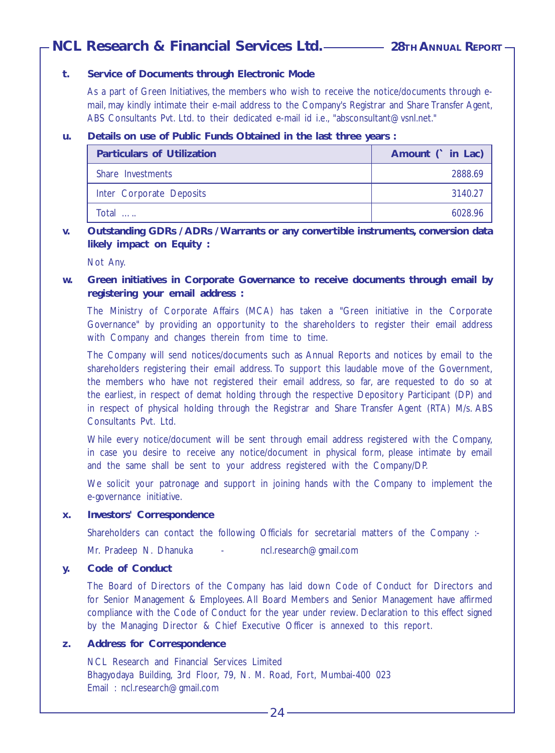**t. Service of Documents through Electronic Mode**

As a part of Green Initiatives, the members who wish to receive the notice/documents through e-mail, may kindly intimate their e-mail address to the Company's Registrar and Share Transfer Agent, ABS Consultants Pvt. Ltd. to their dedicated e-mail id i.e., "absconsultant@vsnl.net."

**u. Details on use of Public Funds Obtained in the last three years :**

| Particulars of Utilization | Amount (` in Lac) |
|---|---:|
| Share Investments | 2888.69 |
| Inter Corporate Deposits | 3140.27 |
| Total ….. | 6028.96 |

**v. Outstanding GDRs / ADRs / Warrants or any convertible instruments, conversion data likely impact on Equity :**

Not Any.

**w. Green initiatives in Corporate Governance to receive documents through email by registering your email address :**

The Ministry of Corporate Affairs (MCA) has taken a "Green initiative in the Corporate Governance" by providing an opportunity to the shareholders to register their email address with Company and changes therein from time to time.

The Company will send notices/documents such as Annual Reports and notices by email to the shareholders registering their email address. To support this laudable move of the Government, the members who have not registered their email address, so far, are requested to do so at the earliest, in respect of demat holding through the respective Depository Participant (DP) and in respect of physical holding through the Registrar and Share Transfer Agent (RTA) M/s. ABS Consultants Pvt. Ltd.

While every notice/document will be sent through email address registered with the Company, in case you desire to receive any notice/document in physical form, please intimate by email and the same shall be sent to your address registered with the Company/DP.

We solicit your patronage and support in joining hands with the Company to implement the e-governance initiative.

**x. Investors' Correspondence**

Shareholders can contact the following Officials for secretarial matters of the Company :-

Mr. Pradeep N. Dhanuka - ncl.research@gmail.com

**y. Code of Conduct**

The Board of Directors of the Company has laid down Code of Conduct for Directors and for Senior Management & Employees. All Board Members and Senior Management have affirmed compliance with the Code of Conduct for the year under review. Declaration to this effect signed by the Managing Director & Chief Executive Officer is annexed to this report.

**z. Address for Correspondence**

NCL Research and Financial Services Limited
Bhagyodaya Building, 3rd Floor, 79, N. M. Road, Fort, Mumbai-400 023
Email : ncl.research@gmail.com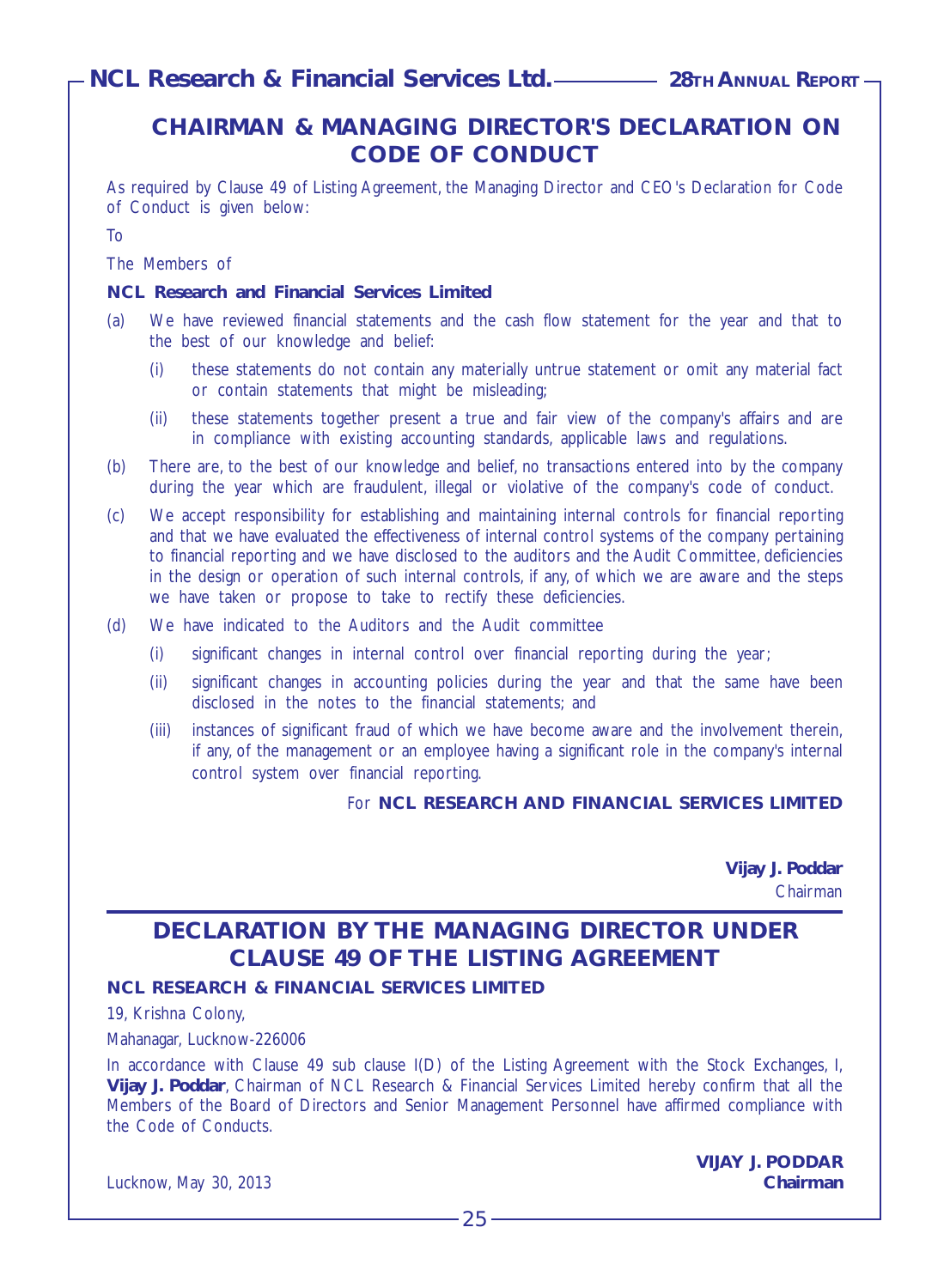## CHAIRMAN & MANAGING DIRECTOR'S DECLARATION ON CODE OF CONDUCT

As required by Clause 49 of Listing Agreement, the Managing Director and CEO's Declaration for Code of Conduct is given below:

To

The Members of

**NCL Research and Financial Services Limited**

(a) We have reviewed financial statements and the cash flow statement for the year and that to the best of our knowledge and belief:

 (i) these statements do not contain any materially untrue statement or omit any material fact or contain statements that might be misleading;

 (ii) these statements together present a true and fair view of the company's affairs and are in compliance with existing accounting standards, applicable laws and regulations.

(b) There are, to the best of our knowledge and belief, no transactions entered into by the company during the year which are fraudulent, illegal or violative of the company's code of conduct.

(c) We accept responsibility for establishing and maintaining internal controls for financial reporting and that we have evaluated the effectiveness of internal control systems of the company pertaining to financial reporting and we have disclosed to the auditors and the Audit Committee, deficiencies in the design or operation of such internal controls, if any, of which we are aware and the steps we have taken or propose to take to rectify these deficiencies.

(d) We have indicated to the Auditors and the Audit committee

 (i) significant changes in internal control over financial reporting during the year;

 (ii) significant changes in accounting policies during the year and that the same have been disclosed in the notes to the financial statements; and

 (iii) instances of significant fraud of which we have become aware and the involvement therein, if any, of the management or an employee having a significant role in the company's internal control system over financial reporting.

For **NCL RESEARCH AND FINANCIAL SERVICES LIMITED**

**Vijay J. Poddar**
Chairman

## DECLARATION BY THE MANAGING DIRECTOR UNDER CLAUSE 49 OF THE LISTING AGREEMENT

**NCL RESEARCH & FINANCIAL SERVICES LIMITED**

19, Krishna Colony,

Mahanagar, Lucknow-226006

In accordance with Clause 49 sub clause I(D) of the Listing Agreement with the Stock Exchanges, I, **Vijay J. Poddar**, Chairman of NCL Research & Financial Services Limited hereby confirm that all the Members of the Board of Directors and Senior Management Personnel have affirmed compliance with the Code of Conducts.

Lucknow, May 30, 2013

**VIJAY J. PODDAR**
**Chairman**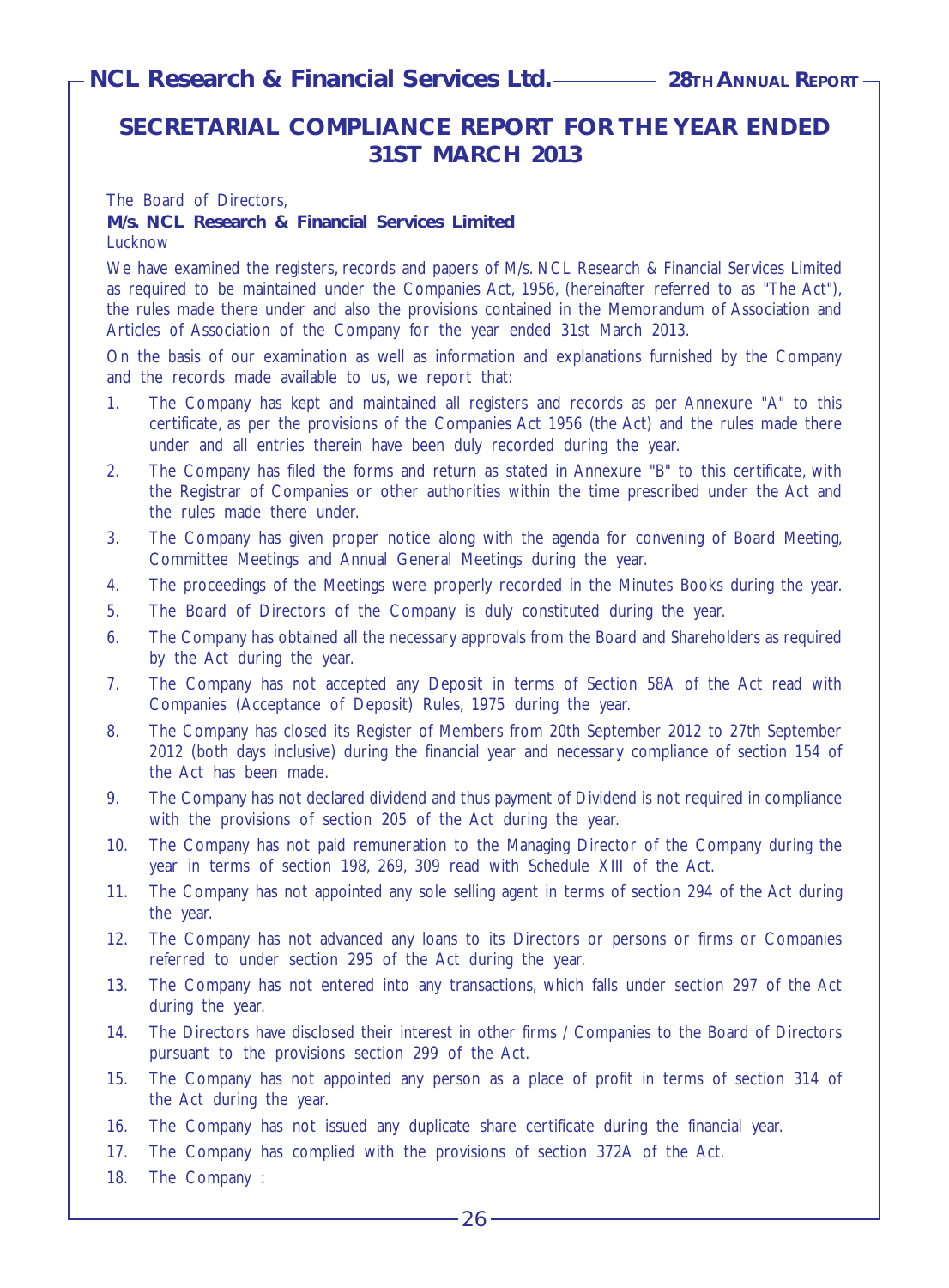## SECRETARIAL COMPLIANCE REPORT FOR THE YEAR ENDED 31ST MARCH 2013

The Board of Directors,
**M/s. NCL Research & Financial Services Limited**
Lucknow

We have examined the registers, records and papers of M/s. NCL Research & Financial Services Limited as required to be maintained under the Companies Act, 1956, (hereinafter referred to as "The Act"), the rules made there under and also the provisions contained in the Memorandum of Association and Articles of Association of the Company for the year ended 31st March 2013.

On the basis of our examination as well as information and explanations furnished by the Company and the records made available to us, we report that:

1. The Company has kept and maintained all registers and records as per Annexure "A" to this certificate, as per the provisions of the Companies Act 1956 (the Act) and the rules made there under and all entries therein have been duly recorded during the year.
2. The Company has filed the forms and return as stated in Annexure "B" to this certificate, with the Registrar of Companies or other authorities within the time prescribed under the Act and the rules made there under.
3. The Company has given proper notice along with the agenda for convening of Board Meeting, Committee Meetings and Annual General Meetings during the year.
4. The proceedings of the Meetings were properly recorded in the Minutes Books during the year.
5. The Board of Directors of the Company is duly constituted during the year.
6. The Company has obtained all the necessary approvals from the Board and Shareholders as required by the Act during the year.
7. The Company has not accepted any Deposit in terms of Section 58A of the Act read with Companies (Acceptance of Deposit) Rules, 1975 during the year.
8. The Company has closed its Register of Members from 20th September 2012 to 27th September 2012 (both days inclusive) during the financial year and necessary compliance of section 154 of the Act has been made.
9. The Company has not declared dividend and thus payment of Dividend is not required in compliance with the provisions of section 205 of the Act during the year.
10. The Company has not paid remuneration to the Managing Director of the Company during the year in terms of section 198, 269, 309 read with Schedule XIII of the Act.
11. The Company has not appointed any sole selling agent in terms of section 294 of the Act during the year.
12. The Company has not advanced any loans to its Directors or persons or firms or Companies referred to under section 295 of the Act during the year.
13. The Company has not entered into any transactions, which falls under section 297 of the Act during the year.
14. The Directors have disclosed their interest in other firms / Companies to the Board of Directors pursuant to the provisions section 299 of the Act.
15. The Company has not appointed any person as a place of profit in terms of section 314 of the Act during the year.
16. The Company has not issued any duplicate share certificate during the financial year.
17. The Company has complied with the provisions of section 372A of the Act.
18. The Company :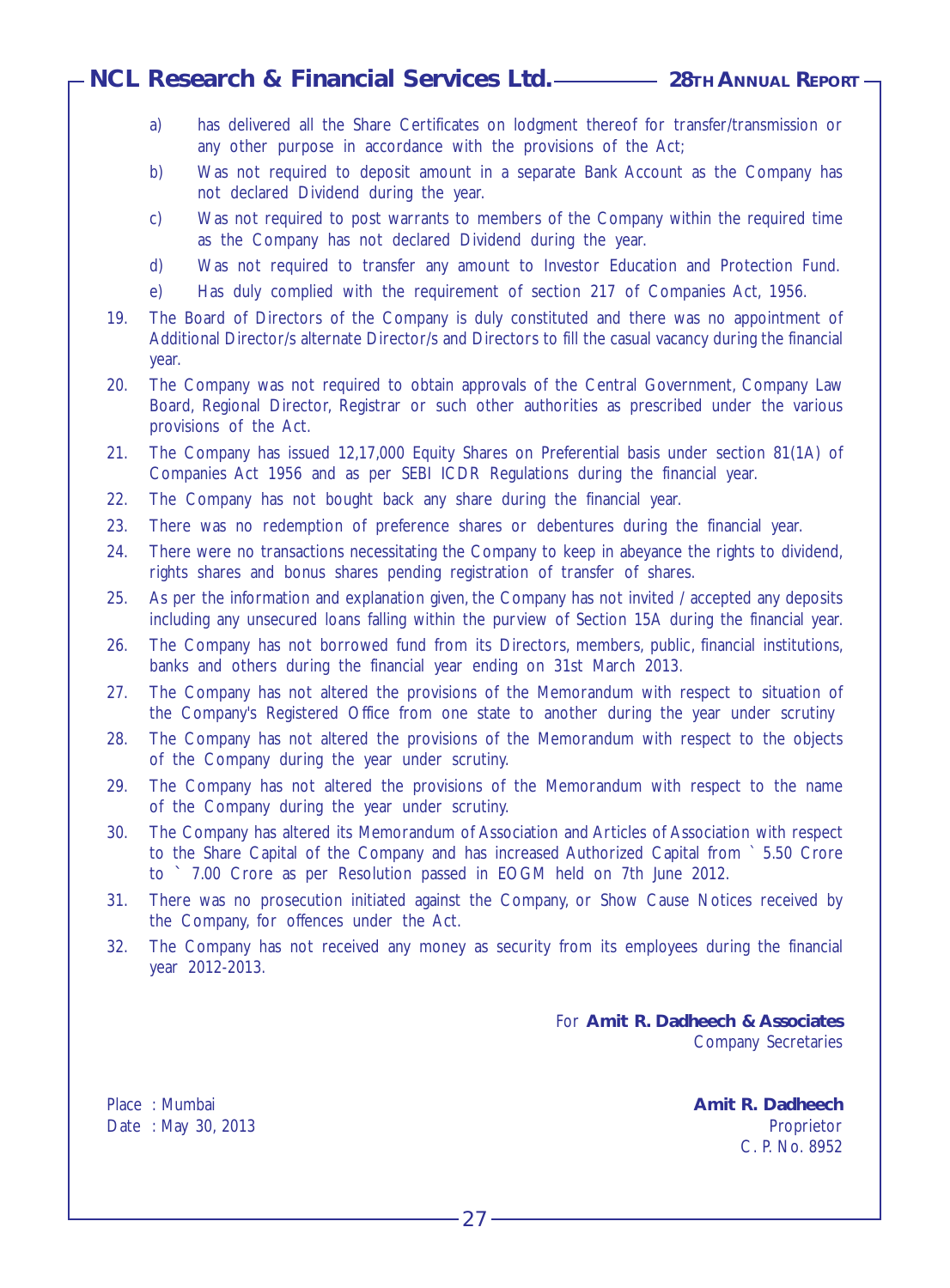a) has delivered all the Share Certificates on lodgment thereof for transfer/transmission or any other purpose in accordance with the provisions of the Act;

b) Was not required to deposit amount in a separate Bank Account as the Company has not declared Dividend during the year.

c) Was not required to post warrants to members of the Company within the required time as the Company has not declared Dividend during the year.

d) Was not required to transfer any amount to Investor Education and Protection Fund.

e) Has duly complied with the requirement of section 217 of Companies Act, 1956.

19. The Board of Directors of the Company is duly constituted and there was no appointment of Additional Director/s alternate Director/s and Directors to fill the casual vacancy during the financial year.

20. The Company was not required to obtain approvals of the Central Government, Company Law Board, Regional Director, Registrar or such other authorities as prescribed under the various provisions of the Act.

21. The Company has issued 12,17,000 Equity Shares on Preferential basis under section 81(1A) of Companies Act 1956 and as per SEBI ICDR Regulations during the financial year.

22. The Company has not bought back any share during the financial year.

23. There was no redemption of preference shares or debentures during the financial year.

24. There were no transactions necessitating the Company to keep in abeyance the rights to dividend, rights shares and bonus shares pending registration of transfer of shares.

25. As per the information and explanation given, the Company has not invited / accepted any deposits including any unsecured loans falling within the purview of Section 15A during the financial year.

26. The Company has not borrowed fund from its Directors, members, public, financial institutions, banks and others during the financial year ending on 31st March 2013.

27. The Company has not altered the provisions of the Memorandum with respect to situation of the Company's Registered Office from one state to another during the year under scrutiny

28. The Company has not altered the provisions of the Memorandum with respect to the objects of the Company during the year under scrutiny.

29. The Company has not altered the provisions of the Memorandum with respect to the name of the Company during the year under scrutiny.

30. The Company has altered its Memorandum of Association and Articles of Association with respect to the Share Capital of the Company and has increased Authorized Capital from ` 5.50 Crore to ` 7.00 Crore as per Resolution passed in EOGM held on 7th June 2012.

31. There was no prosecution initiated against the Company, or Show Cause Notices received by the Company, for offences under the Act.

32. The Company has not received any money as security from its employees during the financial year 2012-2013.

For **Amit R. Dadheech & Associates**
Company Secretaries

Place : Mumbai
Date : May 30, 2013

**Amit R. Dadheech**
Proprietor
C. P. No. 8952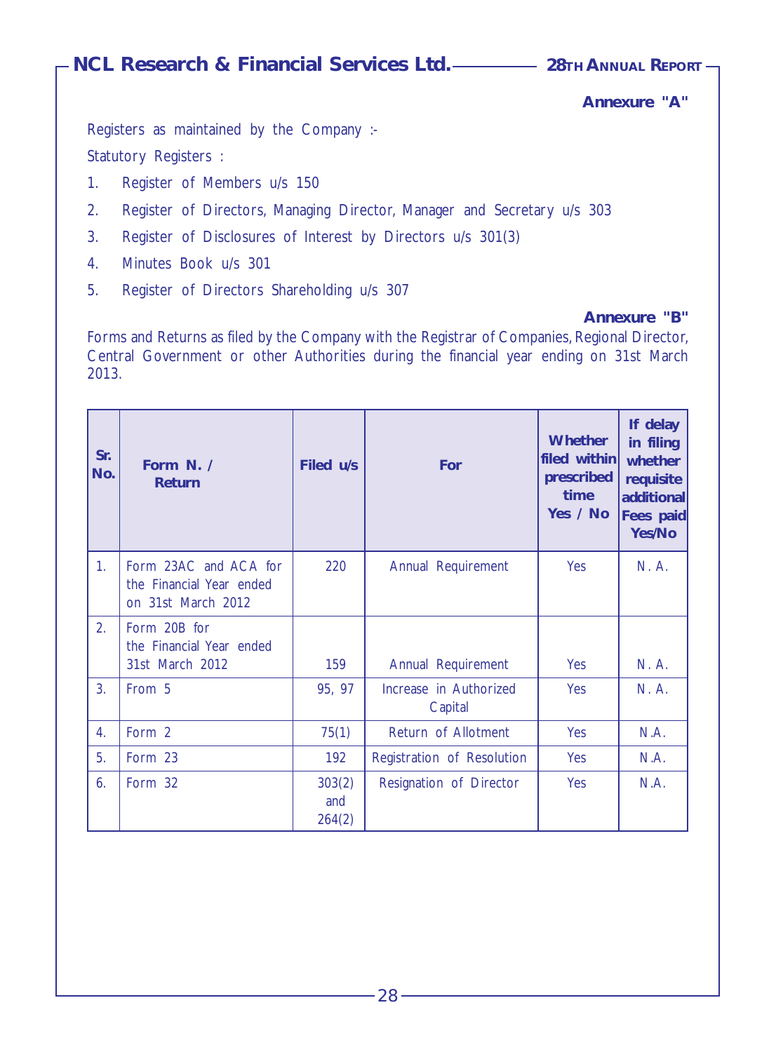**Annexure "A"**

Registers as maintained by the Company :-

Statutory Registers :

1. Register of Members u/s 150
2. Register of Directors, Managing Director, Manager and Secretary u/s 303
3. Register of Disclosures of Interest by Directors u/s 301(3)
4. Minutes Book u/s 301
5. Register of Directors Shareholding u/s 307

**Annexure "B"**

Forms and Returns as filed by the Company with the Registrar of Companies, Regional Director, Central Government or other Authorities during the financial year ending on 31st March 2013.

| Sr. No. | Form N. / Return | Filed u/s | For | Whether filed within prescribed time Yes / No | If delay in filing whether requisite additional Fees paid Yes/No |
|---|---|---|---|---|---|
| 1. | Form 23AC and ACA for the Financial Year ended on 31st March 2012 | 220 | Annual Requirement | Yes | N. A. |
| 2. | Form 20B for the Financial Year ended 31st March 2012 | 159 | Annual Requirement | Yes | N. A. |
| 3. | From 5 | 95, 97 | Increase in Authorized Capital | Yes | N. A. |
| 4. | Form 2 | 75(1) | Return of Allotment | Yes | N.A. |
| 5. | Form 23 | 192 | Registration of Resolution | Yes | N.A. |
| 6. | Form 32 | 303(2) and 264(2) | Resignation of Director | Yes | N.A. |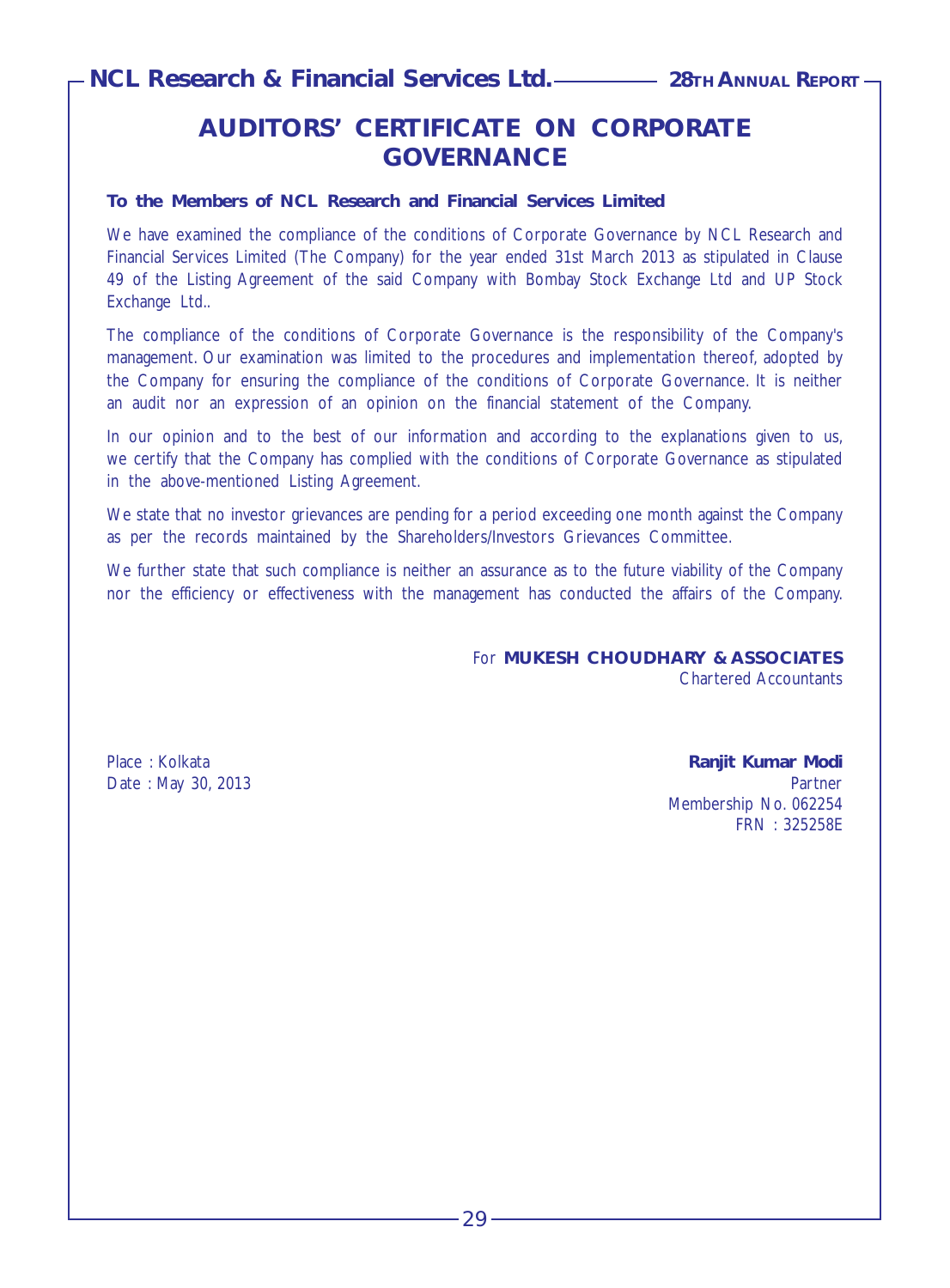# AUDITORS' CERTIFICATE ON CORPORATE GOVERNANCE

**To the Members of NCL Research and Financial Services Limited**

We have examined the compliance of the conditions of Corporate Governance by NCL Research and Financial Services Limited (The Company) for the year ended 31st March 2013 as stipulated in Clause 49 of the Listing Agreement of the said Company with Bombay Stock Exchange Ltd and UP Stock Exchange Ltd..

The compliance of the conditions of Corporate Governance is the responsibility of the Company's management. Our examination was limited to the procedures and implementation thereof, adopted by the Company for ensuring the compliance of the conditions of Corporate Governance. It is neither an audit nor an expression of an opinion on the financial statement of the Company.

In our opinion and to the best of our information and according to the explanations given to us, we certify that the Company has complied with the conditions of Corporate Governance as stipulated in the above-mentioned Listing Agreement.

We state that no investor grievances are pending for a period exceeding one month against the Company as per the records maintained by the Shareholders/Investors Grievances Committee.

We further state that such compliance is neither an assurance as to the future viability of the Company nor the efficiency or effectiveness with the management has conducted the affairs of the Company.

For **MUKESH CHOUDHARY & ASSOCIATES**
Chartered Accountants

Place : Kolkata
Date : May 30, 2013

**Ranjit Kumar Modi**
Partner
Membership No. 062254
FRN : 325258E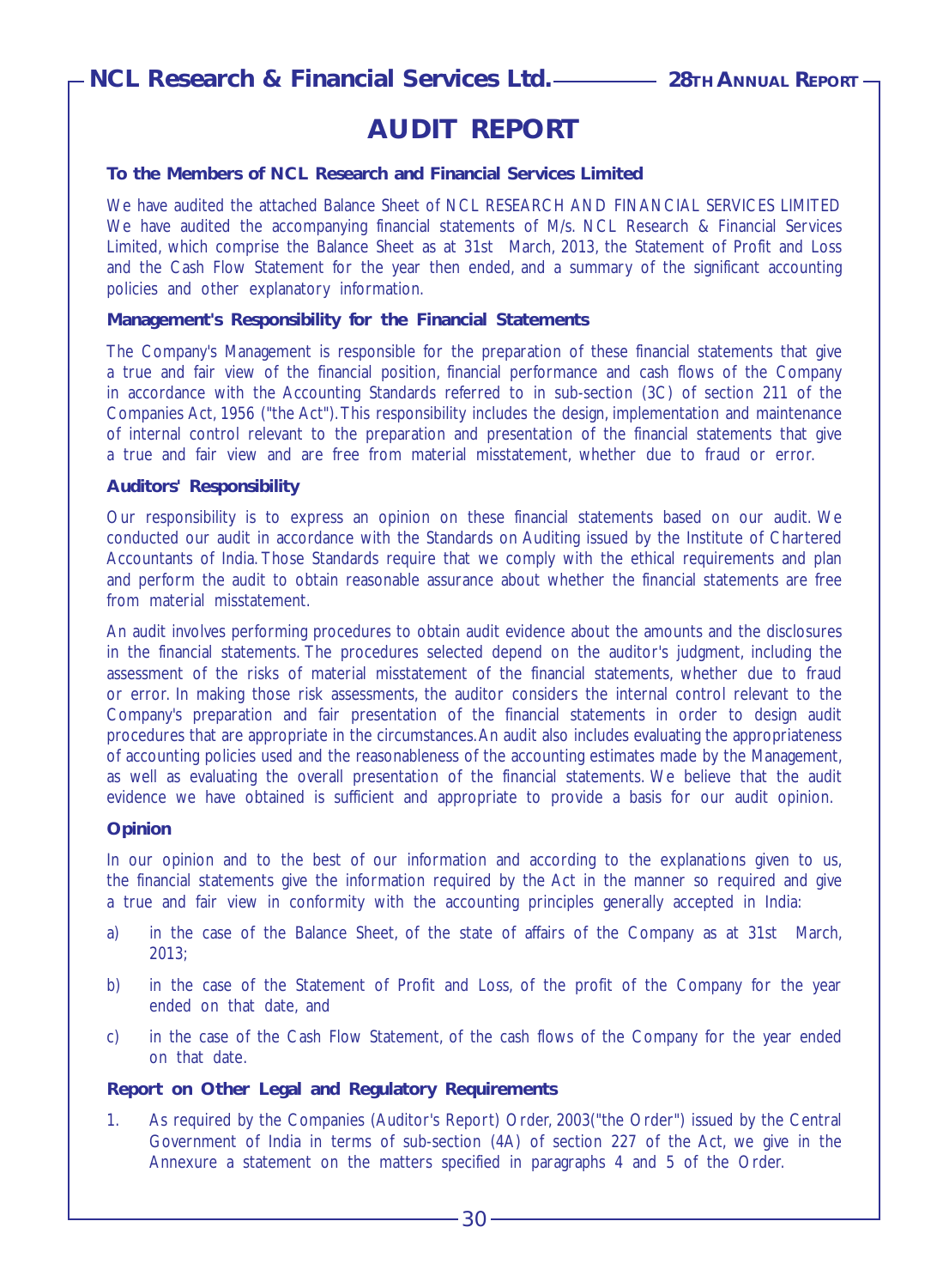# AUDIT REPORT

**To the Members of NCL Research and Financial Services Limited**

We have audited the attached Balance Sheet of NCL RESEARCH AND FINANCIAL SERVICES LIMITED We have audited the accompanying financial statements of M/s. NCL Research & Financial Services Limited, which comprise the Balance Sheet as at 31st March, 2013, the Statement of Profit and Loss and the Cash Flow Statement for the year then ended, and a summary of the significant accounting policies and other explanatory information.

**Management's Responsibility for the Financial Statements**

The Company's Management is responsible for the preparation of these financial statements that give a true and fair view of the financial position, financial performance and cash flows of the Company in accordance with the Accounting Standards referred to in sub-section (3C) of section 211 of the Companies Act, 1956 ("the Act"). This responsibility includes the design, implementation and maintenance of internal control relevant to the preparation and presentation of the financial statements that give a true and fair view and are free from material misstatement, whether due to fraud or error.

**Auditors' Responsibility**

Our responsibility is to express an opinion on these financial statements based on our audit. We conducted our audit in accordance with the Standards on Auditing issued by the Institute of Chartered Accountants of India. Those Standards require that we comply with the ethical requirements and plan and perform the audit to obtain reasonable assurance about whether the financial statements are free from material misstatement.

An audit involves performing procedures to obtain audit evidence about the amounts and the disclosures in the financial statements. The procedures selected depend on the auditor's judgment, including the assessment of the risks of material misstatement of the financial statements, whether due to fraud or error. In making those risk assessments, the auditor considers the internal control relevant to the Company's preparation and fair presentation of the financial statements in order to design audit procedures that are appropriate in the circumstances. An audit also includes evaluating the appropriateness of accounting policies used and the reasonableness of the accounting estimates made by the Management, as well as evaluating the overall presentation of the financial statements. We believe that the audit evidence we have obtained is sufficient and appropriate to provide a basis for our audit opinion.

**Opinion**

In our opinion and to the best of our information and according to the explanations given to us, the financial statements give the information required by the Act in the manner so required and give a true and fair view in conformity with the accounting principles generally accepted in India:

a) in the case of the Balance Sheet, of the state of affairs of the Company as at 31st March, 2013;

b) in the case of the Statement of Profit and Loss, of the profit of the Company for the year ended on that date, and

c) in the case of the Cash Flow Statement, of the cash flows of the Company for the year ended on that date.

**Report on Other Legal and Regulatory Requirements**

1. As required by the Companies (Auditor's Report) Order, 2003("the Order") issued by the Central Government of India in terms of sub-section (4A) of section 227 of the Act, we give in the Annexure a statement on the matters specified in paragraphs 4 and 5 of the Order.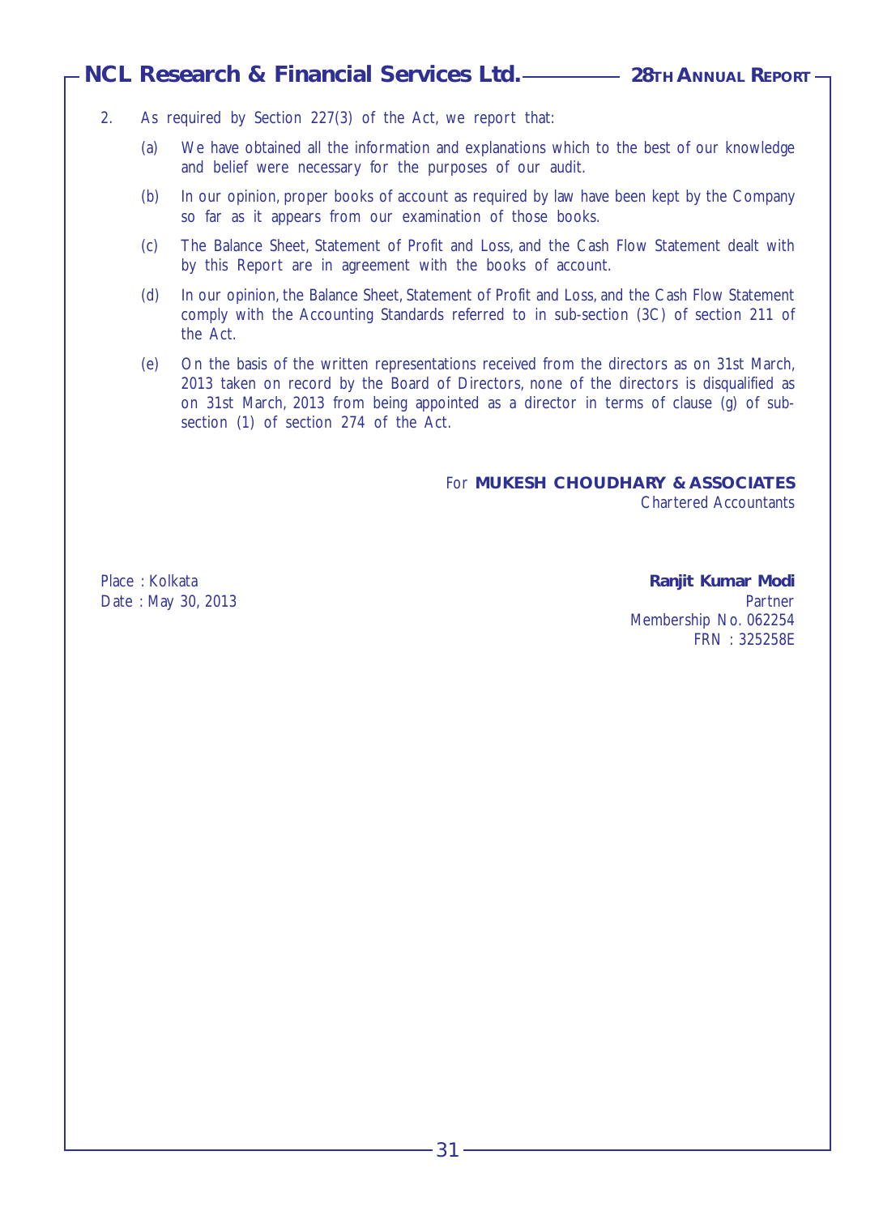2. As required by Section 227(3) of the Act, we report that:

   (a) We have obtained all the information and explanations which to the best of our knowledge and belief were necessary for the purposes of our audit.

   (b) In our opinion, proper books of account as required by law have been kept by the Company so far as it appears from our examination of those books.

   (c) The Balance Sheet, Statement of Profit and Loss, and the Cash Flow Statement dealt with by this Report are in agreement with the books of account.

   (d) In our opinion, the Balance Sheet, Statement of Profit and Loss, and the Cash Flow Statement comply with the Accounting Standards referred to in sub-section (3C) of section 211 of the Act.

   (e) On the basis of the written representations received from the directors as on 31st March, 2013 taken on record by the Board of Directors, none of the directors is disqualified as on 31st March, 2013 from being appointed as a director in terms of clause (g) of sub-section (1) of section 274 of the Act.

For **MUKESH CHOUDHARY & ASSOCIATES**
Chartered Accountants

Place : Kolkata
Date : May 30, 2013

**Ranjit Kumar Modi**
Partner
Membership No. 062254
FRN : 325258E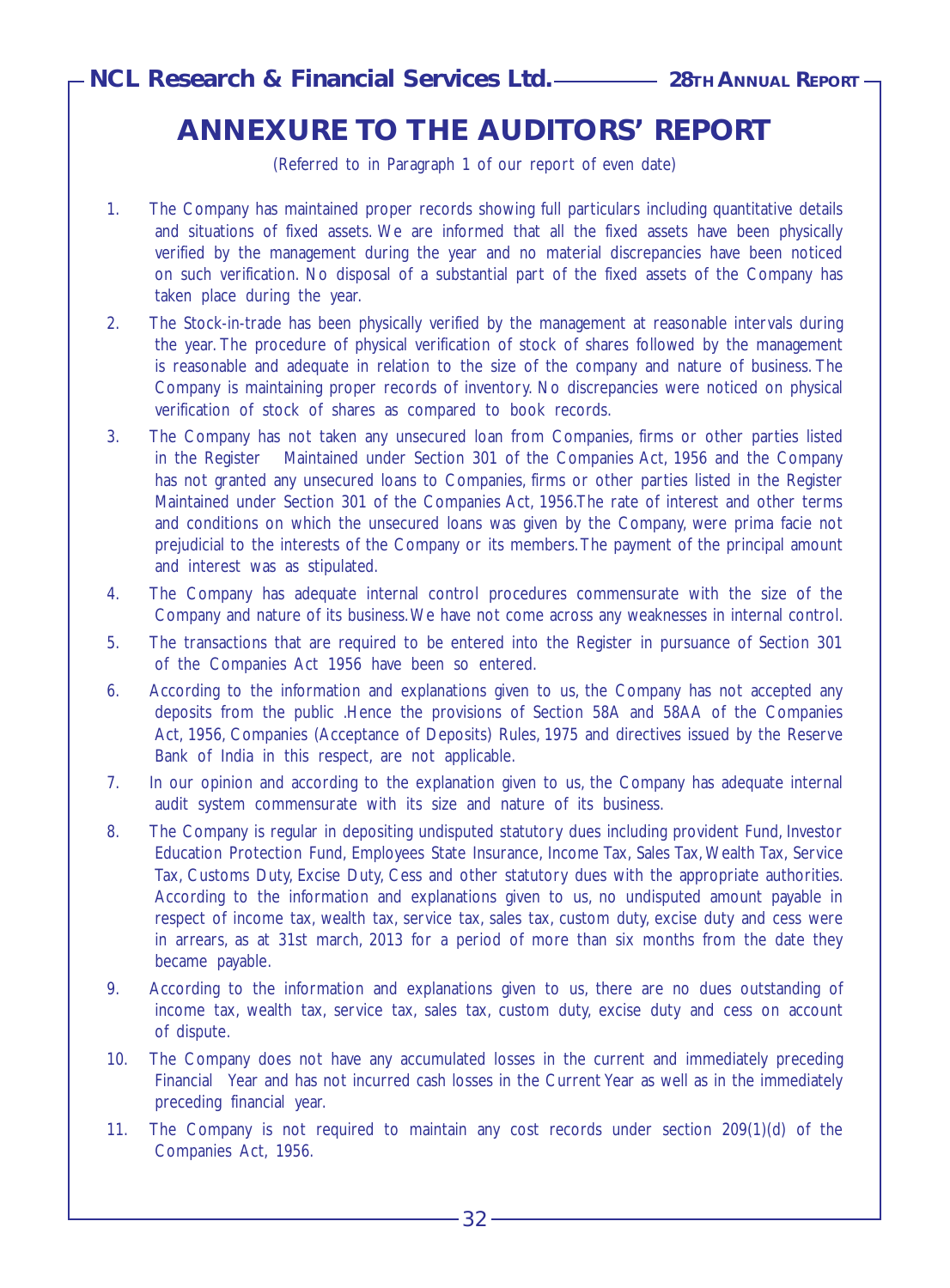# ANNEXURE TO THE AUDITORS' REPORT

(Referred to in Paragraph 1 of our report of even date)

1. The Company has maintained proper records showing full particulars including quantitative details and situations of fixed assets. We are informed that all the fixed assets have been physically verified by the management during the year and no material discrepancies have been noticed on such verification. No disposal of a substantial part of the fixed assets of the Company has taken place during the year.

2. The Stock-in-trade has been physically verified by the management at reasonable intervals during the year. The procedure of physical verification of stock of shares followed by the management is reasonable and adequate in relation to the size of the company and nature of business. The Company is maintaining proper records of inventory. No discrepancies were noticed on physical verification of stock of shares as compared to book records.

3. The Company has not taken any unsecured loan from Companies, firms or other parties listed in the Register Maintained under Section 301 of the Companies Act, 1956 and the Company has not granted any unsecured loans to Companies, firms or other parties listed in the Register Maintained under Section 301 of the Companies Act, 1956.The rate of interest and other terms and conditions on which the unsecured loans was given by the Company, were prima facie not prejudicial to the interests of the Company or its members. The payment of the principal amount and interest was as stipulated.

4. The Company has adequate internal control procedures commensurate with the size of the Company and nature of its business. We have not come across any weaknesses in internal control.

5. The transactions that are required to be entered into the Register in pursuance of Section 301 of the Companies Act 1956 have been so entered.

6. According to the information and explanations given to us, the Company has not accepted any deposits from the public .Hence the provisions of Section 58A and 58AA of the Companies Act, 1956, Companies (Acceptance of Deposits) Rules, 1975 and directives issued by the Reserve Bank of India in this respect, are not applicable.

7. In our opinion and according to the explanation given to us, the Company has adequate internal audit system commensurate with its size and nature of its business.

8. The Company is regular in depositing undisputed statutory dues including provident Fund, Investor Education Protection Fund, Employees State Insurance, Income Tax, Sales Tax, Wealth Tax, Service Tax, Customs Duty, Excise Duty, Cess and other statutory dues with the appropriate authorities. According to the information and explanations given to us, no undisputed amount payable in respect of income tax, wealth tax, service tax, sales tax, custom duty, excise duty and cess were in arrears, as at 31st march, 2013 for a period of more than six months from the date they became payable.

9. According to the information and explanations given to us, there are no dues outstanding of income tax, wealth tax, service tax, sales tax, custom duty, excise duty and cess on account of dispute.

10. The Company does not have any accumulated losses in the current and immediately preceding Financial Year and has not incurred cash losses in the Current Year as well as in the immediately preceding financial year.

11. The Company is not required to maintain any cost records under section 209(1)(d) of the Companies Act, 1956.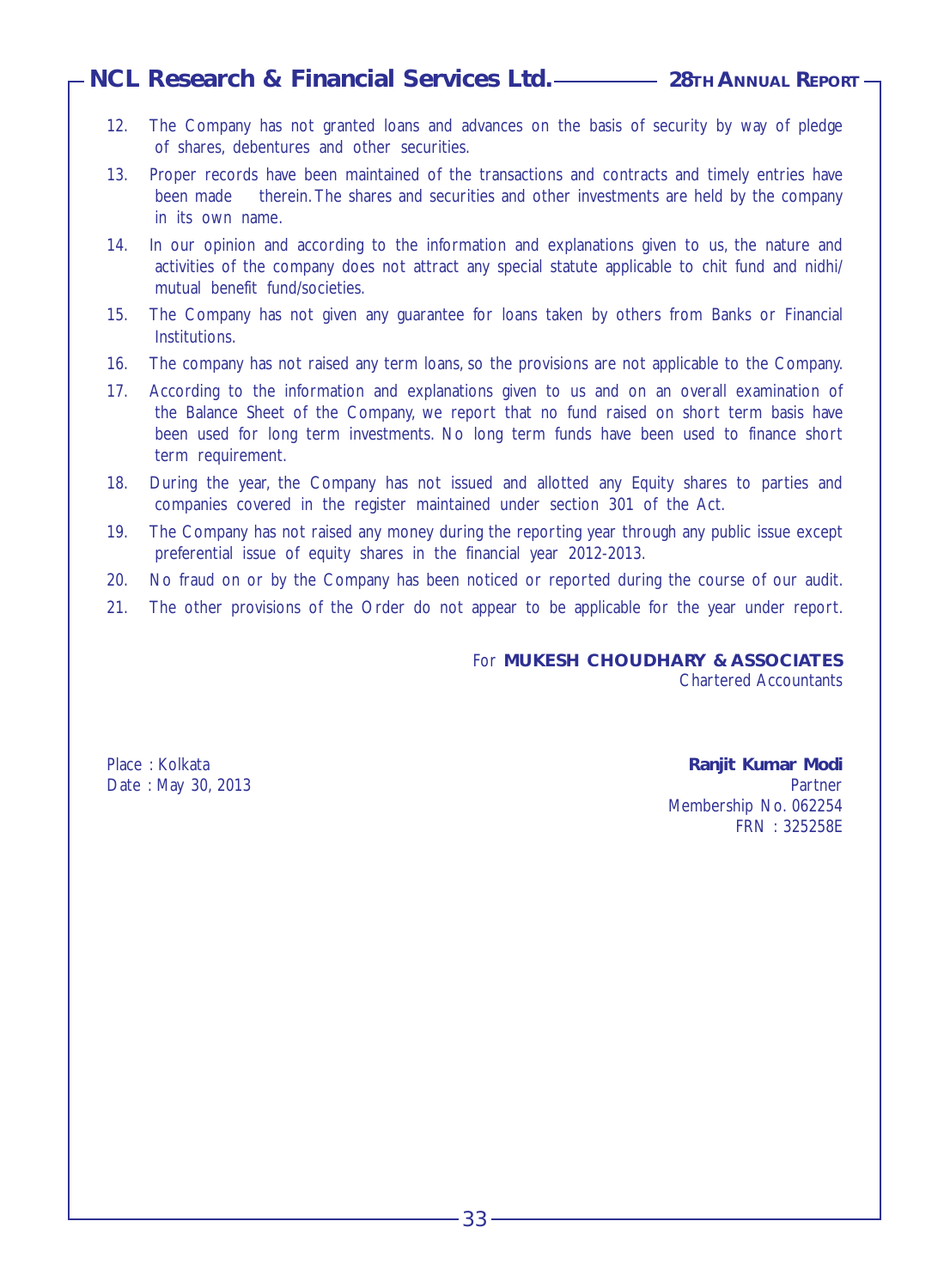12. The Company has not granted loans and advances on the basis of security by way of pledge of shares, debentures and other securities.
13. Proper records have been maintained of the transactions and contracts and timely entries have been made therein. The shares and securities and other investments are held by the company in its own name.
14. In our opinion and according to the information and explanations given to us, the nature and activities of the company does not attract any special statute applicable to chit fund and nidhi/ mutual benefit fund/societies.
15. The Company has not given any guarantee for loans taken by others from Banks or Financial Institutions.
16. The company has not raised any term loans, so the provisions are not applicable to the Company.
17. According to the information and explanations given to us and on an overall examination of the Balance Sheet of the Company, we report that no fund raised on short term basis have been used for long term investments. No long term funds have been used to finance short term requirement.
18. During the year, the Company has not issued and allotted any Equity shares to parties and companies covered in the register maintained under section 301 of the Act.
19. The Company has not raised any money during the reporting year through any public issue except preferential issue of equity shares in the financial year 2012-2013.
20. No fraud on or by the Company has been noticed or reported during the course of our audit.
21. The other provisions of the Order do not appear to be applicable for the year under report.

For **MUKESH CHOUDHARY & ASSOCIATES**
Chartered Accountants

Place : Kolkata
Date : May 30, 2013

**Ranjit Kumar Modi**
Partner
Membership No. 062254
FRN : 325258E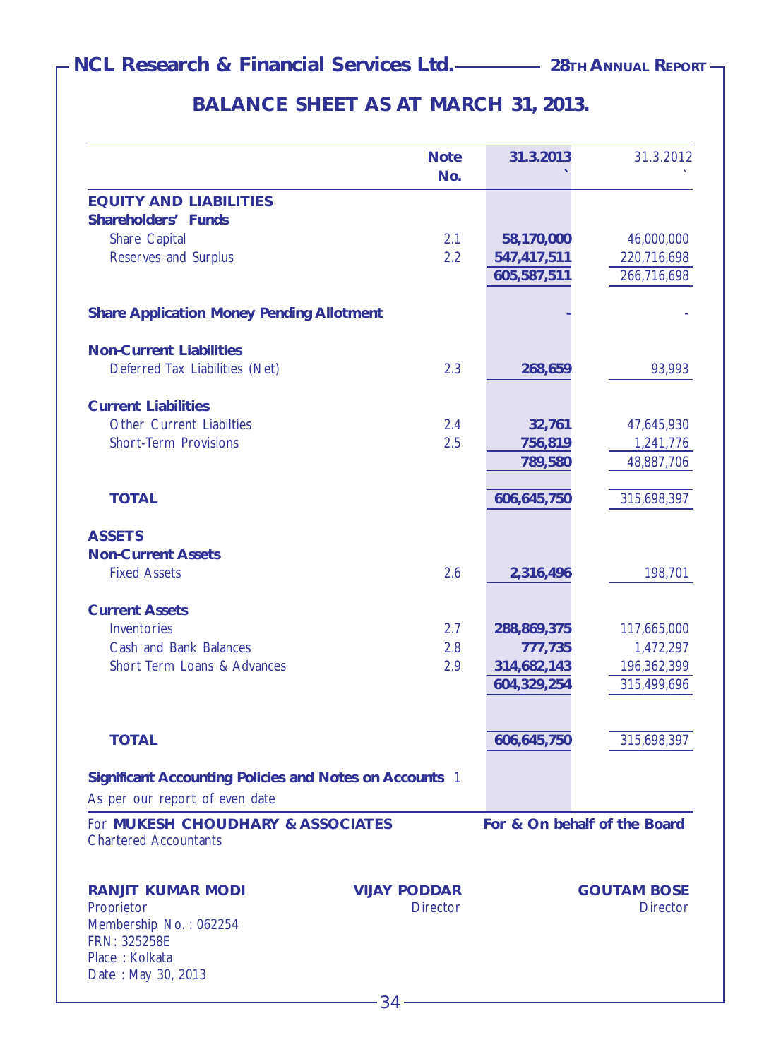## BALANCE SHEET AS AT MARCH 31, 2013.

| | Note No. | 31.3.2013 ` | 31.3.2012 ` |
|---|---|---|---|
| **EQUITY AND LIABILITIES** | | | |
| **Shareholders' Funds** | | | |
| Share Capital | 2.1 | **58,170,000** | 46,000,000 |
| Reserves and Surplus | 2.2 | **547,417,511** | 220,716,698 |
| | | **605,587,511** | 266,716,698 |
| **Share Application Money Pending Allotment** | | **-** | - |
| **Non-Current Liabilities** | | | |
| Deferred Tax Liabilities (Net) | 2.3 | **268,659** | 93,993 |
| **Current Liabilities** | | | |
| Other Current Liabilties | 2.4 | **32,761** | 47,645,930 |
| Short-Term Provisions | 2.5 | **756,819** | 1,241,776 |
| | | **789,580** | 48,887,706 |
| **TOTAL** | | **606,645,750** | 315,698,397 |
| **ASSETS** | | | |
| **Non-Current Assets** | | | |
| Fixed Assets | 2.6 | **2,316,496** | 198,701 |
| **Current Assets** | | | |
| Inventories | 2.7 | **288,869,375** | 117,665,000 |
| Cash and Bank Balances | 2.8 | **777,735** | 1,472,297 |
| Short Term Loans & Advances | 2.9 | **314,682,143** | 196,362,399 |
| | | **604,329,254** | 315,499,696 |
| **TOTAL** | | **606,645,750** | 315,698,397 |
| **Significant Accounting Policies and Notes on Accounts** | 1 | | |

As per our report of even date

For **MUKESH CHOUDHARY & ASSOCIATES**
Chartered Accountants

**For & On behalf of the Board**

**RANJIT KUMAR MODI**
Proprietor
Membership No. : 062254
FRN: 325258E
Place : Kolkata
Date : May 30, 2013

**VIJAY PODDAR**
Director

**GOUTAM BOSE**
Director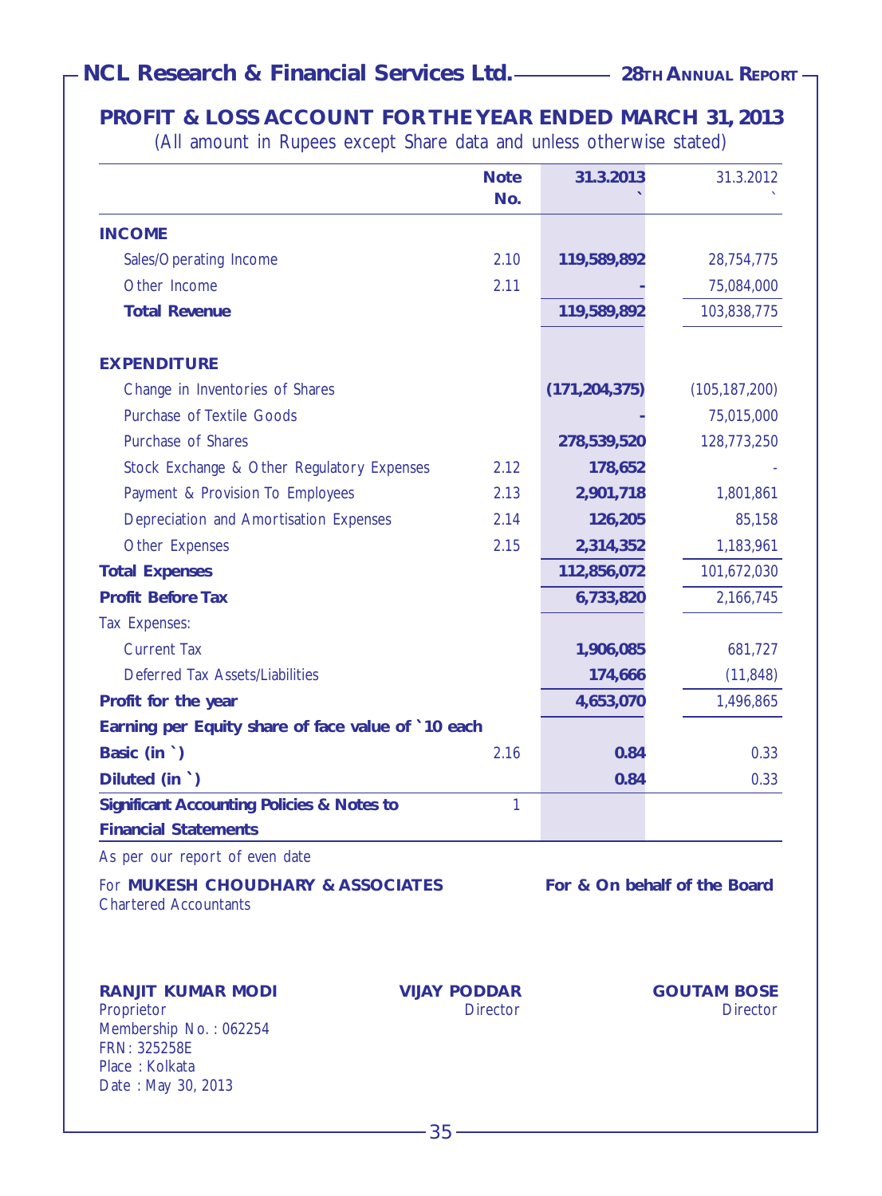## PROFIT & LOSS ACCOUNT FOR THE YEAR ENDED MARCH 31, 2013

(All amount in Rupees except Share data and unless otherwise stated)

| | Note No. | 31.3.2013 ` | 31.3.2012 ` |
|---|---|---|---|
| **INCOME** | | | |
| Sales/Operating Income | 2.10 | **119,589,892** | 28,754,775 |
| Other Income | 2.11 | **-** | 75,084,000 |
| **Total Revenue** | | **119,589,892** | 103,838,775 |
| **EXPENDITURE** | | | |
| Change in Inventories of Shares | | **(171,204,375)** | (105,187,200) |
| Purchase of Textile Goods | | **-** | 75,015,000 |
| Purchase of Shares | | **278,539,520** | 128,773,250 |
| Stock Exchange & Other Regulatory Expenses | 2.12 | **178,652** | - |
| Payment & Provision To Employees | 2.13 | **2,901,718** | 1,801,861 |
| Depreciation and Amortisation Expenses | 2.14 | **126,205** | 85,158 |
| Other Expenses | 2.15 | **2,314,352** | 1,183,961 |
| **Total Expenses** | | **112,856,072** | 101,672,030 |
| **Profit Before Tax** | | **6,733,820** | 2,166,745 |
| Tax Expenses: | | | |
| Current Tax | | **1,906,085** | 681,727 |
| Deferred Tax Assets/Liabilities | | **174,666** | (11,848) |
| **Profit for the year** | | **4,653,070** | 1,496,865 |
| **Earning per Equity share of face value of `10 each** | | | |
| **Basic (in `)** | 2.16 | **0.84** | 0.33 |
| **Diluted (in `)** | | **0.84** | 0.33 |
| **Significant Accounting Policies & Notes to Financial Statements** | 1 | | |

As per our report of even date

For **MUKESH CHOUDHARY & ASSOCIATES**
Chartered Accountants

**For & On behalf of the Board**

**RANJIT KUMAR MODI**
Proprietor
Membership No. : 062254
FRN: 325258E
Place : Kolkata
Date : May 30, 2013

**VIJAY PODDAR**
Director

**GOUTAM BOSE**
Director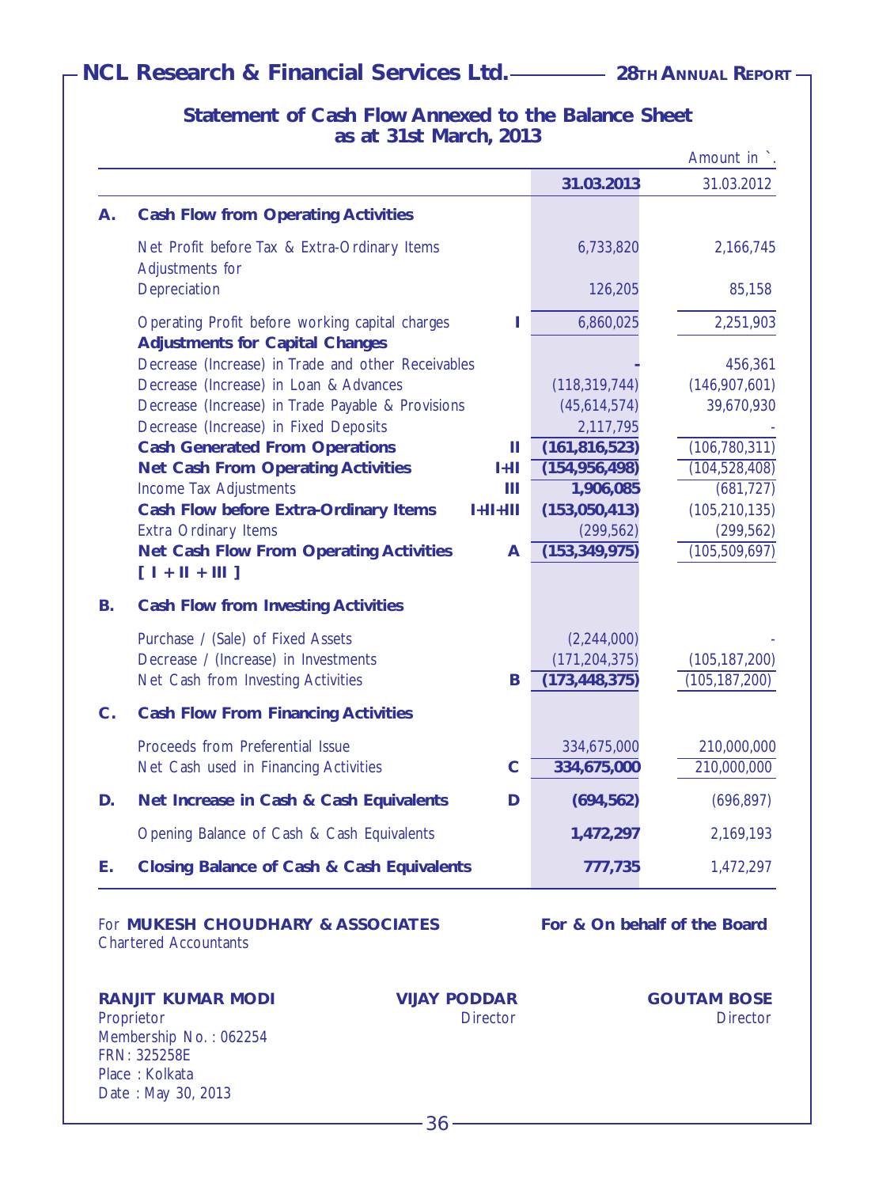## Statement of Cash Flow Annexed to the Balance Sheet as at 31st March, 2013

Amount in `.

| | | | 31.03.2013 | 31.03.2012 |
|---|---|---|---|---|
| **A.** | **Cash Flow from Operating Activities** | | | |
| | Net Profit before Tax & Extra-Ordinary Items | | 6,733,820 | 2,166,745 |
| | Adjustments for | | | |
| | Depreciation | | 126,205 | 85,158 |
| | Operating Profit before working capital charges | I | 6,860,025 | 2,251,903 |
| | **Adjustments for Capital Changes** | | | |
| | Decrease (Increase) in Trade and other Receivables | | - | 456,361 |
| | Decrease (Increase) in Loan & Advances | | (118,319,744) | (146,907,601) |
| | Decrease (Increase) in Trade Payable & Provisions | | (45,614,574) | 39,670,930 |
| | Decrease (Increase) in Fixed Deposits | | 2,117,795 | - |
| | **Cash Generated From Operations** | **II** | **(161,816,523)** | (106,780,311) |
| | **Net Cash From Operating Activities** | **I+II** | **(154,956,498)** | (104,528,408) |
| | Income Tax Adjustments | **III** | **1,906,085** | (681,727) |
| | **Cash Flow before Extra-Ordinary Items** | **I+II+III** | **(153,050,413)** | (105,210,135) |
| | Extra Ordinary Items | | (299,562) | (299,562) |
| | **Net Cash Flow From Operating Activities [ I + II + III ]** | **A** | **(153,349,975)** | (105,509,697) |
| **B.** | **Cash Flow from Investing Activities** | | | |
| | Purchase / (Sale) of Fixed Assets | | (2,244,000) | - |
| | Decrease / (Increase) in Investments | | (171,204,375) | (105,187,200) |
| | Net Cash from Investing Activities | **B** | **(173,448,375)** | (105,187,200) |
| **C.** | **Cash Flow From Financing Activities** | | | |
| | Proceeds from Preferential Issue | | 334,675,000 | 210,000,000 |
| | Net Cash used in Financing Activities | **C** | **334,675,000** | 210,000,000 |
| **D.** | **Net Increase in Cash & Cash Equivalents** | **D** | **(694,562)** | (696,897) |
| | Opening Balance of Cash & Cash Equivalents | | **1,472,297** | 2,169,193 |
| **E.** | **Closing Balance of Cash & Cash Equivalents** | | **777,735** | 1,472,297 |

For **MUKESH CHOUDHARY & ASSOCIATES**
Chartered Accountants

**For & On behalf of the Board**

**RANJIT KUMAR MODI**
Proprietor
Membership No. : 062254
FRN: 325258E
Place : Kolkata
Date : May 30, 2013

**VIJAY PODDAR**
Director

**GOUTAM BOSE**
Director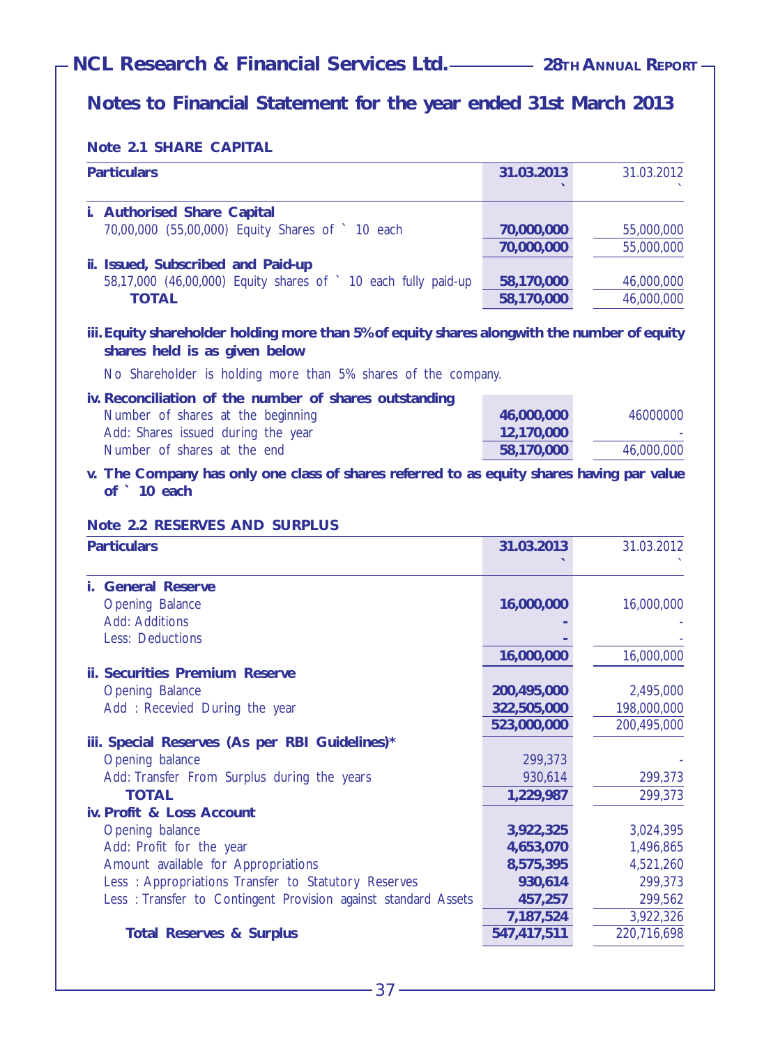## Notes to Financial Statement for the year ended 31st March 2013

### Note 2.1 SHARE CAPITAL

| Particulars | 31.03.2013 ` | 31.03.2012 ` |
|---|---|---|
| **i. Authorised Share Capital** | | |
| 70,00,000 (55,00,000) Equity Shares of ` 10 each | **70,000,000** | 55,000,000 |
| | **70,000,000** | 55,000,000 |
| **ii. Issued, Subscribed and Paid-up** | | |
| 58,17,000 (46,00,000) Equity shares of ` 10 each fully paid-up | **58,170,000** | 46,000,000 |
| **TOTAL** | **58,170,000** | 46,000,000 |

**iii. Equity shareholder holding more than 5% of equity shares alongwith the number of equity shares held is as given below**

No Shareholder is holding more than 5% shares of the company.

| **iv. Reconciliation of the number of shares outstanding** | | |
|---|---|---|
| Number of shares at the beginning | **46,000,000** | 46000000 |
| Add: Shares issued during the year | **12,170,000** | - |
| Number of shares at the end | **58,170,000** | 46,000,000 |

**v. The Company has only one class of shares referred to as equity shares having par value of ` 10 each**

### Note 2.2 RESERVES AND SURPLUS

| Particulars | 31.03.2013 ` | 31.03.2012 ` |
|---|---|---|
| **i. General Reserve** | | |
| Opening Balance | **16,000,000** | 16,000,000 |
| Add: Additions | - | - |
| Less: Deductions | - | - |
| | **16,000,000** | 16,000,000 |
| **ii. Securities Premium Reserve** | | |
| Opening Balance | **200,495,000** | 2,495,000 |
| Add : Recevied During the year | **322,505,000** | 198,000,000 |
| | **523,000,000** | 200,495,000 |
| **iii. Special Reserves (As per RBI Guidelines)*** | | |
| Opening balance | 299,373 | - |
| Add: Transfer From Surplus during the years | 930,614 | 299,373 |
| **TOTAL** | **1,229,987** | 299,373 |
| **iv. Profit & Loss Account** | | |
| Opening balance | **3,922,325** | 3,024,395 |
| Add: Profit for the year | **4,653,070** | 1,496,865 |
| Amount available for Appropriations | **8,575,395** | 4,521,260 |
| Less : Appropriations Transfer to Statutory Reserves | **930,614** | 299,373 |
| Less : Transfer to Contingent Provision against standard Assets | **457,257** | 299,562 |
| | **7,187,524** | 3,922,326 |
| **Total Reserves & Surplus** | **547,417,511** | 220,716,698 |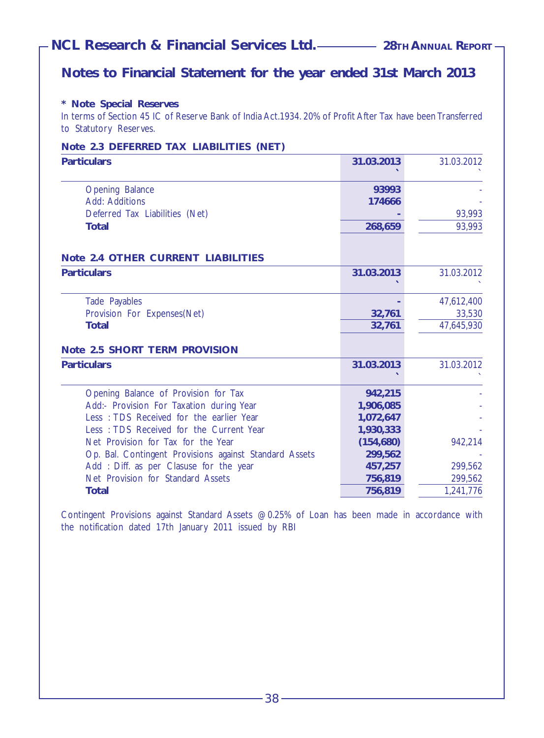## Notes to Financial Statement for the year ended 31st March 2013

**\* Note Special Reserves**

In terms of Section 45 IC of Reserve Bank of India Act.1934. 20% of Profit After Tax have been Transferred to Statutory Reserves.

**Note 2.3 DEFERRED TAX LIABILITIES (NET)**

| Particulars | 31.03.2013 ` | 31.03.2012 ` |
|---|---|---|
| Opening Balance | 93993 | - |
| Add: Additions | 174666 | - |
| Deferred Tax Liabilities (Net) | - | 93,993 |
| **Total** | **268,659** | 93,993 |

**Note 2.4 OTHER CURRENT LIABILITIES**

| Particulars | 31.03.2013 ` | 31.03.2012 ` |
|---|---|---|
| Tade Payables | - | 47,612,400 |
| Provision For Expenses(Net) | 32,761 | 33,530 |
| **Total** | **32,761** | 47,645,930 |

**Note 2.5 SHORT TERM PROVISION**

| Particulars | 31.03.2013 ` | 31.03.2012 ` |
|---|---|---|
| Opening Balance of Provision for Tax | 942,215 | - |
| Add:- Provision For Taxation during Year | 1,906,085 | - |
| Less : TDS Received for the earlier Year | 1,072,647 | - |
| Less : TDS Received for the Current Year | 1,930,333 | - |
| Net Provision for Tax for the Year | (154,680) | 942,214 |
| Op. Bal. Contingent Provisions against Standard Assets | 299,562 | - |
| Add : Diff. as per Clasuse for the year | 457,257 | 299,562 |
| Net Provision for Standard Assets | 756,819 | 299,562 |
| **Total** | **756,819** | 1,241,776 |

Contingent Provisions against Standard Assets @ 0.25% of Loan has been made in accordance with the notification dated 17th January 2011 issued by RBI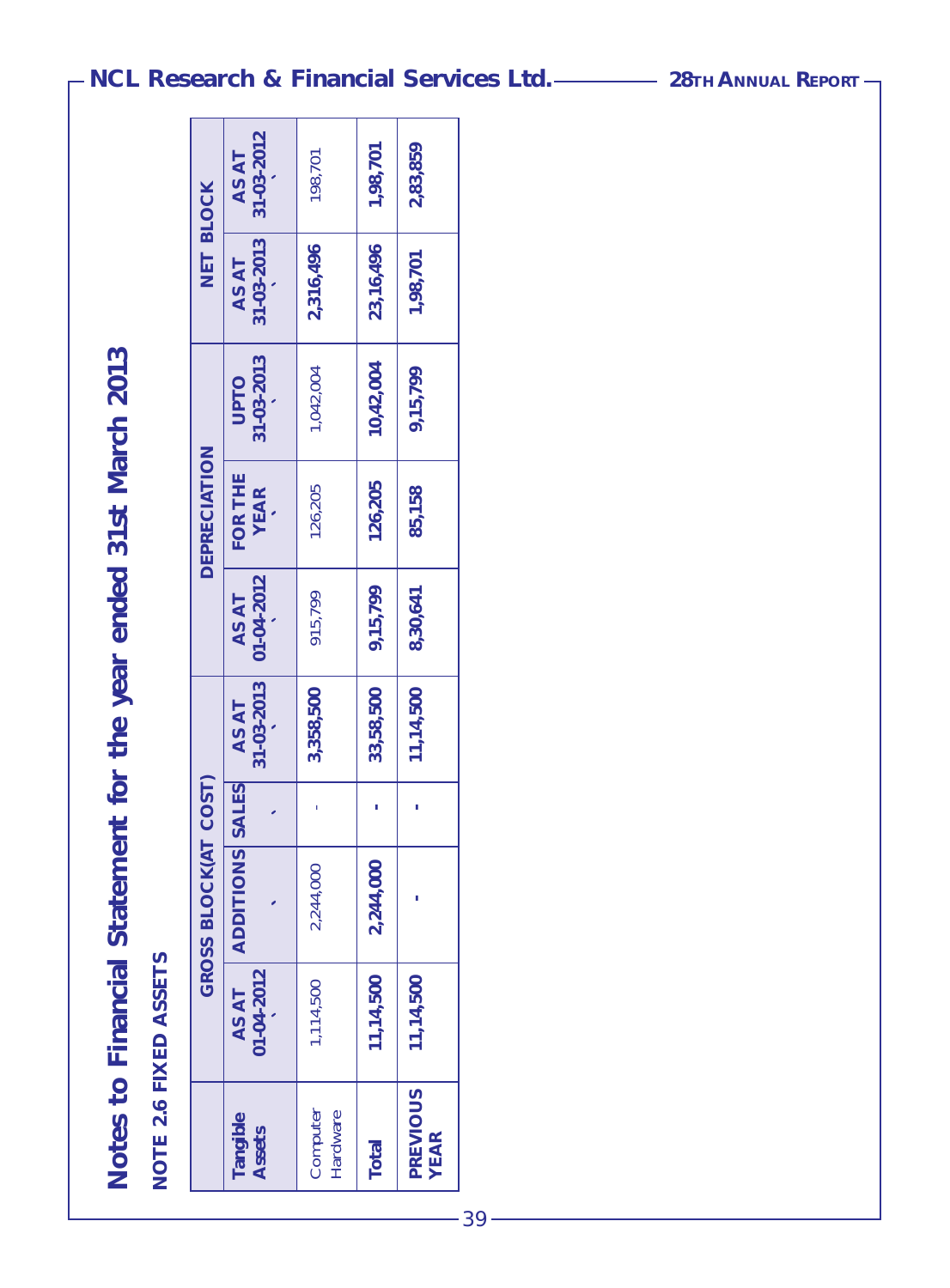# Notes to Financial Statement for the year ended 31st March 2013

## NOTE 2.6 FIXED ASSETS

| Tangible Assets | GROSS BLOCK(AT COST) | | | | DEPRECIATION | | | NET BLOCK | |
|---|---|---|---|---|---|---|---|---|---|
| | AS AT 01-04-2012 ` | ADDITIONS ` | SALES ` | AS AT 31-03-2013 ` | AS AT 01-04-2012 ` | FOR THE YEAR ` | UPTO 31-03-2013 ` | AS AT 31-03-2013 ` | AS AT 31-03-2012 ` |
| Computer Hardware | 1,114,500 | 2,244,000 | - | 3,358,500 | 915,799 | 126,205 | 1,042,004 | 2,316,496 | 198,701 |
| **Total** | **11,14,500** | **2,244,000** | **-** | **33,58,500** | **9,15,799** | **126,205** | **10,42,004** | **23,16,496** | **1,98,701** |
| **PREVIOUS YEAR** | **11,14,500** | **-** | **-** | **11,14,500** | **8,30,641** | **85,158** | **9,15,799** | **1,98,701** | **2,83,859** |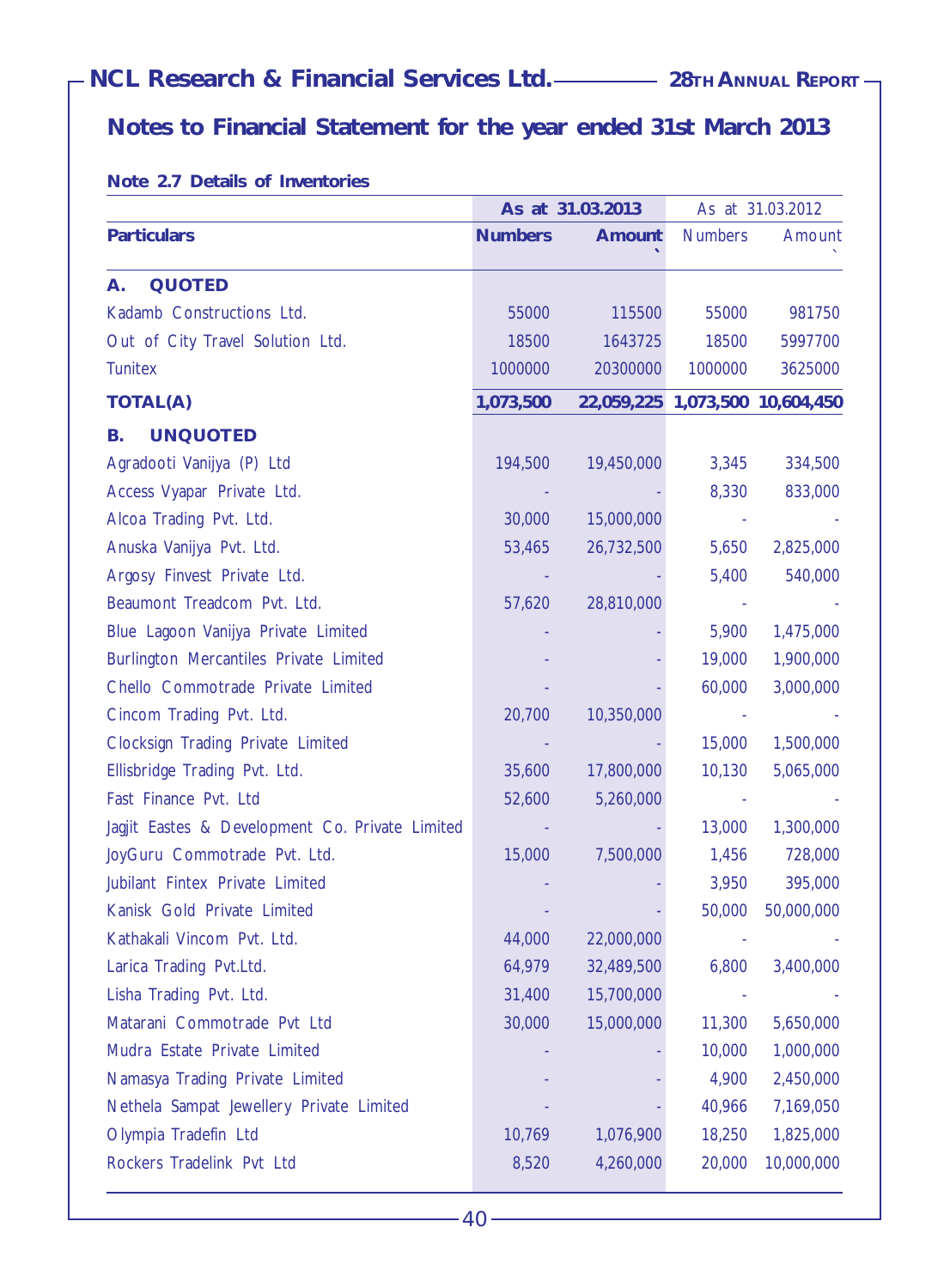## Notes to Financial Statement for the year ended 31st March 2013

### Note 2.7 Details of Inventories

| Particulars | As at 31.03.2013 | | As at 31.03.2012 | |
|---|---|---|---|---|
| | **Numbers** | **Amount `** | Numbers | Amount ` |
| **A. QUOTED** | | | | |
| Kadamb Constructions Ltd. | 55000 | 115500 | 55000 | 981750 |
| Out of City Travel Solution Ltd. | 18500 | 1643725 | 18500 | 5997700 |
| Tunitex | 1000000 | 20300000 | 1000000 | 3625000 |
| **TOTAL(A)** | **1,073,500** | **22,059,225** | **1,073,500** | **10,604,450** |
| **B. UNQUOTED** | | | | |
| Agradooti Vanijya (P) Ltd | 194,500 | 19,450,000 | 3,345 | 334,500 |
| Access Vyapar Private Ltd. | - | - | 8,330 | 833,000 |
| Alcoa Trading Pvt. Ltd. | 30,000 | 15,000,000 | - | - |
| Anuska Vanijya Pvt. Ltd. | 53,465 | 26,732,500 | 5,650 | 2,825,000 |
| Argosy Finvest Private Ltd. | - | - | 5,400 | 540,000 |
| Beaumont Treadcom Pvt. Ltd. | 57,620 | 28,810,000 | - | - |
| Blue Lagoon Vanijya Private Limited | - | - | 5,900 | 1,475,000 |
| Burlington Mercantiles Private Limited | - | - | 19,000 | 1,900,000 |
| Chello Commotrade Private Limited | - | - | 60,000 | 3,000,000 |
| Cincom Trading Pvt. Ltd. | 20,700 | 10,350,000 | - | - |
| Clocksign Trading Private Limited | - | - | 15,000 | 1,500,000 |
| Ellisbridge Trading Pvt. Ltd. | 35,600 | 17,800,000 | 10,130 | 5,065,000 |
| Fast Finance Pvt. Ltd | 52,600 | 5,260,000 | - | - |
| Jagjit Eastes & Development Co. Private Limited | - | - | 13,000 | 1,300,000 |
| JoyGuru Commotrade Pvt. Ltd. | 15,000 | 7,500,000 | 1,456 | 728,000 |
| Jubilant Fintex Private Limited | - | - | 3,950 | 395,000 |
| Kanisk Gold Private Limited | - | - | 50,000 | 50,000,000 |
| Kathakali Vincom Pvt. Ltd. | 44,000 | 22,000,000 | - | - |
| Larica Trading Pvt.Ltd. | 64,979 | 32,489,500 | 6,800 | 3,400,000 |
| Lisha Trading Pvt. Ltd. | 31,400 | 15,700,000 | - | - |
| Matarani Commotrade Pvt Ltd | 30,000 | 15,000,000 | 11,300 | 5,650,000 |
| Mudra Estate Private Limited | - | - | 10,000 | 1,000,000 |
| Namasya Trading Private Limited | - | - | 4,900 | 2,450,000 |
| Nethela Sampat Jewellery Private Limited | - | - | 40,966 | 7,169,050 |
| Olympia Tradefin Ltd | 10,769 | 1,076,900 | 18,250 | 1,825,000 |
| Rockers Tradelink Pvt Ltd | 8,520 | 4,260,000 | 20,000 | 10,000,000 |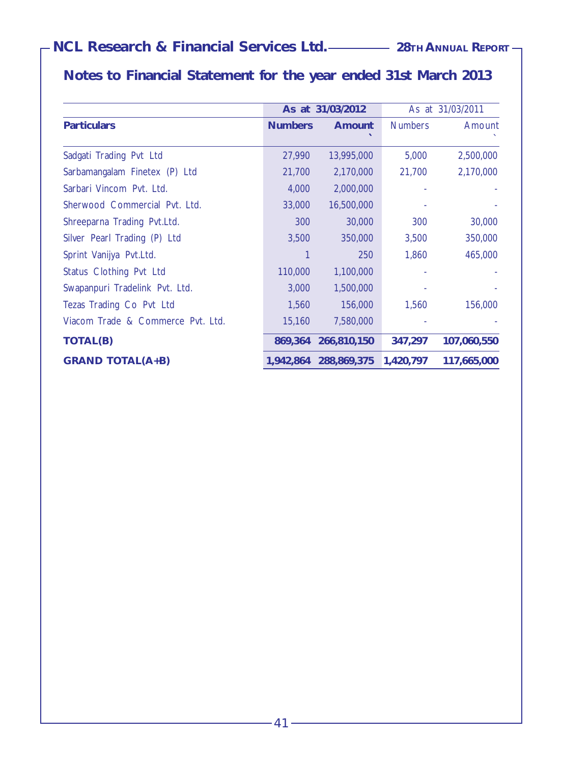## Notes to Financial Statement for the year ended 31st March 2013

| Particulars | As at 31/03/2012 | | As at 31/03/2011 | |
|---|---|---|---|---|
| | **Numbers** | **Amount `** | Numbers | Amount ` |
| Sadgati Trading Pvt Ltd | 27,990 | 13,995,000 | 5,000 | 2,500,000 |
| Sarbamangalam Finetex (P) Ltd | 21,700 | 2,170,000 | 21,700 | 2,170,000 |
| Sarbari Vincom Pvt. Ltd. | 4,000 | 2,000,000 | - | - |
| Sherwood Commercial Pvt. Ltd. | 33,000 | 16,500,000 | - | - |
| Shreeparna Trading Pvt.Ltd. | 300 | 30,000 | 300 | 30,000 |
| Silver Pearl Trading (P) Ltd | 3,500 | 350,000 | 3,500 | 350,000 |
| Sprint Vanijya Pvt.Ltd. | 1 | 250 | 1,860 | 465,000 |
| Status Clothing Pvt Ltd | 110,000 | 1,100,000 | - | - |
| Swapanpuri Tradelink Pvt. Ltd. | 3,000 | 1,500,000 | - | - |
| Tezas Trading Co Pvt Ltd | 1,560 | 156,000 | 1,560 | 156,000 |
| Viacom Trade & Commerce Pvt. Ltd. | 15,160 | 7,580,000 | - | - |
| **TOTAL(B)** | **869,364** | **266,810,150** | **347,297** | **107,060,550** |
| **GRAND TOTAL(A+B)** | **1,942,864** | **288,869,375** | **1,420,797** | **117,665,000** |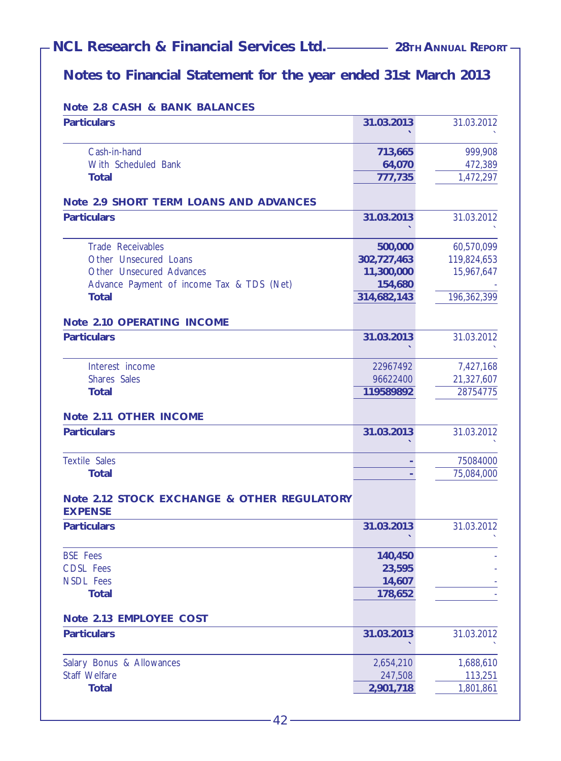## Notes to Financial Statement for the year ended 31st March 2013

### Note 2.8 CASH & BANK BALANCES

| Particulars | 31.03.2013 ` | 31.03.2012 ` |
|---|---|---|
| Cash-in-hand | **713,665** | 999,908 |
| With Scheduled Bank | **64,070** | 472,389 |
| **Total** | **777,735** | 1,472,297 |

### Note 2.9 SHORT TERM LOANS AND ADVANCES

| Particulars | 31.03.2013 ` | 31.03.2012 ` |
|---|---|---|
| Trade Receivables | **500,000** | 60,570,099 |
| Other Unsecured Loans | **302,727,463** | 119,824,653 |
| Other Unsecured Advances | **11,300,000** | 15,967,647 |
| Advance Payment of income Tax & TDS (Net) | **154,680** | - |
| **Total** | **314,682,143** | 196,362,399 |

### Note 2.10 OPERATING INCOME

| Particulars | 31.03.2013 ` | 31.03.2012 ` |
|---|---|---|
| Interest income | 22967492 | 7,427,168 |
| Shares Sales | 96622400 | 21,327,607 |
| **Total** | **119589892** | 28754775 |

### Note 2.11 OTHER INCOME

| Particulars | 31.03.2013 ` | 31.03.2012 ` |
|---|---|---|
| Textile Sales | - | 75084000 |
| **Total** | - | 75,084,000 |

### Note 2.12 STOCK EXCHANGE & OTHER REGULATORY EXPENSE

| Particulars | 31.03.2013 ` | 31.03.2012 ` |
|---|---|---|
| BSE Fees | **140,450** | - |
| CDSL Fees | **23,595** | - |
| NSDL Fees | **14,607** | - |
| **Total** | **178,652** | - |

### Note 2.13 EMPLOYEE COST

| Particulars | 31.03.2013 ` | 31.03.2012 ` |
|---|---|---|
| Salary Bonus & Allowances | 2,654,210 | 1,688,610 |
| Staff Welfare | 247,508 | 113,251 |
| **Total** | **2,901,718** | 1,801,861 |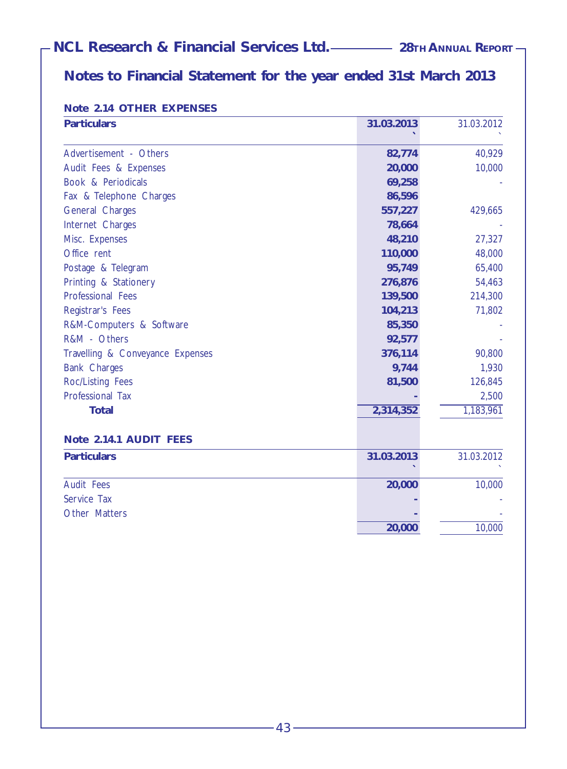## Notes to Financial Statement for the year ended 31st March 2013

### Note 2.14 OTHER EXPENSES

| Particulars | 31.03.2013 ` | 31.03.2012 ` |
|---|---|---|
| Advertisement - Others | 82,774 | 40,929 |
| Audit Fees & Expenses | 20,000 | 10,000 |
| Book & Periodicals | 69,258 | - |
| Fax & Telephone Charges | 86,596 | |
| General Charges | 557,227 | 429,665 |
| Internet Charges | 78,664 | - |
| Misc. Expenses | 48,210 | 27,327 |
| Office rent | 110,000 | 48,000 |
| Postage & Telegram | 95,749 | 65,400 |
| Printing & Stationery | 276,876 | 54,463 |
| Professional Fees | 139,500 | 214,300 |
| Registrar's Fees | 104,213 | 71,802 |
| R&M-Computers & Software | 85,350 | - |
| R&M - Others | 92,577 | - |
| Travelling & Conveyance Expenses | 376,114 | 90,800 |
| Bank Charges | 9,744 | 1,930 |
| Roc/Listing Fees | 81,500 | 126,845 |
| Professional Tax | - | 2,500 |
| **Total** | **2,314,352** | 1,183,961 |

### Note 2.14.1 AUDIT FEES

| Particulars | 31.03.2013 ` | 31.03.2012 ` |
|---|---|---|
| Audit Fees | 20,000 | 10,000 |
| Service Tax | - | - |
| Other Matters | - | - |
| | **20,000** | 10,000 |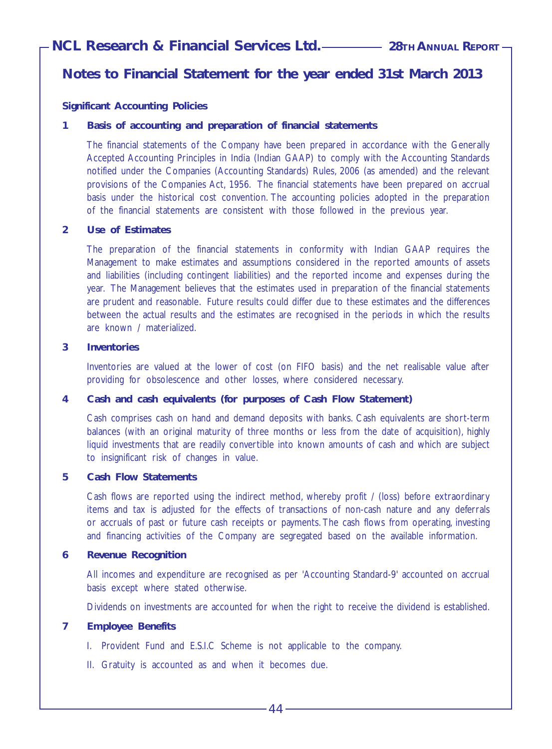## Notes to Financial Statement for the year ended 31st March 2013

### Significant Accounting Policies

**1 Basis of accounting and preparation of financial statements**

The financial statements of the Company have been prepared in accordance with the Generally Accepted Accounting Principles in India (Indian GAAP) to comply with the Accounting Standards notified under the Companies (Accounting Standards) Rules, 2006 (as amended) and the relevant provisions of the Companies Act, 1956. The financial statements have been prepared on accrual basis under the historical cost convention. The accounting policies adopted in the preparation of the financial statements are consistent with those followed in the previous year.

**2 Use of Estimates**

The preparation of the financial statements in conformity with Indian GAAP requires the Management to make estimates and assumptions considered in the reported amounts of assets and liabilities (including contingent liabilities) and the reported income and expenses during the year. The Management believes that the estimates used in preparation of the financial statements are prudent and reasonable. Future results could differ due to these estimates and the differences between the actual results and the estimates are recognised in the periods in which the results are known / materialized.

**3 Inventories**

Inventories are valued at the lower of cost (on FIFO basis) and the net realisable value after providing for obsolescence and other losses, where considered necessary.

**4 Cash and cash equivalents (for purposes of Cash Flow Statement)**

Cash comprises cash on hand and demand deposits with banks. Cash equivalents are short-term balances (with an original maturity of three months or less from the date of acquisition), highly liquid investments that are readily convertible into known amounts of cash and which are subject to insignificant risk of changes in value.

**5 Cash Flow Statements**

Cash flows are reported using the indirect method, whereby profit / (loss) before extraordinary items and tax is adjusted for the effects of transactions of non-cash nature and any deferrals or accruals of past or future cash receipts or payments. The cash flows from operating, investing and financing activities of the Company are segregated based on the available information.

**6 Revenue Recognition**

All incomes and expenditure are recognised as per 'Accounting Standard-9' accounted on accrual basis except where stated otherwise.

Dividends on investments are accounted for when the right to receive the dividend is established.

**7 Employee Benefits**

I. Provident Fund and E.S.I.C Scheme is not applicable to the company.

II. Gratuity is accounted as and when it becomes due.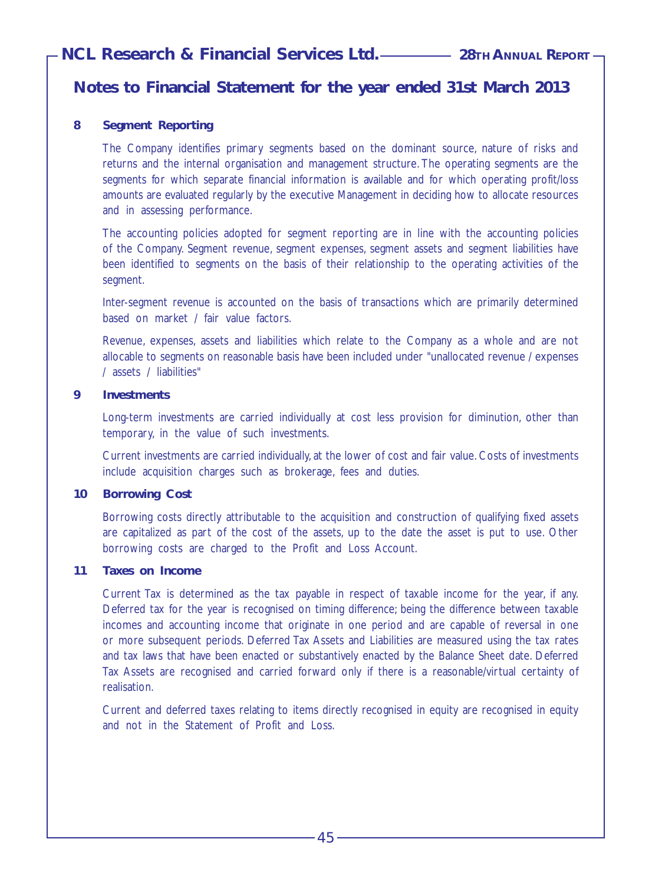## Notes to Financial Statement for the year ended 31st March 2013

### 8 Segment Reporting

The Company identifies primary segments based on the dominant source, nature of risks and returns and the internal organisation and management structure. The operating segments are the segments for which separate financial information is available and for which operating profit/loss amounts are evaluated regularly by the executive Management in deciding how to allocate resources and in assessing performance.

The accounting policies adopted for segment reporting are in line with the accounting policies of the Company. Segment revenue, segment expenses, segment assets and segment liabilities have been identified to segments on the basis of their relationship to the operating activities of the segment.

Inter-segment revenue is accounted on the basis of transactions which are primarily determined based on market / fair value factors.

Revenue, expenses, assets and liabilities which relate to the Company as a whole and are not allocable to segments on reasonable basis have been included under "unallocated revenue / expenses / assets / liabilities"

### 9 Investments

Long-term investments are carried individually at cost less provision for diminution, other than temporary, in the value of such investments.

Current investments are carried individually, at the lower of cost and fair value. Costs of investments include acquisition charges such as brokerage, fees and duties.

### 10 Borrowing Cost

Borrowing costs directly attributable to the acquisition and construction of qualifying fixed assets are capitalized as part of the cost of the assets, up to the date the asset is put to use. Other borrowing costs are charged to the Profit and Loss Account.

### 11 Taxes on Income

Current Tax is determined as the tax payable in respect of taxable income for the year, if any. Deferred tax for the year is recognised on timing difference; being the difference between taxable incomes and accounting income that originate in one period and are capable of reversal in one or more subsequent periods. Deferred Tax Assets and Liabilities are measured using the tax rates and tax laws that have been enacted or substantively enacted by the Balance Sheet date. Deferred Tax Assets are recognised and carried forward only if there is a reasonable/virtual certainty of realisation.

Current and deferred taxes relating to items directly recognised in equity are recognised in equity and not in the Statement of Profit and Loss.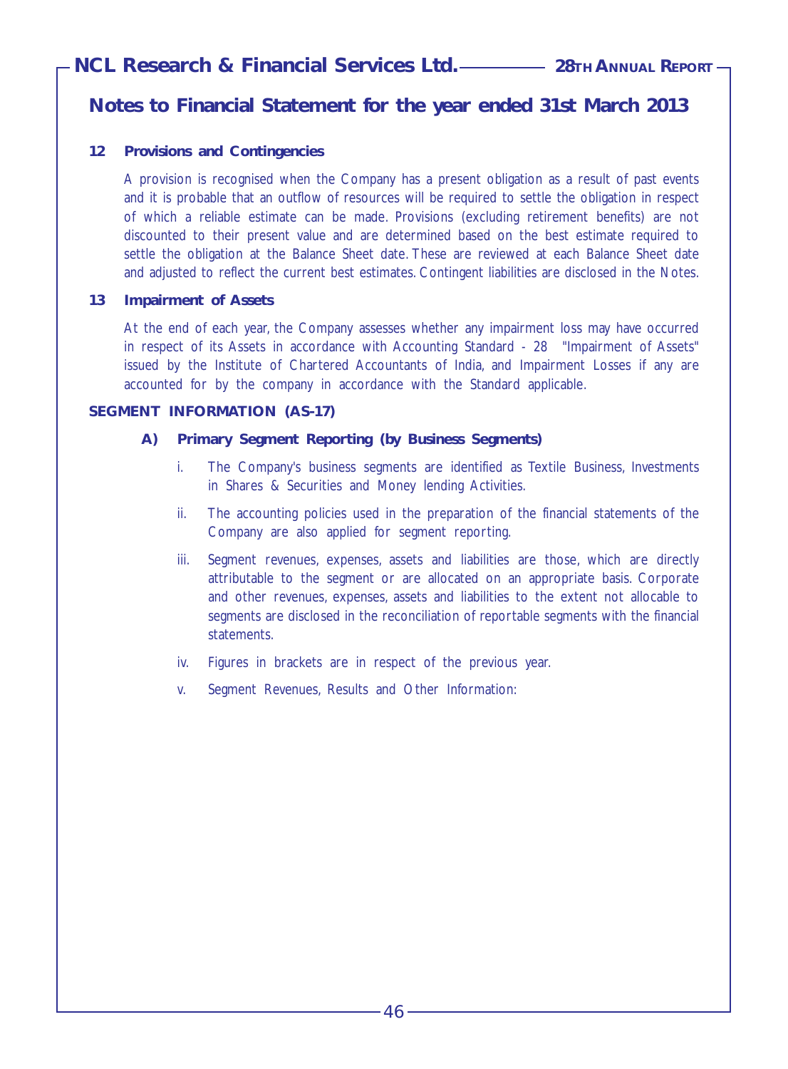## Notes to Financial Statement for the year ended 31st March 2013

### 12 Provisions and Contingencies

A provision is recognised when the Company has a present obligation as a result of past events and it is probable that an outflow of resources will be required to settle the obligation in respect of which a reliable estimate can be made. Provisions (excluding retirement benefits) are not discounted to their present value and are determined based on the best estimate required to settle the obligation at the Balance Sheet date. These are reviewed at each Balance Sheet date and adjusted to reflect the current best estimates. Contingent liabilities are disclosed in the Notes.

### 13 Impairment of Assets

At the end of each year, the Company assesses whether any impairment loss may have occurred in respect of its Assets in accordance with Accounting Standard - 28 "Impairment of Assets" issued by the Institute of Chartered Accountants of India, and Impairment Losses if any are accounted for by the company in accordance with the Standard applicable.

### SEGMENT INFORMATION (AS-17)

#### A) Primary Segment Reporting (by Business Segments)

i. The Company's business segments are identified as Textile Business, Investments in Shares & Securities and Money lending Activities.

ii. The accounting policies used in the preparation of the financial statements of the Company are also applied for segment reporting.

iii. Segment revenues, expenses, assets and liabilities are those, which are directly attributable to the segment or are allocated on an appropriate basis. Corporate and other revenues, expenses, assets and liabilities to the extent not allocable to segments are disclosed in the reconciliation of reportable segments with the financial statements.

iv. Figures in brackets are in respect of the previous year.

v. Segment Revenues, Results and Other Information: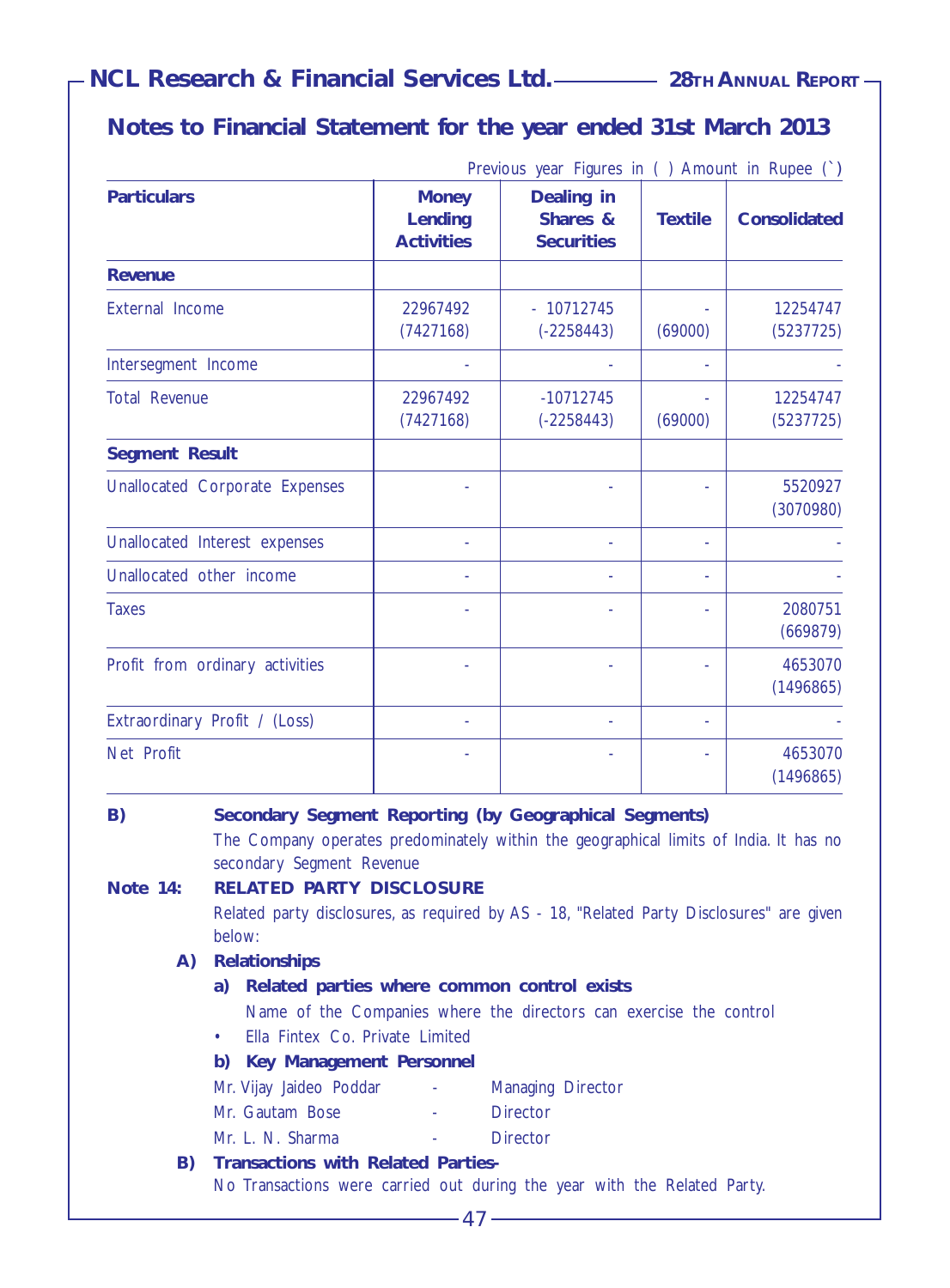## Notes to Financial Statement for the year ended 31st March 2013

Previous year Figures in ( ) Amount in Rupee (`)

| Particulars | Money Lending Activities | Dealing in Shares & Securities | Textile | Consolidated |
|---|---|---|---|---|
| **Revenue** | | | | |
| External Income | 22967492 (7427168) | - 10712745 (-2258443) | - (69000) | 12254747 (5237725) |
| Intersegment Income | - | - | - | - |
| Total Revenue | 22967492 (7427168) | -10712745 (-2258443) | - (69000) | 12254747 (5237725) |
| **Segment Result** | | | | |
| Unallocated Corporate Expenses | - | - | - | 5520927 (3070980) |
| Unallocated Interest expenses | - | - | - | - |
| Unallocated other income | - | - | - | - |
| Taxes | - | - | - | 2080751 (669879) |
| Profit from ordinary activities | - | - | - | 4653070 (1496865) |
| Extraordinary Profit / (Loss) | - | - | - | - |
| Net Profit | - | - | - | 4653070 (1496865) |

**B) Secondary Segment Reporting (by Geographical Segments)**

The Company operates predominately within the geographical limits of India. It has no secondary Segment Revenue

**Note 14: RELATED PARTY DISCLOSURE**

Related party disclosures, as required by AS - 18, "Related Party Disclosures" are given below:

**A) Relationships**

**a) Related parties where common control exists**

Name of the Companies where the directors can exercise the control

- Ella Fintex Co. Private Limited

**b) Key Management Personnel**

Mr. Vijay Jaideo Poddar - Managing Director

Mr. Gautam Bose - Director

Mr. L. N. Sharma - Director

**B) Transactions with Related Parties-**

No Transactions were carried out during the year with the Related Party.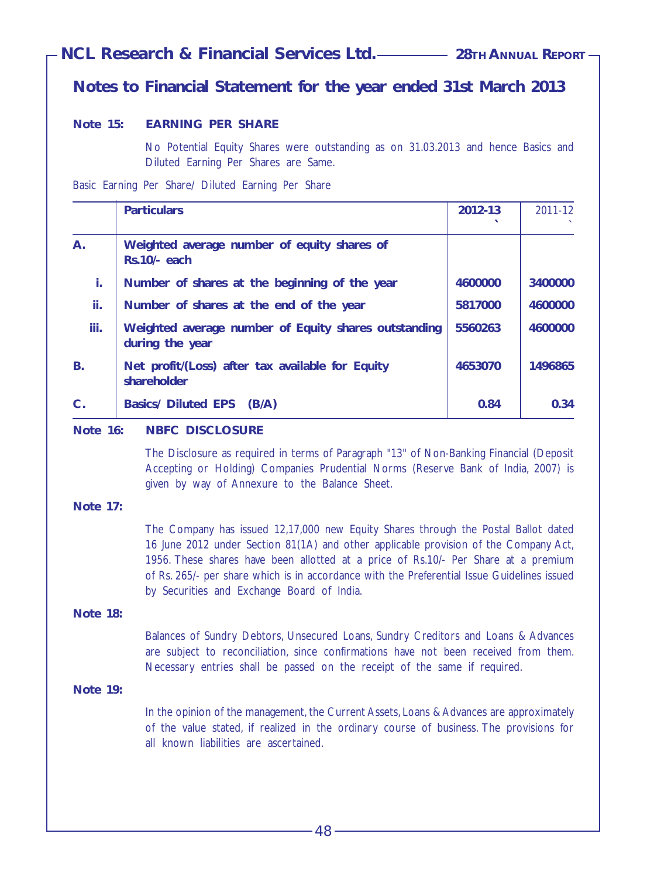## Notes to Financial Statement for the year ended 31st March 2013

### Note 15: EARNING PER SHARE

No Potential Equity Shares were outstanding as on 31.03.2013 and hence Basics and Diluted Earning Per Shares are Same.

Basic Earning Per Share/ Diluted Earning Per Share

| | Particulars | 2012-13 ` | 2011-12 ` |
|---|---|---|---|
| A. | Weighted average number of equity shares of Rs.10/- each | | |
| i. | Number of shares at the beginning of the year | 4600000 | 3400000 |
| ii. | Number of shares at the end of the year | 5817000 | 4600000 |
| iii. | Weighted average number of Equity shares outstanding during the year | 5560263 | 4600000 |
| B. | Net profit/(Loss) after tax available for Equity shareholder | 4653070 | 1496865 |
| C. | Basics/ Diluted EPS (B/A) | 0.84 | 0.34 |

### Note 16: NBFC DISCLOSURE

The Disclosure as required in terms of Paragraph "13" of Non-Banking Financial (Deposit Accepting or Holding) Companies Prudential Norms (Reserve Bank of India, 2007) is given by way of Annexure to the Balance Sheet.

### Note 17:

The Company has issued 12,17,000 new Equity Shares through the Postal Ballot dated 16 June 2012 under Section 81(1A) and other applicable provision of the Company Act, 1956. These shares have been allotted at a price of Rs.10/- Per Share at a premium of Rs. 265/- per share which is in accordance with the Preferential Issue Guidelines issued by Securities and Exchange Board of India.

### Note 18:

Balances of Sundry Debtors, Unsecured Loans, Sundry Creditors and Loans & Advances are subject to reconciliation, since confirmations have not been received from them. Necessary entries shall be passed on the receipt of the same if required.

### Note 19:

In the opinion of the management, the Current Assets, Loans & Advances are approximately of the value stated, if realized in the ordinary course of business. The provisions for all known liabilities are ascertained.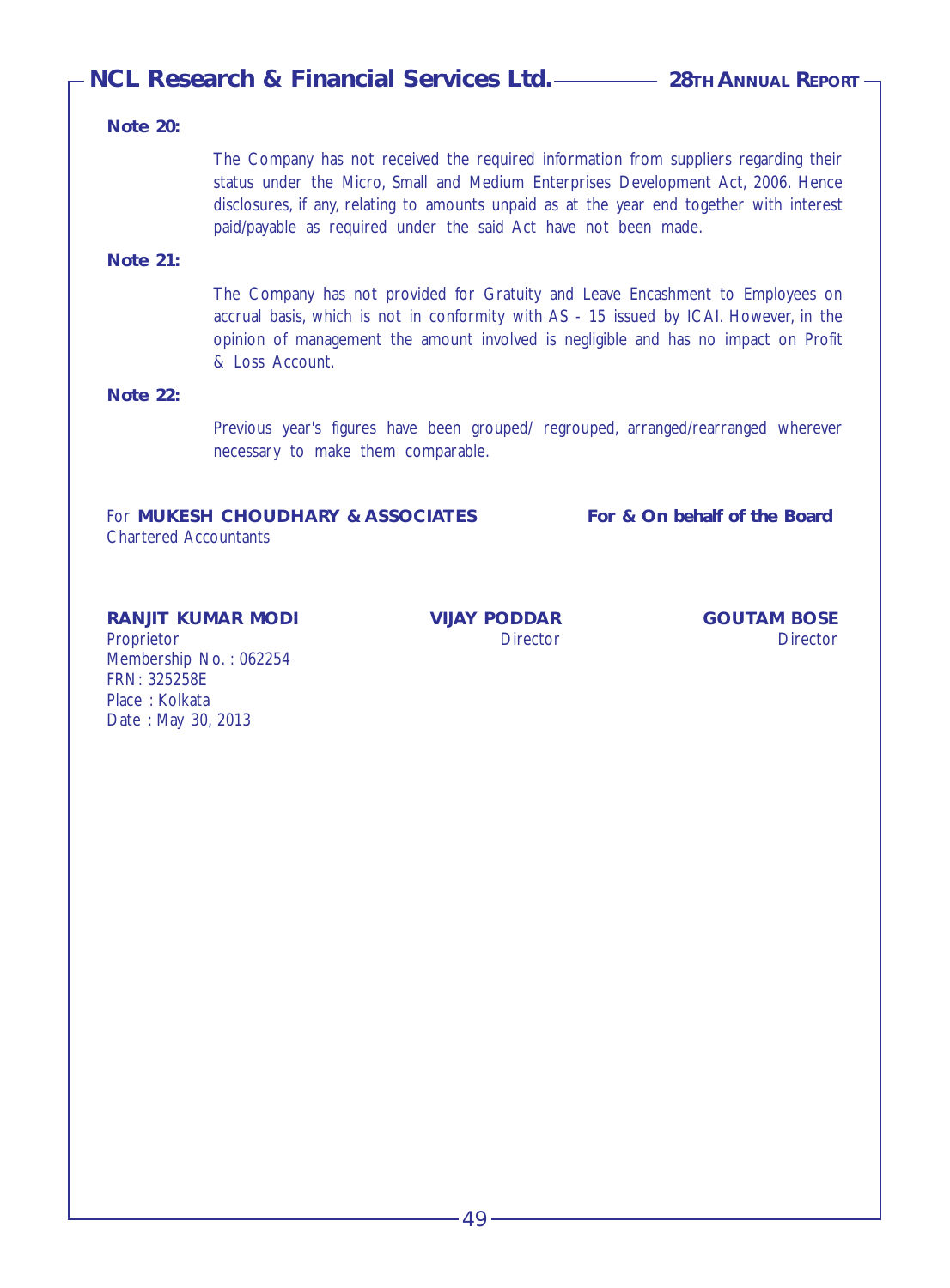**Note 20:**

The Company has not received the required information from suppliers regarding their status under the Micro, Small and Medium Enterprises Development Act, 2006. Hence disclosures, if any, relating to amounts unpaid as at the year end together with interest paid/payable as required under the said Act have not been made.

**Note 21:**

The Company has not provided for Gratuity and Leave Encashment to Employees on accrual basis, which is not in conformity with AS - 15 issued by ICAI. However, in the opinion of management the amount involved is negligible and has no impact on Profit & Loss Account.

**Note 22:**

Previous year's figures have been grouped/ regrouped, arranged/rearranged wherever necessary to make them comparable.

For **MUKESH CHOUDHARY & ASSOCIATES**
Chartered Accountants

**For & On behalf of the Board**

**RANJIT KUMAR MODI**
Proprietor
Membership No. : 062254
FRN: 325258E
Place : Kolkata
Date : May 30, 2013

**VIJAY PODDAR**
Director

**GOUTAM BOSE**
Director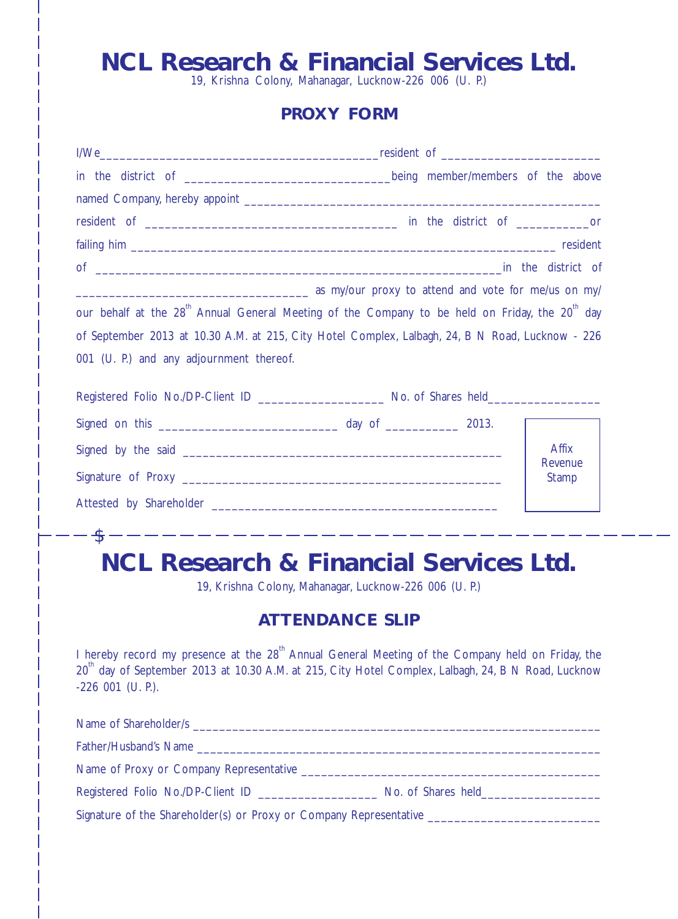# NCL Research & Financial Services Ltd.

19, Krishna Colony, Mahanagar, Lucknow-226 006 (U. P.)

## PROXY FORM

I/We__________________________________________resident of ________________________ in the district of ______________________________being member/members of the above named Company, hereby appoint _______________________________________________________ resident of _____________________________________ in the district of ___________or failing him ______________________________________________________________ resident of _____________________________________________________________in the district of __________________________________ as my/our proxy to attend and vote for me/us on my/our behalf at the 28th Annual General Meeting of the Company to be held on Friday, the 20th day of September 2013 at 10.30 A.M. at 215, City Hotel Complex, Lalbagh, 24, B N Road, Lucknow - 226 001 (U. P.) and any adjournment thereof.

Registered Folio No./DP-Client ID ___________________ No. of Shares held________________

Signed on this __________________________ day of ___________ 2013.

Signed by the said _______________________________________________

Signature of Proxy _______________________________________________

Attested by Shareholder ___________________________________________

Affix Revenue Stamp

---

# NCL Research & Financial Services Ltd.

19, Krishna Colony, Mahanagar, Lucknow-226 006 (U. P.)

## ATTENDANCE SLIP

I hereby record my presence at the 28th Annual General Meeting of the Company held on Friday, the 20th day of September 2013 at 10.30 A.M. at 215, City Hotel Complex, Lalbagh, 24, B N Road, Lucknow -226 001 (U. P.).

Name of Shareholder/s _____________________________________________________________

Father/Husband's Name _____________________________________________________________

Name of Proxy or Company Representative ____________________________________________

Registered Folio No./DP-Client ID _________________ No. of Shares held_________________

Signature of the Shareholder(s) or Proxy or Company Representative _________________________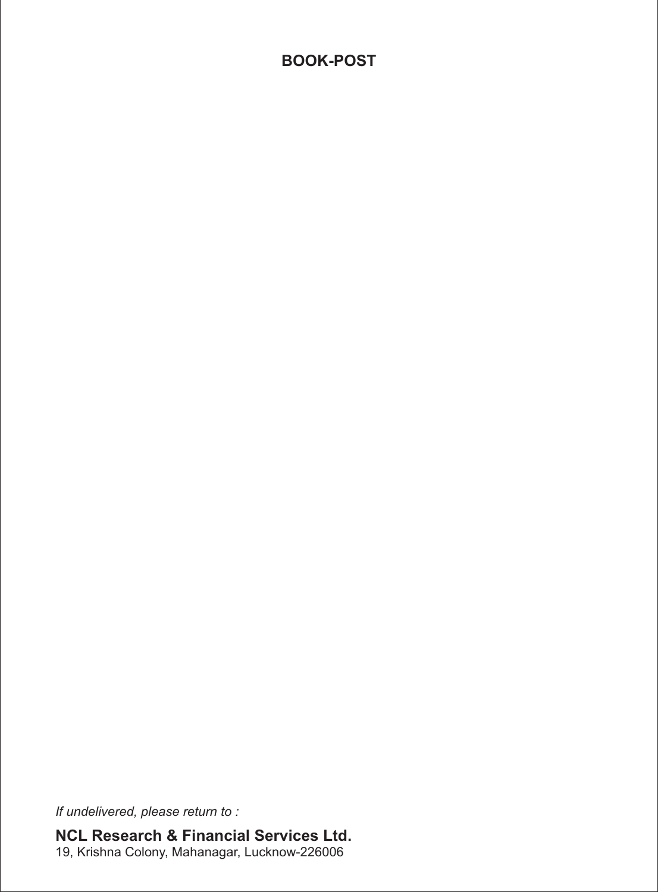**BOOK-POST**

*If undelivered, please return to :*

**NCL Research & Financial Services Ltd.**
19, Krishna Colony, Mahanagar, Lucknow-226006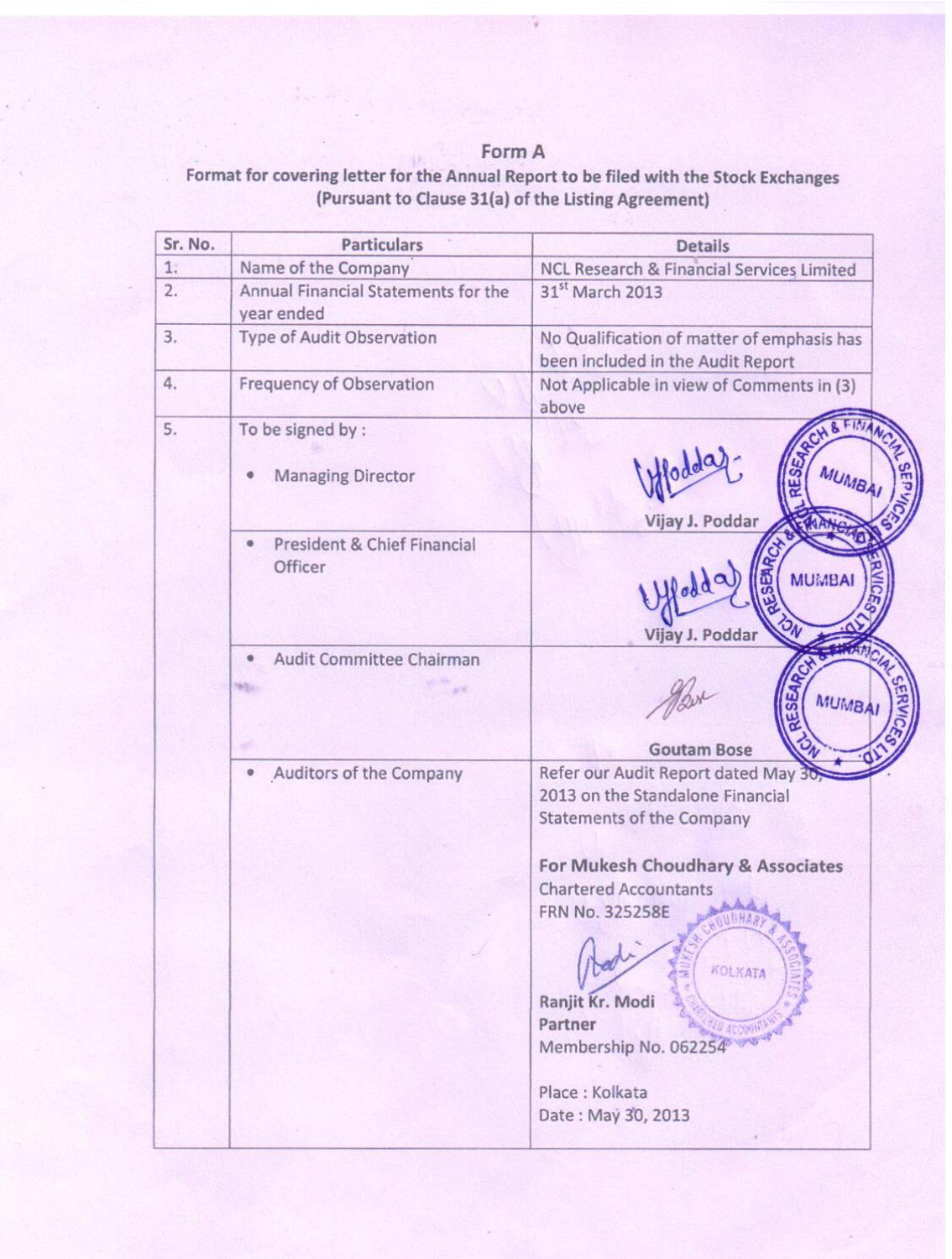# Form A

**Format for covering letter for the Annual Report to be filed with the Stock Exchanges (Pursuant to Clause 31(a) of the Listing Agreement)**

| Sr. No. | Particulars | Details |
| --- | --- | --- |
| 1. | Name of the Company | NCL Research & Financial Services Limited |
| 2. | Annual Financial Statements for the year ended | 31st March 2013 |
| 3. | Type of Audit Observation | No Qualification of matter of emphasis has been included in the Audit Report |
| 4. | Frequency of Observation | Not Applicable in view of Comments in (3) above |
| 5. | To be signed by : | |
| | • Managing Director | Vijay J. Poddar |
| | • President & Chief Financial Officer | Vijay J. Poddar |
| | • Audit Committee Chairman | Goutam Bose |
| | • Auditors of the Company | Refer our Audit Report dated May 30, 2013 on the Standalone Financial Statements of the Company<br><br>**For Mukesh Choudhary & Associates**<br>Chartered Accountants<br>FRN No. 325258E<br><br>**Ranjit Kr. Modi**<br>**Partner**<br>Membership No. 062254<br><br>Place : Kolkata<br>Date : May 30, 2013 |